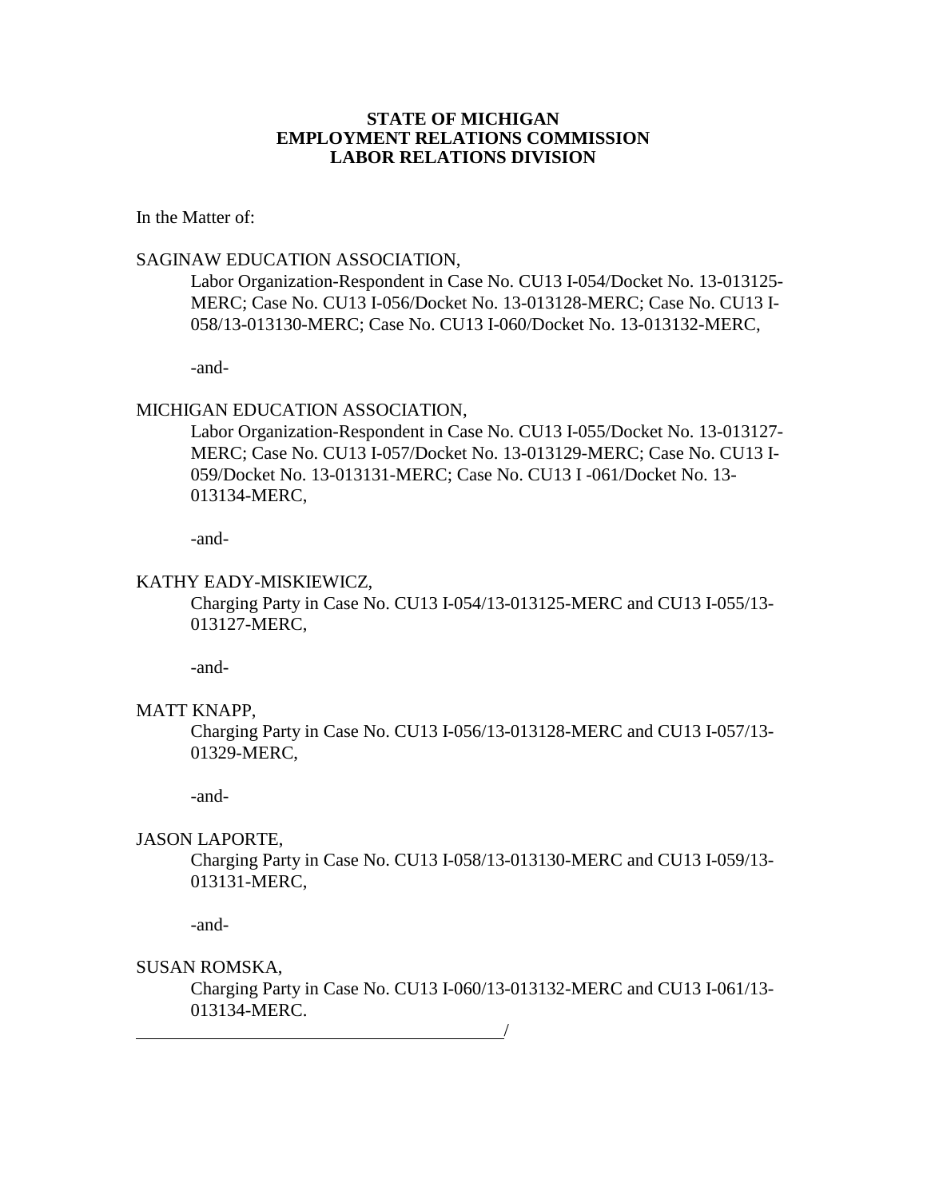**STATE OF MICHIGAN**
**EMPLOYMENT RELATIONS COMMISSION**
**LABOR RELATIONS DIVISION**

In the Matter of:

SAGINAW EDUCATION ASSOCIATION,

> Labor Organization-Respondent in Case No. CU13 I-054/Docket No. 13-013125-MERC; Case No. CU13 I-056/Docket No. 13-013128-MERC; Case No. CU13 I-058/13-013130-MERC; Case No. CU13 I-060/Docket No. 13-013132-MERC,
>
> -and-

MICHIGAN EDUCATION ASSOCIATION,

> Labor Organization-Respondent in Case No. CU13 I-055/Docket No. 13-013127-MERC; Case No. CU13 I-057/Docket No. 13-013129-MERC; Case No. CU13 I-059/Docket No. 13-013131-MERC; Case No. CU13 I -061/Docket No. 13-013134-MERC,
>
> -and-

KATHY EADY-MISKIEWICZ,

> Charging Party in Case No. CU13 I-054/13-013125-MERC and CU13 I-055/13-013127-MERC,
>
> -and-

MATT KNAPP,

> Charging Party in Case No. CU13 I-056/13-013128-MERC and CU13 I-057/13-01329-MERC,
>
> -and-

JASON LAPORTE,

> Charging Party in Case No. CU13 I-058/13-013130-MERC and CU13 I-059/13-013131-MERC,
>
> -and-

SUSAN ROMSKA,

> Charging Party in Case No. CU13 I-060/13-013132-MERC and CU13 I-061/13-013134-MERC.

______________________________________________/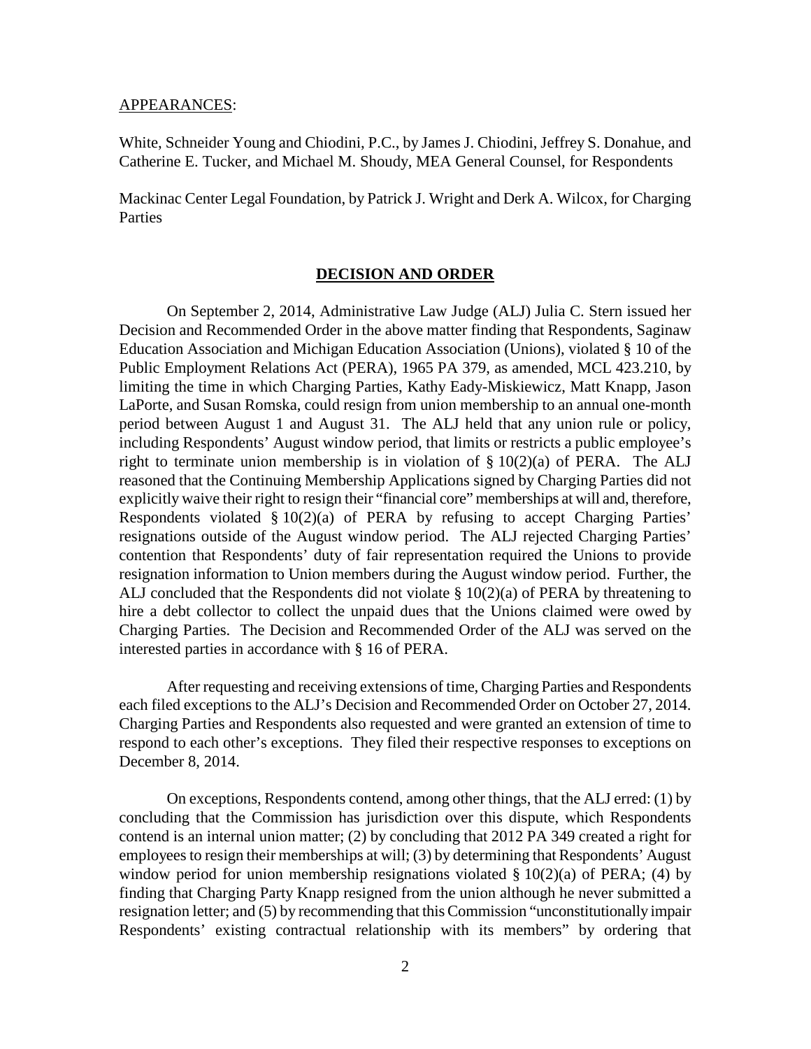APPEARANCES:

White, Schneider Young and Chiodini, P.C., by James J. Chiodini, Jeffrey S. Donahue, and Catherine E. Tucker, and Michael M. Shoudy, MEA General Counsel, for Respondents

Mackinac Center Legal Foundation, by Patrick J. Wright and Derk A. Wilcox, for Charging Parties

## DECISION AND ORDER

On September 2, 2014, Administrative Law Judge (ALJ) Julia C. Stern issued her Decision and Recommended Order in the above matter finding that Respondents, Saginaw Education Association and Michigan Education Association (Unions), violated § 10 of the Public Employment Relations Act (PERA), 1965 PA 379, as amended, MCL 423.210, by limiting the time in which Charging Parties, Kathy Eady-Miskiewicz, Matt Knapp, Jason LaPorte, and Susan Romska, could resign from union membership to an annual one-month period between August 1 and August 31. The ALJ held that any union rule or policy, including Respondents' August window period, that limits or restricts a public employee's right to terminate union membership is in violation of § 10(2)(a) of PERA. The ALJ reasoned that the Continuing Membership Applications signed by Charging Parties did not explicitly waive their right to resign their "financial core" memberships at will and, therefore, Respondents violated § 10(2)(a) of PERA by refusing to accept Charging Parties' resignations outside of the August window period. The ALJ rejected Charging Parties' contention that Respondents' duty of fair representation required the Unions to provide resignation information to Union members during the August window period. Further, the ALJ concluded that the Respondents did not violate § 10(2)(a) of PERA by threatening to hire a debt collector to collect the unpaid dues that the Unions claimed were owed by Charging Parties. The Decision and Recommended Order of the ALJ was served on the interested parties in accordance with § 16 of PERA.

After requesting and receiving extensions of time, Charging Parties and Respondents each filed exceptions to the ALJ's Decision and Recommended Order on October 27, 2014. Charging Parties and Respondents also requested and were granted an extension of time to respond to each other's exceptions. They filed their respective responses to exceptions on December 8, 2014.

On exceptions, Respondents contend, among other things, that the ALJ erred: (1) by concluding that the Commission has jurisdiction over this dispute, which Respondents contend is an internal union matter; (2) by concluding that 2012 PA 349 created a right for employees to resign their memberships at will; (3) by determining that Respondents' August window period for union membership resignations violated § 10(2)(a) of PERA; (4) by finding that Charging Party Knapp resigned from the union although he never submitted a resignation letter; and (5) by recommending that this Commission "unconstitutionally impair Respondents' existing contractual relationship with its members" by ordering that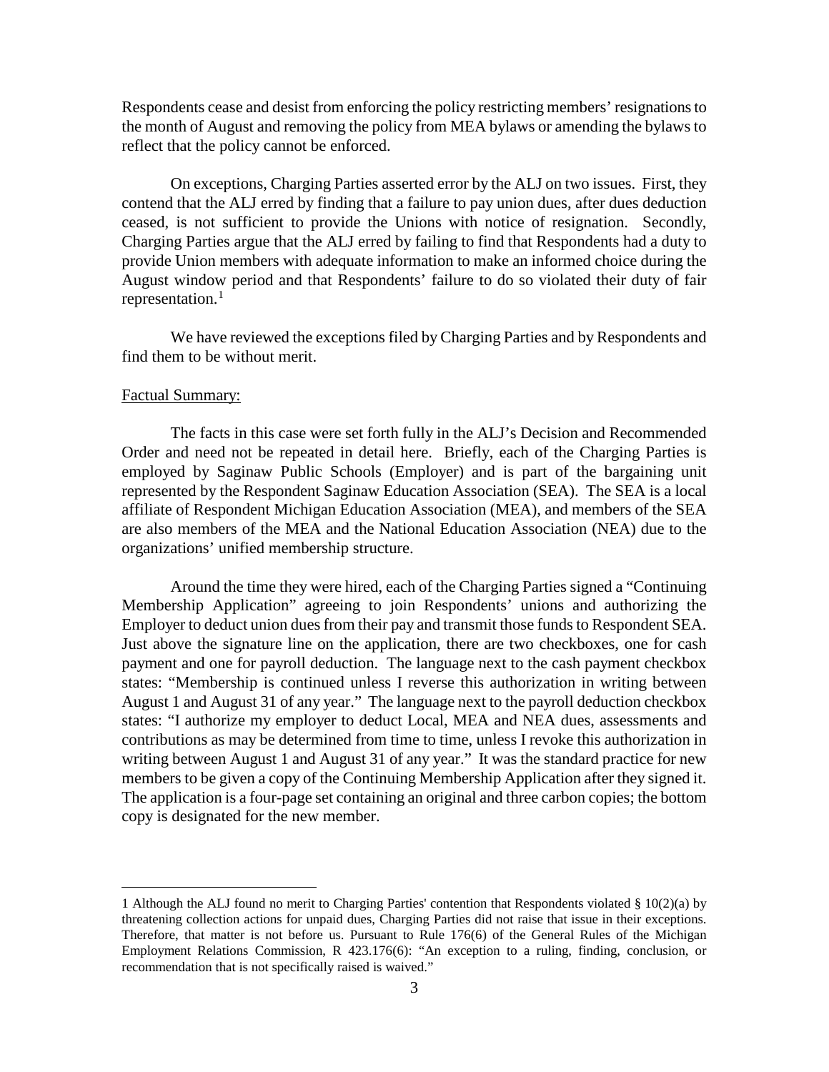Respondents cease and desist from enforcing the policy restricting members' resignations to the month of August and removing the policy from MEA bylaws or amending the bylaws to reflect that the policy cannot be enforced.

On exceptions, Charging Parties asserted error by the ALJ on two issues. First, they contend that the ALJ erred by finding that a failure to pay union dues, after dues deduction ceased, is not sufficient to provide the Unions with notice of resignation. Secondly, Charging Parties argue that the ALJ erred by failing to find that Respondents had a duty to provide Union members with adequate information to make an informed choice during the August window period and that Respondents' failure to do so violated their duty of fair representation.[1]

We have reviewed the exceptions filed by Charging Parties and by Respondents and find them to be without merit.

Factual Summary:

The facts in this case were set forth fully in the ALJ's Decision and Recommended Order and need not be repeated in detail here. Briefly, each of the Charging Parties is employed by Saginaw Public Schools (Employer) and is part of the bargaining unit represented by the Respondent Saginaw Education Association (SEA). The SEA is a local affiliate of Respondent Michigan Education Association (MEA), and members of the SEA are also members of the MEA and the National Education Association (NEA) due to the organizations' unified membership structure.

Around the time they were hired, each of the Charging Parties signed a "Continuing Membership Application" agreeing to join Respondents' unions and authorizing the Employer to deduct union dues from their pay and transmit those funds to Respondent SEA. Just above the signature line on the application, there are two checkboxes, one for cash payment and one for payroll deduction. The language next to the cash payment checkbox states: "Membership is continued unless I reverse this authorization in writing between August 1 and August 31 of any year." The language next to the payroll deduction checkbox states: "I authorize my employer to deduct Local, MEA and NEA dues, assessments and contributions as may be determined from time to time, unless I revoke this authorization in writing between August 1 and August 31 of any year." It was the standard practice for new members to be given a copy of the Continuing Membership Application after they signed it. The application is a four-page set containing an original and three carbon copies; the bottom copy is designated for the new member.

---

1 Although the ALJ found no merit to Charging Parties' contention that Respondents violated § 10(2)(a) by threatening collection actions for unpaid dues, Charging Parties did not raise that issue in their exceptions. Therefore, that matter is not before us. Pursuant to Rule 176(6) of the General Rules of the Michigan Employment Relations Commission, R 423.176(6): "An exception to a ruling, finding, conclusion, or recommendation that is not specifically raised is waived."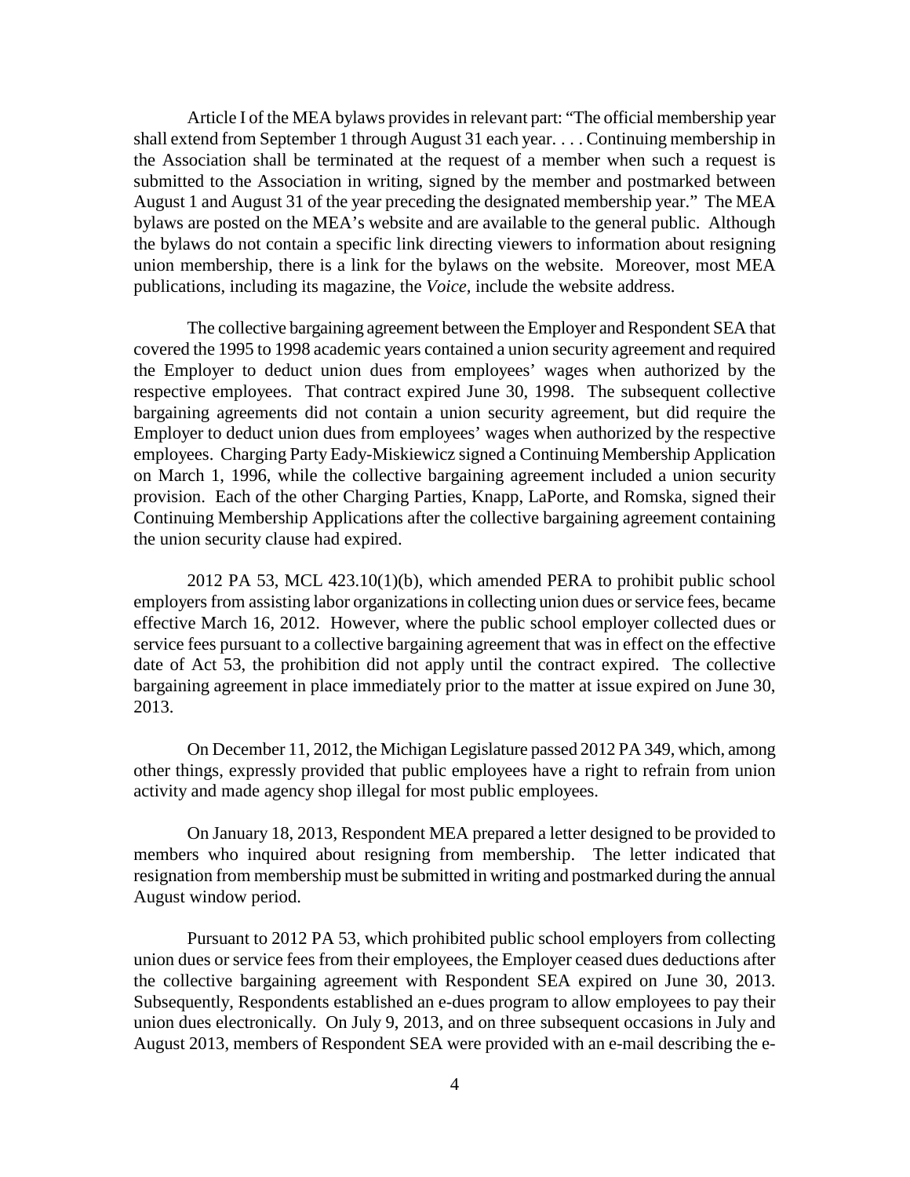Article I of the MEA bylaws provides in relevant part: "The official membership year shall extend from September 1 through August 31 each year. . . . Continuing membership in the Association shall be terminated at the request of a member when such a request is submitted to the Association in writing, signed by the member and postmarked between August 1 and August 31 of the year preceding the designated membership year." The MEA bylaws are posted on the MEA's website and are available to the general public. Although the bylaws do not contain a specific link directing viewers to information about resigning union membership, there is a link for the bylaws on the website. Moreover, most MEA publications, including its magazine, the *Voice*, include the website address.

The collective bargaining agreement between the Employer and Respondent SEA that covered the 1995 to 1998 academic years contained a union security agreement and required the Employer to deduct union dues from employees' wages when authorized by the respective employees. That contract expired June 30, 1998. The subsequent collective bargaining agreements did not contain a union security agreement, but did require the Employer to deduct union dues from employees' wages when authorized by the respective employees. Charging Party Eady-Miskiewicz signed a Continuing Membership Application on March 1, 1996, while the collective bargaining agreement included a union security provision. Each of the other Charging Parties, Knapp, LaPorte, and Romska, signed their Continuing Membership Applications after the collective bargaining agreement containing the union security clause had expired.

2012 PA 53, MCL 423.10(1)(b), which amended PERA to prohibit public school employers from assisting labor organizations in collecting union dues or service fees, became effective March 16, 2012. However, where the public school employer collected dues or service fees pursuant to a collective bargaining agreement that was in effect on the effective date of Act 53, the prohibition did not apply until the contract expired. The collective bargaining agreement in place immediately prior to the matter at issue expired on June 30, 2013.

On December 11, 2012, the Michigan Legislature passed 2012 PA 349, which, among other things, expressly provided that public employees have a right to refrain from union activity and made agency shop illegal for most public employees.

On January 18, 2013, Respondent MEA prepared a letter designed to be provided to members who inquired about resigning from membership. The letter indicated that resignation from membership must be submitted in writing and postmarked during the annual August window period.

Pursuant to 2012 PA 53, which prohibited public school employers from collecting union dues or service fees from their employees, the Employer ceased dues deductions after the collective bargaining agreement with Respondent SEA expired on June 30, 2013. Subsequently, Respondents established an e-dues program to allow employees to pay their union dues electronically. On July 9, 2013, and on three subsequent occasions in July and August 2013, members of Respondent SEA were provided with an e-mail describing the e-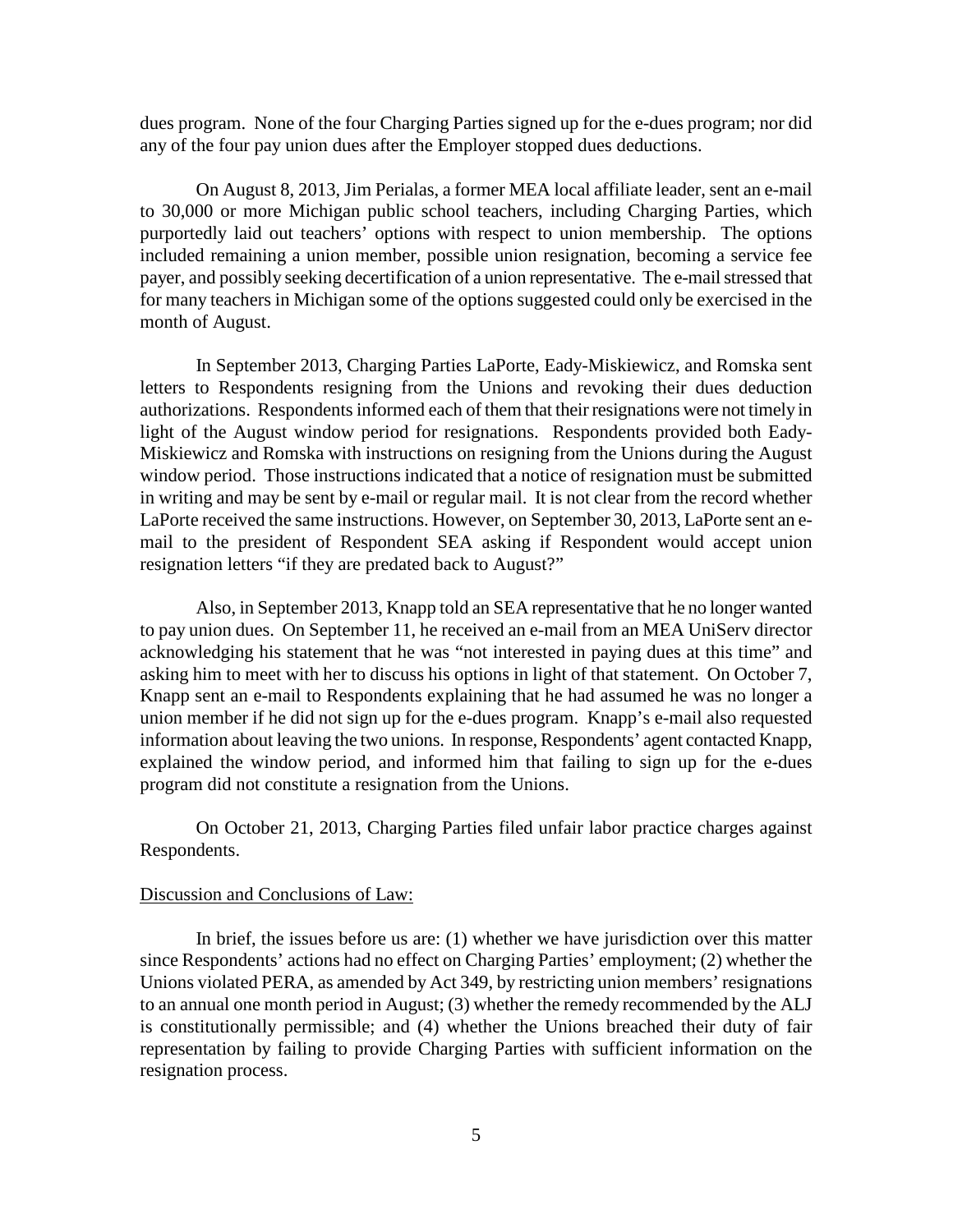dues program. None of the four Charging Parties signed up for the e-dues program; nor did any of the four pay union dues after the Employer stopped dues deductions.

On August 8, 2013, Jim Perialas, a former MEA local affiliate leader, sent an e-mail to 30,000 or more Michigan public school teachers, including Charging Parties, which purportedly laid out teachers' options with respect to union membership. The options included remaining a union member, possible union resignation, becoming a service fee payer, and possibly seeking decertification of a union representative. The e-mail stressed that for many teachers in Michigan some of the options suggested could only be exercised in the month of August.

In September 2013, Charging Parties LaPorte, Eady-Miskiewicz, and Romska sent letters to Respondents resigning from the Unions and revoking their dues deduction authorizations. Respondents informed each of them that their resignations were not timely in light of the August window period for resignations. Respondents provided both Eady-Miskiewicz and Romska with instructions on resigning from the Unions during the August window period. Those instructions indicated that a notice of resignation must be submitted in writing and may be sent by e-mail or regular mail. It is not clear from the record whether LaPorte received the same instructions. However, on September 30, 2013, LaPorte sent an e-mail to the president of Respondent SEA asking if Respondent would accept union resignation letters "if they are predated back to August?"

Also, in September 2013, Knapp told an SEA representative that he no longer wanted to pay union dues. On September 11, he received an e-mail from an MEA UniServ director acknowledging his statement that he was "not interested in paying dues at this time" and asking him to meet with her to discuss his options in light of that statement. On October 7, Knapp sent an e-mail to Respondents explaining that he had assumed he was no longer a union member if he did not sign up for the e-dues program. Knapp's e-mail also requested information about leaving the two unions. In response, Respondents' agent contacted Knapp, explained the window period, and informed him that failing to sign up for the e-dues program did not constitute a resignation from the Unions.

On October 21, 2013, Charging Parties filed unfair labor practice charges against Respondents.

## Discussion and Conclusions of Law:

In brief, the issues before us are: (1) whether we have jurisdiction over this matter since Respondents' actions had no effect on Charging Parties' employment; (2) whether the Unions violated PERA, as amended by Act 349, by restricting union members' resignations to an annual one month period in August; (3) whether the remedy recommended by the ALJ is constitutionally permissible; and (4) whether the Unions breached their duty of fair representation by failing to provide Charging Parties with sufficient information on the resignation process.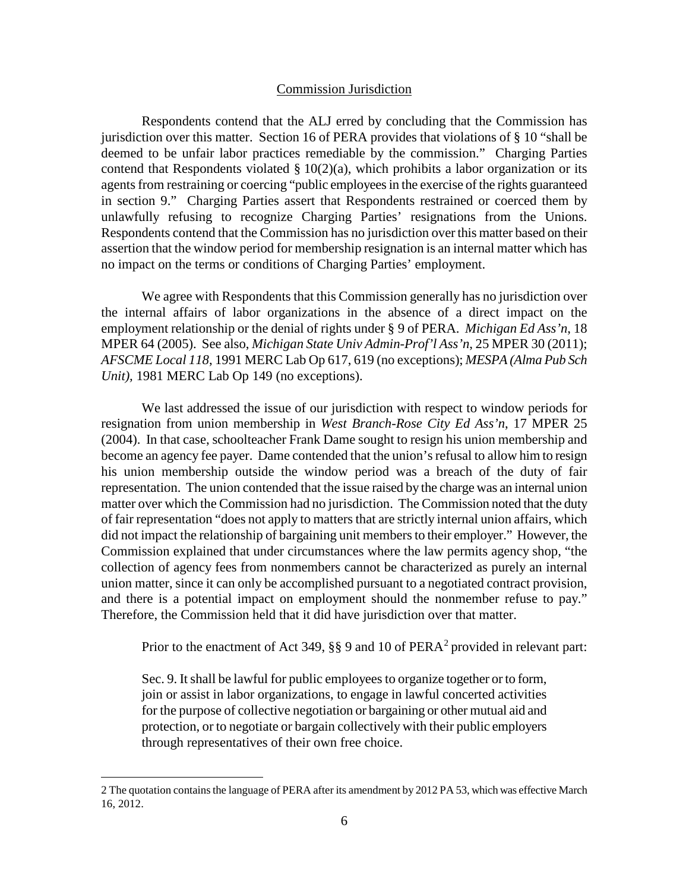## Commission Jurisdiction

Respondents contend that the ALJ erred by concluding that the Commission has jurisdiction over this matter. Section 16 of PERA provides that violations of § 10 "shall be deemed to be unfair labor practices remediable by the commission." Charging Parties contend that Respondents violated § 10(2)(a), which prohibits a labor organization or its agents from restraining or coercing "public employees in the exercise of the rights guaranteed in section 9." Charging Parties assert that Respondents restrained or coerced them by unlawfully refusing to recognize Charging Parties' resignations from the Unions. Respondents contend that the Commission has no jurisdiction over this matter based on their assertion that the window period for membership resignation is an internal matter which has no impact on the terms or conditions of Charging Parties' employment.

We agree with Respondents that this Commission generally has no jurisdiction over the internal affairs of labor organizations in the absence of a direct impact on the employment relationship or the denial of rights under § 9 of PERA. *Michigan Ed Ass'n*, 18 MPER 64 (2005). See also, *Michigan State Univ Admin-Prof'l Ass'n*, 25 MPER 30 (2011); *AFSCME Local 118*, 1991 MERC Lab Op 617, 619 (no exceptions); *MESPA (Alma Pub Sch Unit)*, 1981 MERC Lab Op 149 (no exceptions).

We last addressed the issue of our jurisdiction with respect to window periods for resignation from union membership in *West Branch-Rose City Ed Ass'n*, 17 MPER 25 (2004). In that case, schoolteacher Frank Dame sought to resign his union membership and become an agency fee payer. Dame contended that the union's refusal to allow him to resign his union membership outside the window period was a breach of the duty of fair representation. The union contended that the issue raised by the charge was an internal union matter over which the Commission had no jurisdiction. The Commission noted that the duty of fair representation "does not apply to matters that are strictly internal union affairs, which did not impact the relationship of bargaining unit members to their employer." However, the Commission explained that under circumstances where the law permits agency shop, "the collection of agency fees from nonmembers cannot be characterized as purely an internal union matter, since it can only be accomplished pursuant to a negotiated contract provision, and there is a potential impact on employment should the nonmember refuse to pay." Therefore, the Commission held that it did have jurisdiction over that matter.

Prior to the enactment of Act 349, §§ 9 and 10 of PERA[2] provided in relevant part:

> Sec. 9. It shall be lawful for public employees to organize together or to form, join or assist in labor organizations, to engage in lawful concerted activities for the purpose of collective negotiation or bargaining or other mutual aid and protection, or to negotiate or bargain collectively with their public employers through representatives of their own free choice.

---

2 The quotation contains the language of PERA after its amendment by 2012 PA 53, which was effective March 16, 2012.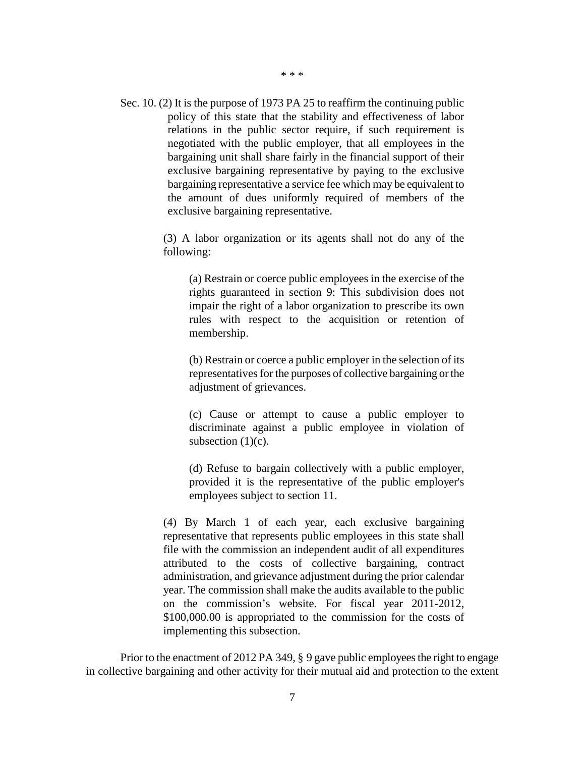\* \* \*

Sec. 10. (2) It is the purpose of 1973 PA 25 to reaffirm the continuing public policy of this state that the stability and effectiveness of labor relations in the public sector require, if such requirement is negotiated with the public employer, that all employees in the bargaining unit shall share fairly in the financial support of their exclusive bargaining representative by paying to the exclusive bargaining representative a service fee which may be equivalent to the amount of dues uniformly required of members of the exclusive bargaining representative.

> (3) A labor organization or its agents shall not do any of the following:
>
> > (a) Restrain or coerce public employees in the exercise of the rights guaranteed in section 9: This subdivision does not impair the right of a labor organization to prescribe its own rules with respect to the acquisition or retention of membership.
> >
> > (b) Restrain or coerce a public employer in the selection of its representatives for the purposes of collective bargaining or the adjustment of grievances.
> >
> > (c) Cause or attempt to cause a public employer to discriminate against a public employee in violation of subsection (1)(c).
> >
> > (d) Refuse to bargain collectively with a public employer, provided it is the representative of the public employer's employees subject to section 11.
>
> (4) By March 1 of each year, each exclusive bargaining representative that represents public employees in this state shall file with the commission an independent audit of all expenditures attributed to the costs of collective bargaining, contract administration, and grievance adjustment during the prior calendar year. The commission shall make the audits available to the public on the commission's website. For fiscal year 2011-2012, $100,000.00 is appropriated to the commission for the costs of implementing this subsection.

Prior to the enactment of 2012 PA 349, § 9 gave public employees the right to engage in collective bargaining and other activity for their mutual aid and protection to the extent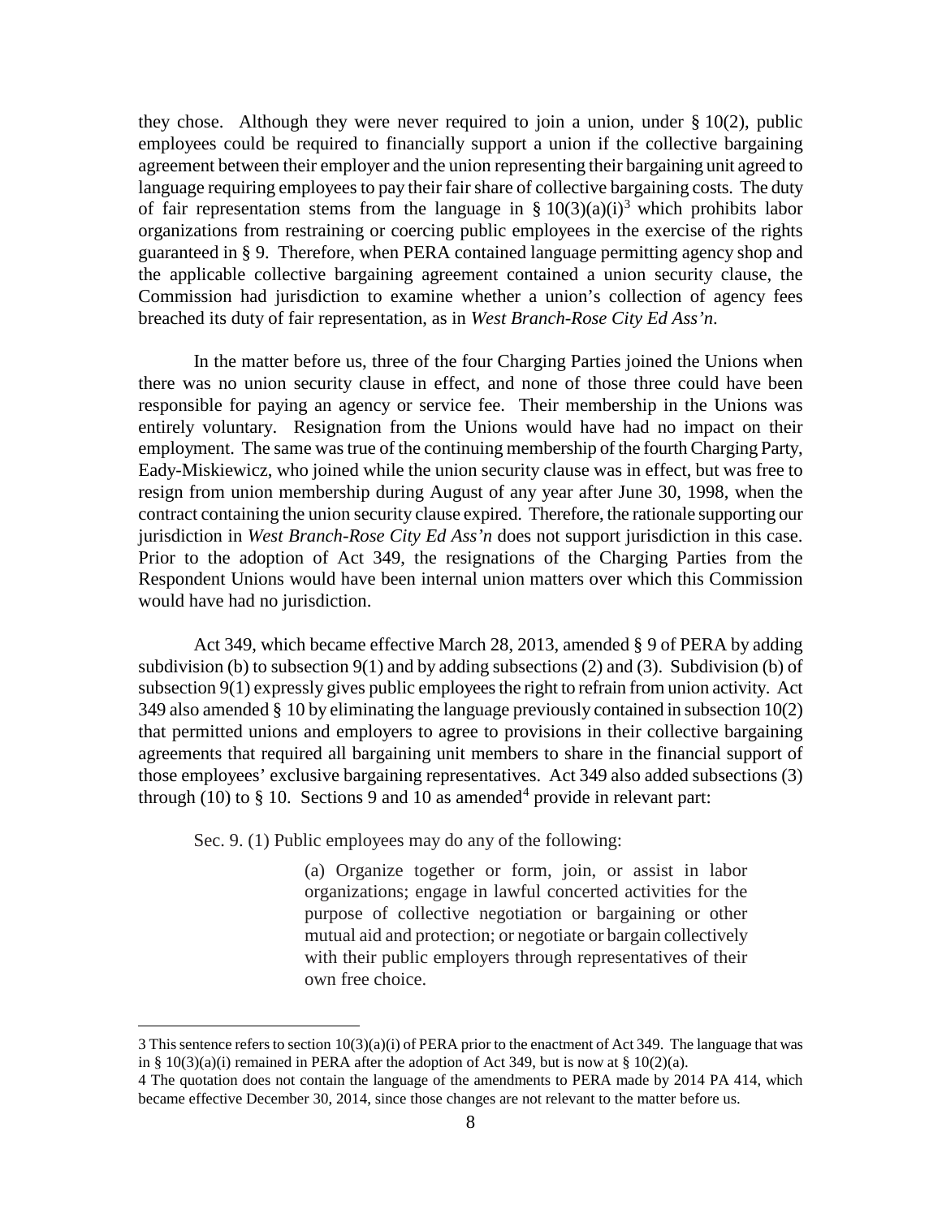they chose. Although they were never required to join a union, under § 10(2), public employees could be required to financially support a union if the collective bargaining agreement between their employer and the union representing their bargaining unit agreed to language requiring employees to pay their fair share of collective bargaining costs. The duty of fair representation stems from the language in § 10(3)(a)(i)[3] which prohibits labor organizations from restraining or coercing public employees in the exercise of the rights guaranteed in § 9. Therefore, when PERA contained language permitting agency shop and the applicable collective bargaining agreement contained a union security clause, the Commission had jurisdiction to examine whether a union's collection of agency fees breached its duty of fair representation, as in *West Branch-Rose City Ed Ass'n*.

In the matter before us, three of the four Charging Parties joined the Unions when there was no union security clause in effect, and none of those three could have been responsible for paying an agency or service fee. Their membership in the Unions was entirely voluntary. Resignation from the Unions would have had no impact on their employment. The same was true of the continuing membership of the fourth Charging Party, Eady-Miskiewicz, who joined while the union security clause was in effect, but was free to resign from union membership during August of any year after June 30, 1998, when the contract containing the union security clause expired. Therefore, the rationale supporting our jurisdiction in *West Branch-Rose City Ed Ass'n* does not support jurisdiction in this case. Prior to the adoption of Act 349, the resignations of the Charging Parties from the Respondent Unions would have been internal union matters over which this Commission would have had no jurisdiction.

Act 349, which became effective March 28, 2013, amended § 9 of PERA by adding subdivision (b) to subsection 9(1) and by adding subsections (2) and (3). Subdivision (b) of subsection 9(1) expressly gives public employees the right to refrain from union activity. Act 349 also amended § 10 by eliminating the language previously contained in subsection 10(2) that permitted unions and employers to agree to provisions in their collective bargaining agreements that required all bargaining unit members to share in the financial support of those employees' exclusive bargaining representatives. Act 349 also added subsections (3) through (10) to § 10. Sections 9 and 10 as amended[4] provide in relevant part:

> Sec. 9. (1) Public employees may do any of the following:
>
> > (a) Organize together or form, join, or assist in labor organizations; engage in lawful concerted activities for the purpose of collective negotiation or bargaining or other mutual aid and protection; or negotiate or bargain collectively with their public employers through representatives of their own free choice.

---

3 This sentence refers to section 10(3)(a)(i) of PERA prior to the enactment of Act 349. The language that was in § 10(3)(a)(i) remained in PERA after the adoption of Act 349, but is now at § 10(2)(a).

4 The quotation does not contain the language of the amendments to PERA made by 2014 PA 414, which became effective December 30, 2014, since those changes are not relevant to the matter before us.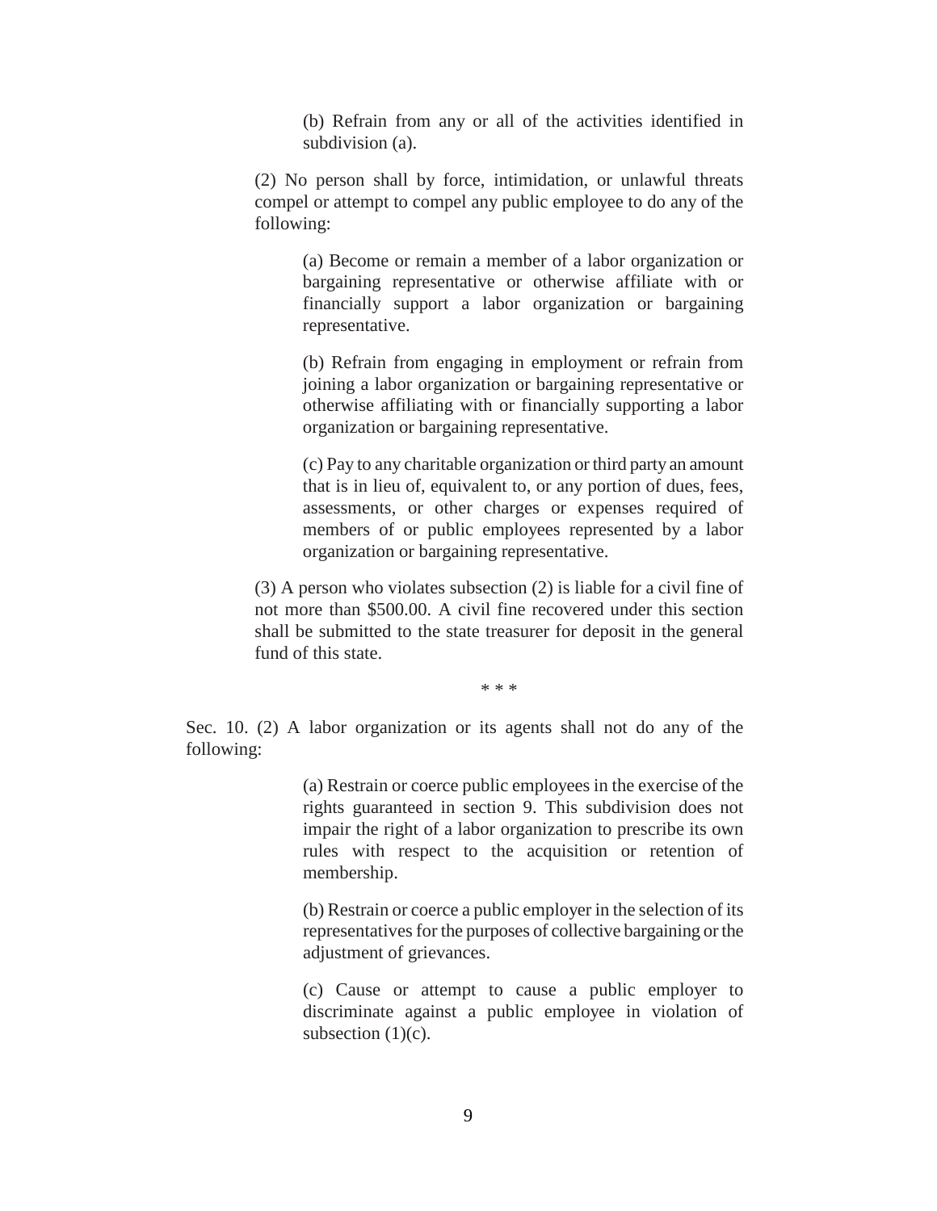(b) Refrain from any or all of the activities identified in subdivision (a).

(2) No person shall by force, intimidation, or unlawful threats compel or attempt to compel any public employee to do any of the following:

(a) Become or remain a member of a labor organization or bargaining representative or otherwise affiliate with or financially support a labor organization or bargaining representative.

(b) Refrain from engaging in employment or refrain from joining a labor organization or bargaining representative or otherwise affiliating with or financially supporting a labor organization or bargaining representative.

(c) Pay to any charitable organization or third party an amount that is in lieu of, equivalent to, or any portion of dues, fees, assessments, or other charges or expenses required of members of or public employees represented by a labor organization or bargaining representative.

(3) A person who violates subsection (2) is liable for a civil fine of not more than $500.00. A civil fine recovered under this section shall be submitted to the state treasurer for deposit in the general fund of this state.

\* \* \*

Sec. 10. (2) A labor organization or its agents shall not do any of the following:

(a) Restrain or coerce public employees in the exercise of the rights guaranteed in section 9. This subdivision does not impair the right of a labor organization to prescribe its own rules with respect to the acquisition or retention of membership.

(b) Restrain or coerce a public employer in the selection of its representatives for the purposes of collective bargaining or the adjustment of grievances.

(c) Cause or attempt to cause a public employer to discriminate against a public employee in violation of subsection (1)(c).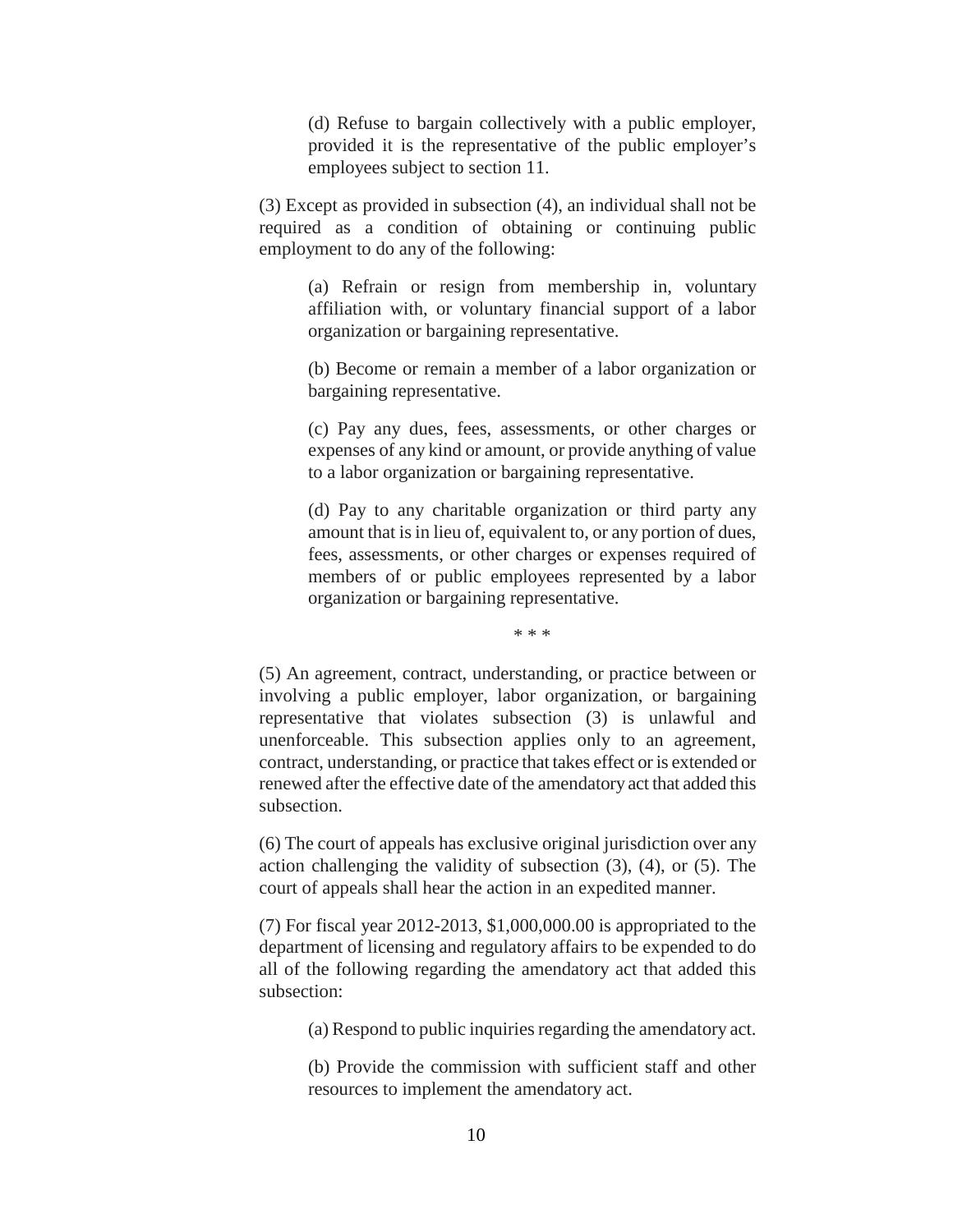(d) Refuse to bargain collectively with a public employer, provided it is the representative of the public employer's employees subject to section 11.

(3) Except as provided in subsection (4), an individual shall not be required as a condition of obtaining or continuing public employment to do any of the following:

(a) Refrain or resign from membership in, voluntary affiliation with, or voluntary financial support of a labor organization or bargaining representative.

(b) Become or remain a member of a labor organization or bargaining representative.

(c) Pay any dues, fees, assessments, or other charges or expenses of any kind or amount, or provide anything of value to a labor organization or bargaining representative.

(d) Pay to any charitable organization or third party any amount that is in lieu of, equivalent to, or any portion of dues, fees, assessments, or other charges or expenses required of members of or public employees represented by a labor organization or bargaining representative.

\* \* \*

(5) An agreement, contract, understanding, or practice between or involving a public employer, labor organization, or bargaining representative that violates subsection (3) is unlawful and unenforceable. This subsection applies only to an agreement, contract, understanding, or practice that takes effect or is extended or renewed after the effective date of the amendatory act that added this subsection.

(6) The court of appeals has exclusive original jurisdiction over any action challenging the validity of subsection (3), (4), or (5). The court of appeals shall hear the action in an expedited manner.

(7) For fiscal year 2012-2013, $1,000,000.00 is appropriated to the department of licensing and regulatory affairs to be expended to do all of the following regarding the amendatory act that added this subsection:

(a) Respond to public inquiries regarding the amendatory act.

(b) Provide the commission with sufficient staff and other resources to implement the amendatory act.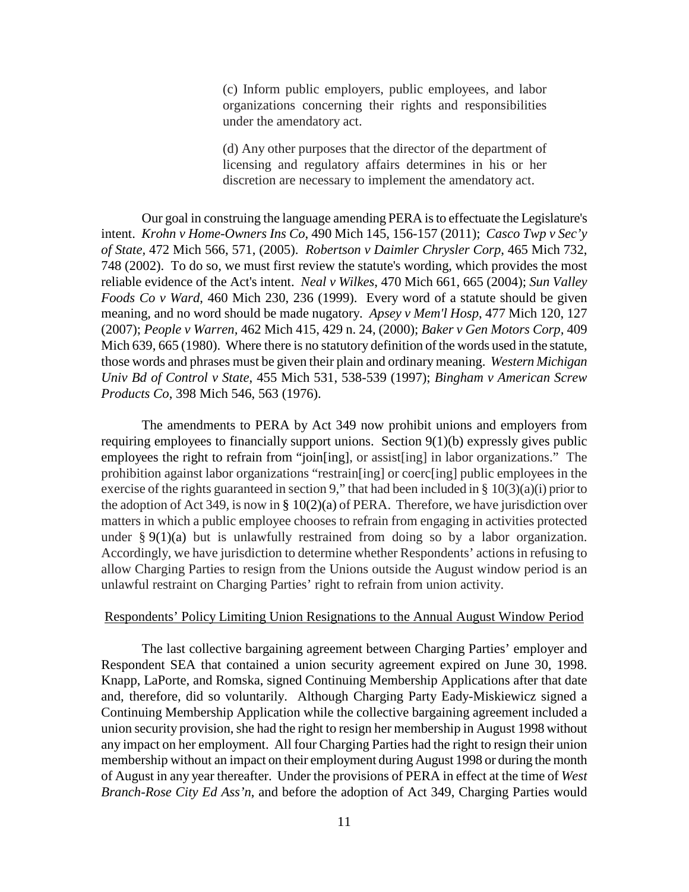> (c) Inform public employers, public employees, and labor organizations concerning their rights and responsibilities under the amendatory act.
>
> (d) Any other purposes that the director of the department of licensing and regulatory affairs determines in his or her discretion are necessary to implement the amendatory act.

Our goal in construing the language amending PERA is to effectuate the Legislature's intent. *Krohn v Home-Owners Ins Co*, 490 Mich 145, 156-157 (2011); *Casco Twp v Sec'y of State*, 472 Mich 566, 571, (2005). *Robertson v Daimler Chrysler Corp*, 465 Mich 732, 748 (2002). To do so, we must first review the statute's wording, which provides the most reliable evidence of the Act's intent. *Neal v Wilkes*, 470 Mich 661, 665 (2004); *Sun Valley Foods Co v Ward*, 460 Mich 230, 236 (1999). Every word of a statute should be given meaning, and no word should be made nugatory. *Apsey v Mem'l Hosp*, 477 Mich 120, 127 (2007); *People v Warren*, 462 Mich 415, 429 n. 24, (2000); *Baker v Gen Motors Corp*, 409 Mich 639, 665 (1980). Where there is no statutory definition of the words used in the statute, those words and phrases must be given their plain and ordinary meaning. *Western Michigan Univ Bd of Control v State*, 455 Mich 531, 538-539 (1997); *Bingham v American Screw Products Co*, 398 Mich 546, 563 (1976).

The amendments to PERA by Act 349 now prohibit unions and employers from requiring employees to financially support unions. Section 9(1)(b) expressly gives public employees the right to refrain from "join[ing], or assist[ing] in labor organizations." The prohibition against labor organizations "restrain[ing] or coerc[ing] public employees in the exercise of the rights guaranteed in section 9," that had been included in § 10(3)(a)(i) prior to the adoption of Act 349, is now in § 10(2)(a) of PERA. Therefore, we have jurisdiction over matters in which a public employee chooses to refrain from engaging in activities protected under § 9(1)(a) but is unlawfully restrained from doing so by a labor organization. Accordingly, we have jurisdiction to determine whether Respondents' actions in refusing to allow Charging Parties to resign from the Unions outside the August window period is an unlawful restraint on Charging Parties' right to refrain from union activity.

Respondents' Policy Limiting Union Resignations to the Annual August Window Period

The last collective bargaining agreement between Charging Parties' employer and Respondent SEA that contained a union security agreement expired on June 30, 1998. Knapp, LaPorte, and Romska, signed Continuing Membership Applications after that date and, therefore, did so voluntarily. Although Charging Party Eady-Miskiewicz signed a Continuing Membership Application while the collective bargaining agreement included a union security provision, she had the right to resign her membership in August 1998 without any impact on her employment. All four Charging Parties had the right to resign their union membership without an impact on their employment during August 1998 or during the month of August in any year thereafter. Under the provisions of PERA in effect at the time of *West Branch-Rose City Ed Ass'n*, and before the adoption of Act 349, Charging Parties would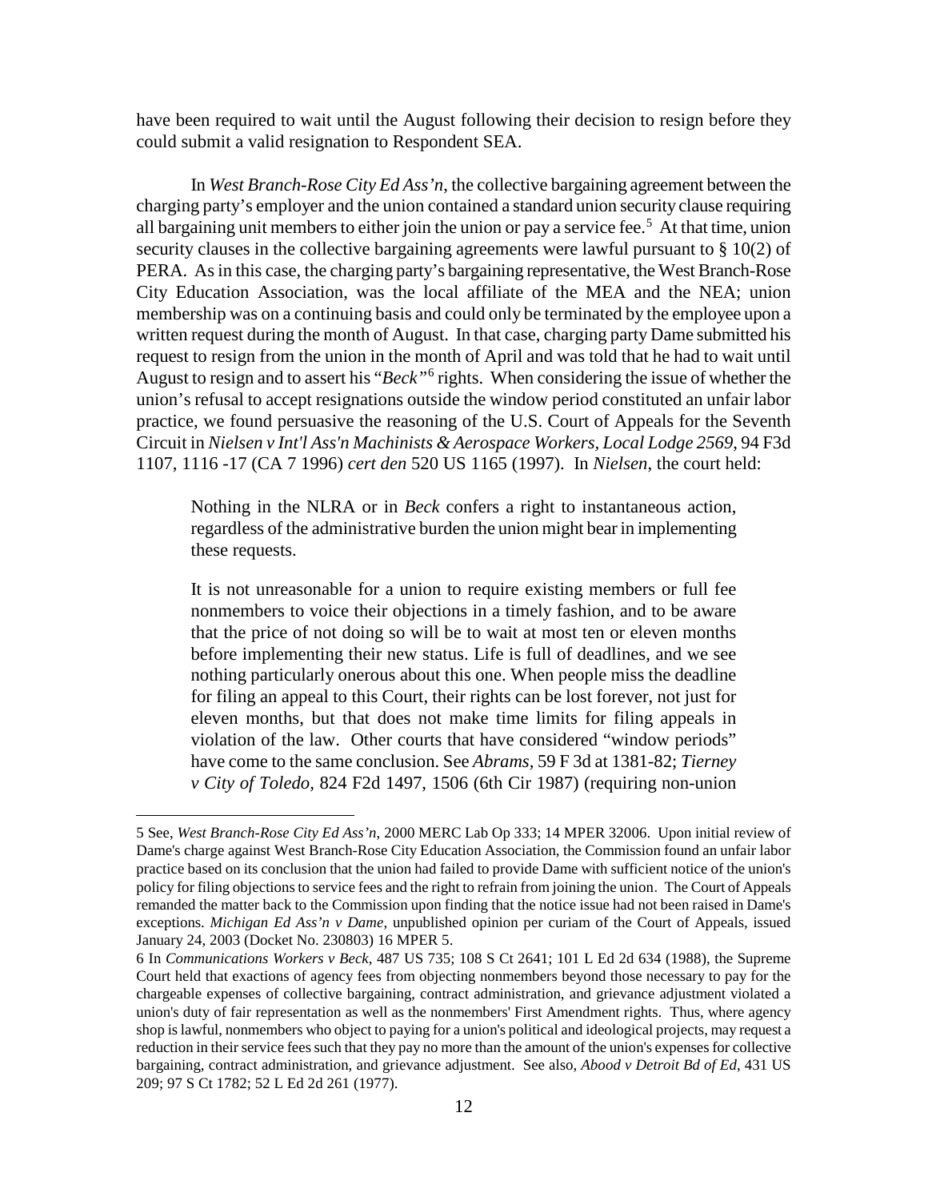have been required to wait until the August following their decision to resign before they could submit a valid resignation to Respondent SEA.

In *West Branch-Rose City Ed Ass'n*, the collective bargaining agreement between the charging party's employer and the union contained a standard union security clause requiring all bargaining unit members to either join the union or pay a service fee.[5] At that time, union security clauses in the collective bargaining agreements were lawful pursuant to § 10(2) of PERA. As in this case, the charging party's bargaining representative, the West Branch-Rose City Education Association, was the local affiliate of the MEA and the NEA; union membership was on a continuing basis and could only be terminated by the employee upon a written request during the month of August. In that case, charging party Dame submitted his request to resign from the union in the month of April and was told that he had to wait until August to resign and to assert his "*Beck*"[6] rights. When considering the issue of whether the union's refusal to accept resignations outside the window period constituted an unfair labor practice, we found persuasive the reasoning of the U.S. Court of Appeals for the Seventh Circuit in *Nielsen v Int'l Ass'n Machinists & Aerospace Workers, Local Lodge 2569*, 94 F3d 1107, 1116 -17 (CA 7 1996) *cert den* 520 US 1165 (1997). In *Nielsen*, the court held:

> Nothing in the NLRA or in *Beck* confers a right to instantaneous action, regardless of the administrative burden the union might bear in implementing these requests.
>
> It is not unreasonable for a union to require existing members or full fee nonmembers to voice their objections in a timely fashion, and to be aware that the price of not doing so will be to wait at most ten or eleven months before implementing their new status. Life is full of deadlines, and we see nothing particularly onerous about this one. When people miss the deadline for filing an appeal to this Court, their rights can be lost forever, not just for eleven months, but that does not make time limits for filing appeals in violation of the law. Other courts that have considered "window periods" have come to the same conclusion. See *Abrams,* 59 F 3d at 1381-82; *Tierney v City of Toledo,* 824 F2d 1497, 1506 (6th Cir 1987) (requiring non-union

---

5 See, *West Branch-Rose City Ed Ass'n*, 2000 MERC Lab Op 333; 14 MPER 32006. Upon initial review of Dame's charge against West Branch-Rose City Education Association, the Commission found an unfair labor practice based on its conclusion that the union had failed to provide Dame with sufficient notice of the union's policy for filing objections to service fees and the right to refrain from joining the union. The Court of Appeals remanded the matter back to the Commission upon finding that the notice issue had not been raised in Dame's exceptions. *Michigan Ed Ass'n v Dame*, unpublished opinion per curiam of the Court of Appeals, issued January 24, 2003 (Docket No. 230803) 16 MPER 5.

6 In *Communications Workers v Beck*, 487 US 735; 108 S Ct 2641; 101 L Ed 2d 634 (1988), the Supreme Court held that exactions of agency fees from objecting nonmembers beyond those necessary to pay for the chargeable expenses of collective bargaining, contract administration, and grievance adjustment violated a union's duty of fair representation as well as the nonmembers' First Amendment rights. Thus, where agency shop is lawful, nonmembers who object to paying for a union's political and ideological projects, may request a reduction in their service fees such that they pay no more than the amount of the union's expenses for collective bargaining, contract administration, and grievance adjustment. See also, *Abood v Detroit Bd of Ed*, 431 US 209; 97 S Ct 1782; 52 L Ed 2d 261 (1977).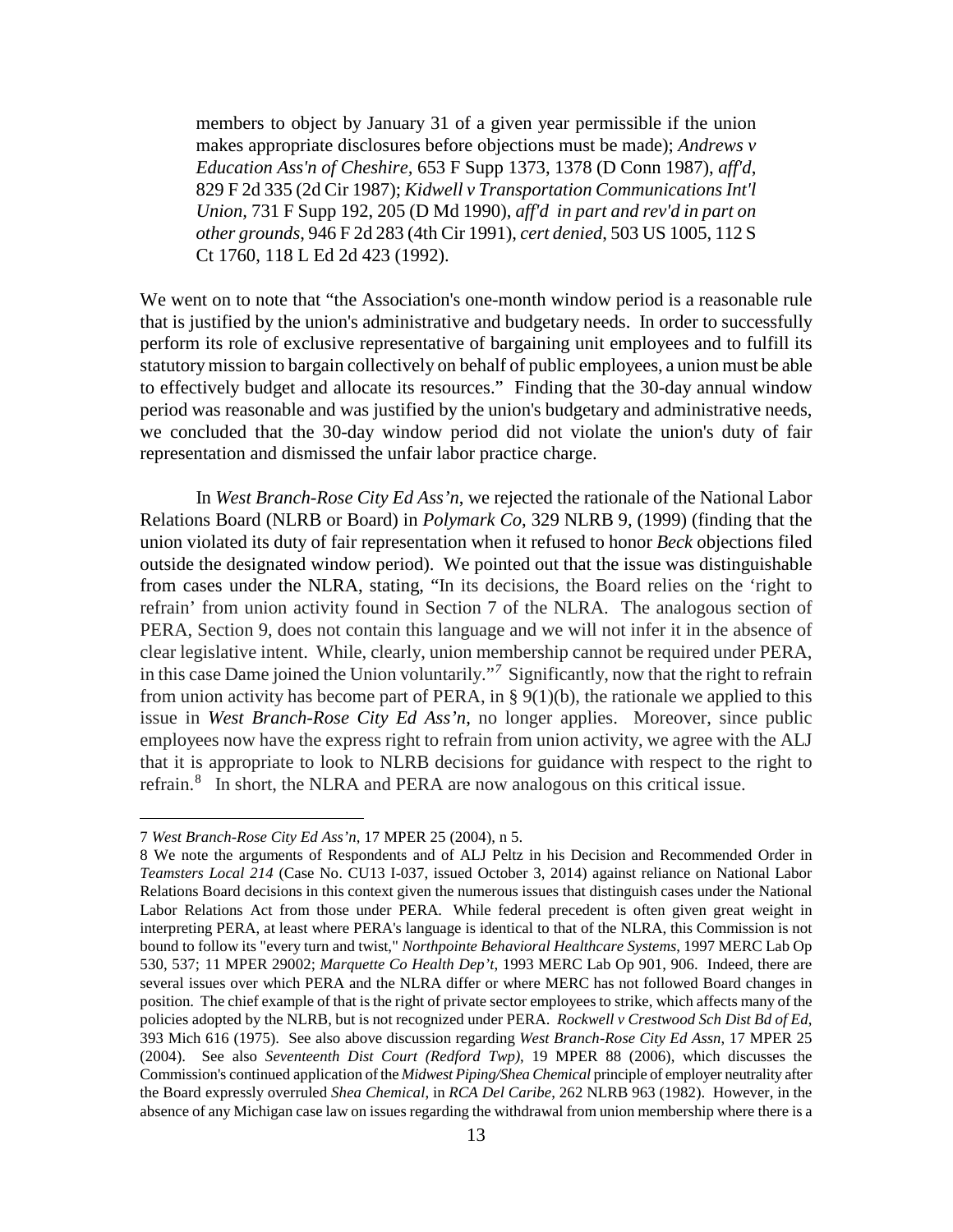members to object by January 31 of a given year permissible if the union makes appropriate disclosures before objections must be made); *Andrews v Education Ass'n of Cheshire*, 653 F Supp 1373, 1378 (D Conn 1987), *aff'd*, 829 F 2d 335 (2d Cir 1987); *Kidwell v Transportation Communications Int'l Union*, 731 F Supp 192, 205 (D Md 1990), *aff'd in part and rev'd in part on other grounds*, 946 F 2d 283 (4th Cir 1991), *cert denied*, 503 US 1005, 112 S Ct 1760, 118 L Ed 2d 423 (1992).

We went on to note that "the Association's one-month window period is a reasonable rule that is justified by the union's administrative and budgetary needs. In order to successfully perform its role of exclusive representative of bargaining unit employees and to fulfill its statutory mission to bargain collectively on behalf of public employees, a union must be able to effectively budget and allocate its resources." Finding that the 30-day annual window period was reasonable and was justified by the union's budgetary and administrative needs, we concluded that the 30-day window period did not violate the union's duty of fair representation and dismissed the unfair labor practice charge.

In *West Branch-Rose City Ed Ass'n*, we rejected the rationale of the National Labor Relations Board (NLRB or Board) in *Polymark Co*, 329 NLRB 9, (1999) (finding that the union violated its duty of fair representation when it refused to honor *Beck* objections filed outside the designated window period). We pointed out that the issue was distinguishable from cases under the NLRA, stating, "In its decisions, the Board relies on the 'right to refrain' from union activity found in Section 7 of the NLRA. The analogous section of PERA, Section 9, does not contain this language and we will not infer it in the absence of clear legislative intent. While, clearly, union membership cannot be required under PERA, in this case Dame joined the Union voluntarily."[7] Significantly, now that the right to refrain from union activity has become part of PERA, in § 9(1)(b), the rationale we applied to this issue in *West Branch-Rose City Ed Ass'n*, no longer applies. Moreover, since public employees now have the express right to refrain from union activity, we agree with the ALJ that it is appropriate to look to NLRB decisions for guidance with respect to the right to refrain.[8] In short, the NLRA and PERA are now analogous on this critical issue.

---

7 *West Branch-Rose City Ed Ass'n*, 17 MPER 25 (2004), n 5.

8 We note the arguments of Respondents and of ALJ Peltz in his Decision and Recommended Order in *Teamsters Local 214* (Case No. CU13 I-037, issued October 3, 2014) against reliance on National Labor Relations Board decisions in this context given the numerous issues that distinguish cases under the National Labor Relations Act from those under PERA. While federal precedent is often given great weight in interpreting PERA, at least where PERA's language is identical to that of the NLRA, this Commission is not bound to follow its "every turn and twist," *Northpointe Behavioral Healthcare Systems*, 1997 MERC Lab Op 530, 537; 11 MPER 29002; *Marquette Co Health Dep't*, 1993 MERC Lab Op 901, 906. Indeed, there are several issues over which PERA and the NLRA differ or where MERC has not followed Board changes in position. The chief example of that is the right of private sector employees to strike, which affects many of the policies adopted by the NLRB, but is not recognized under PERA. *Rockwell v Crestwood Sch Dist Bd of Ed*, 393 Mich 616 (1975). See also above discussion regarding *West Branch-Rose City Ed Assn*, 17 MPER 25 (2004). See also *Seventeenth Dist Court (Redford Twp)*, 19 MPER 88 (2006), which discusses the Commission's continued application of the *Midwest Piping/Shea Chemical* principle of employer neutrality after the Board expressly overruled *Shea Chemical*, in *RCA Del Caribe*, 262 NLRB 963 (1982). However, in the absence of any Michigan case law on issues regarding the withdrawal from union membership where there is a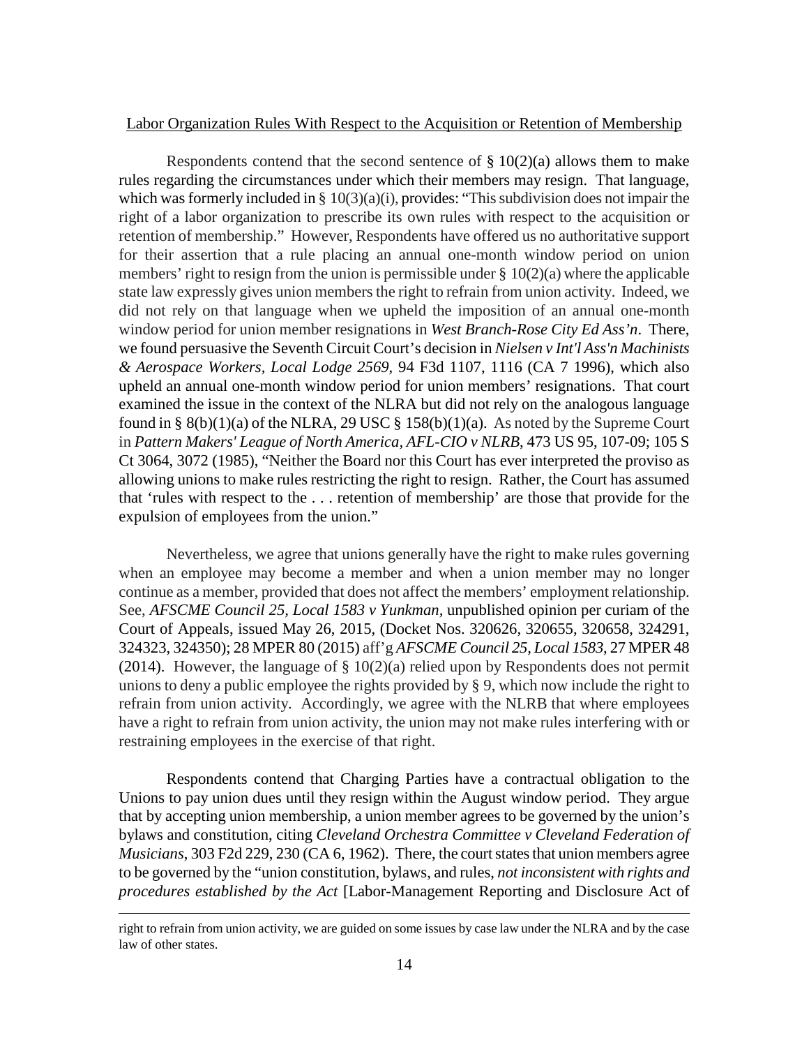Labor Organization Rules With Respect to the Acquisition or Retention of Membership

Respondents contend that the second sentence of § 10(2)(a) allows them to make rules regarding the circumstances under which their members may resign. That language, which was formerly included in § 10(3)(a)(i), provides: "This subdivision does not impair the right of a labor organization to prescribe its own rules with respect to the acquisition or retention of membership." However, Respondents have offered us no authoritative support for their assertion that a rule placing an annual one-month window period on union members' right to resign from the union is permissible under § 10(2)(a) where the applicable state law expressly gives union members the right to refrain from union activity. Indeed, we did not rely on that language when we upheld the imposition of an annual one-month window period for union member resignations in *West Branch-Rose City Ed Ass'n*. There, we found persuasive the Seventh Circuit Court's decision in *Nielsen v Int'l Ass'n Machinists & Aerospace Workers, Local Lodge 2569*, 94 F3d 1107, 1116 (CA 7 1996), which also upheld an annual one-month window period for union members' resignations. That court examined the issue in the context of the NLRA but did not rely on the analogous language found in § 8(b)(1)(a) of the NLRA, 29 USC § 158(b)(1)(a). As noted by the Supreme Court in *Pattern Makers' League of North America, AFL-CIO v NLRB*, 473 US 95, 107-09; 105 S Ct 3064, 3072 (1985), "Neither the Board nor this Court has ever interpreted the proviso as allowing unions to make rules restricting the right to resign. Rather, the Court has assumed that 'rules with respect to the . . . retention of membership' are those that provide for the expulsion of employees from the union."

Nevertheless, we agree that unions generally have the right to make rules governing when an employee may become a member and when a union member may no longer continue as a member, provided that does not affect the members' employment relationship. See, *AFSCME Council 25, Local 1583 v Yunkman*, unpublished opinion per curiam of the Court of Appeals, issued May 26, 2015, (Docket Nos. 320626, 320655, 320658, 324291, 324323, 324350); 28 MPER 80 (2015) aff'g *AFSCME Council 25, Local 1583*, 27 MPER 48 (2014). However, the language of § 10(2)(a) relied upon by Respondents does not permit unions to deny a public employee the rights provided by § 9, which now include the right to refrain from union activity. Accordingly, we agree with the NLRB that where employees have a right to refrain from union activity, the union may not make rules interfering with or restraining employees in the exercise of that right.

Respondents contend that Charging Parties have a contractual obligation to the Unions to pay union dues until they resign within the August window period. They argue that by accepting union membership, a union member agrees to be governed by the union's bylaws and constitution, citing *Cleveland Orchestra Committee v Cleveland Federation of Musicians*, 303 F2d 229, 230 (CA 6, 1962). There, the court states that union members agree to be governed by the "union constitution, bylaws, and rules, *not inconsistent with rights and procedures established by the Act* [Labor-Management Reporting and Disclosure Act of

right to refrain from union activity, we are guided on some issues by case law under the NLRA and by the case law of other states.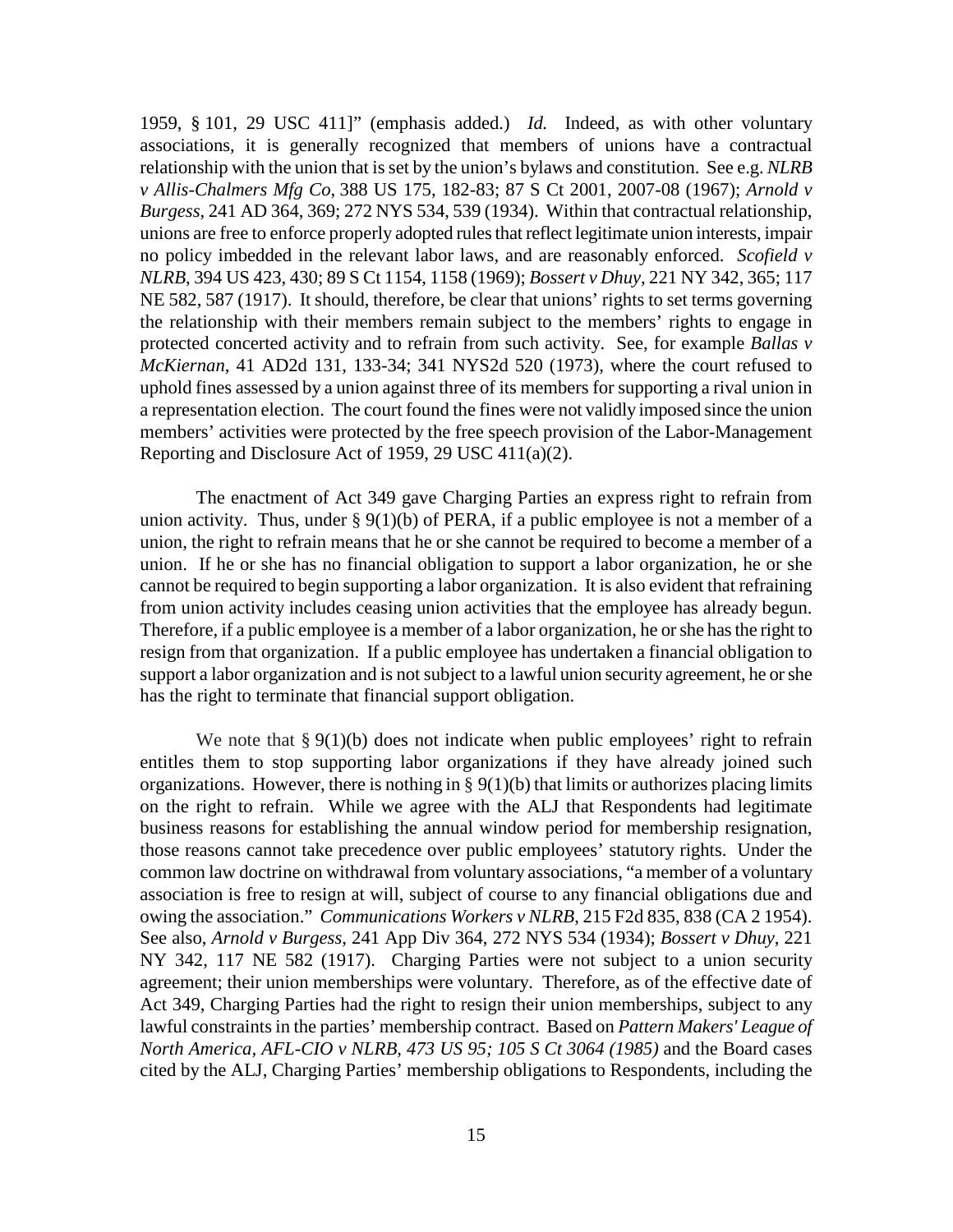1959, § 101, 29 USC 411]" (emphasis added.) *Id.* Indeed, as with other voluntary associations, it is generally recognized that members of unions have a contractual relationship with the union that is set by the union's bylaws and constitution. See e.g. *NLRB v Allis-Chalmers Mfg Co*, 388 US 175, 182-83; 87 S Ct 2001, 2007-08 (1967); *Arnold v Burgess*, 241 AD 364, 369; 272 NYS 534, 539 (1934). Within that contractual relationship, unions are free to enforce properly adopted rules that reflect legitimate union interests, impair no policy imbedded in the relevant labor laws, and are reasonably enforced. *Scofield v NLRB*, 394 US 423, 430; 89 S Ct 1154, 1158 (1969); *Bossert v Dhuy*, 221 NY 342, 365; 117 NE 582, 587 (1917). It should, therefore, be clear that unions' rights to set terms governing the relationship with their members remain subject to the members' rights to engage in protected concerted activity and to refrain from such activity. See, for example *Ballas v McKiernan*, 41 AD2d 131, 133-34; 341 NYS2d 520 (1973), where the court refused to uphold fines assessed by a union against three of its members for supporting a rival union in a representation election. The court found the fines were not validly imposed since the union members' activities were protected by the free speech provision of the Labor-Management Reporting and Disclosure Act of 1959, 29 USC 411(a)(2).

The enactment of Act 349 gave Charging Parties an express right to refrain from union activity. Thus, under § 9(1)(b) of PERA, if a public employee is not a member of a union, the right to refrain means that he or she cannot be required to become a member of a union. If he or she has no financial obligation to support a labor organization, he or she cannot be required to begin supporting a labor organization. It is also evident that refraining from union activity includes ceasing union activities that the employee has already begun. Therefore, if a public employee is a member of a labor organization, he or she has the right to resign from that organization. If a public employee has undertaken a financial obligation to support a labor organization and is not subject to a lawful union security agreement, he or she has the right to terminate that financial support obligation.

We note that § 9(1)(b) does not indicate when public employees' right to refrain entitles them to stop supporting labor organizations if they have already joined such organizations. However, there is nothing in § 9(1)(b) that limits or authorizes placing limits on the right to refrain. While we agree with the ALJ that Respondents had legitimate business reasons for establishing the annual window period for membership resignation, those reasons cannot take precedence over public employees' statutory rights. Under the common law doctrine on withdrawal from voluntary associations, "a member of a voluntary association is free to resign at will, subject of course to any financial obligations due and owing the association." *Communications Workers v NLRB*, 215 F2d 835, 838 (CA 2 1954). See also, *Arnold v Burgess*, 241 App Div 364, 272 NYS 534 (1934); *Bossert v Dhuy*, 221 NY 342, 117 NE 582 (1917). Charging Parties were not subject to a union security agreement; their union memberships were voluntary. Therefore, as of the effective date of Act 349, Charging Parties had the right to resign their union memberships, subject to any lawful constraints in the parties' membership contract. Based on *Pattern Makers' League of North America, AFL-CIO v NLRB, 473 US 95; 105 S Ct 3064 (1985)* and the Board cases cited by the ALJ, Charging Parties' membership obligations to Respondents, including the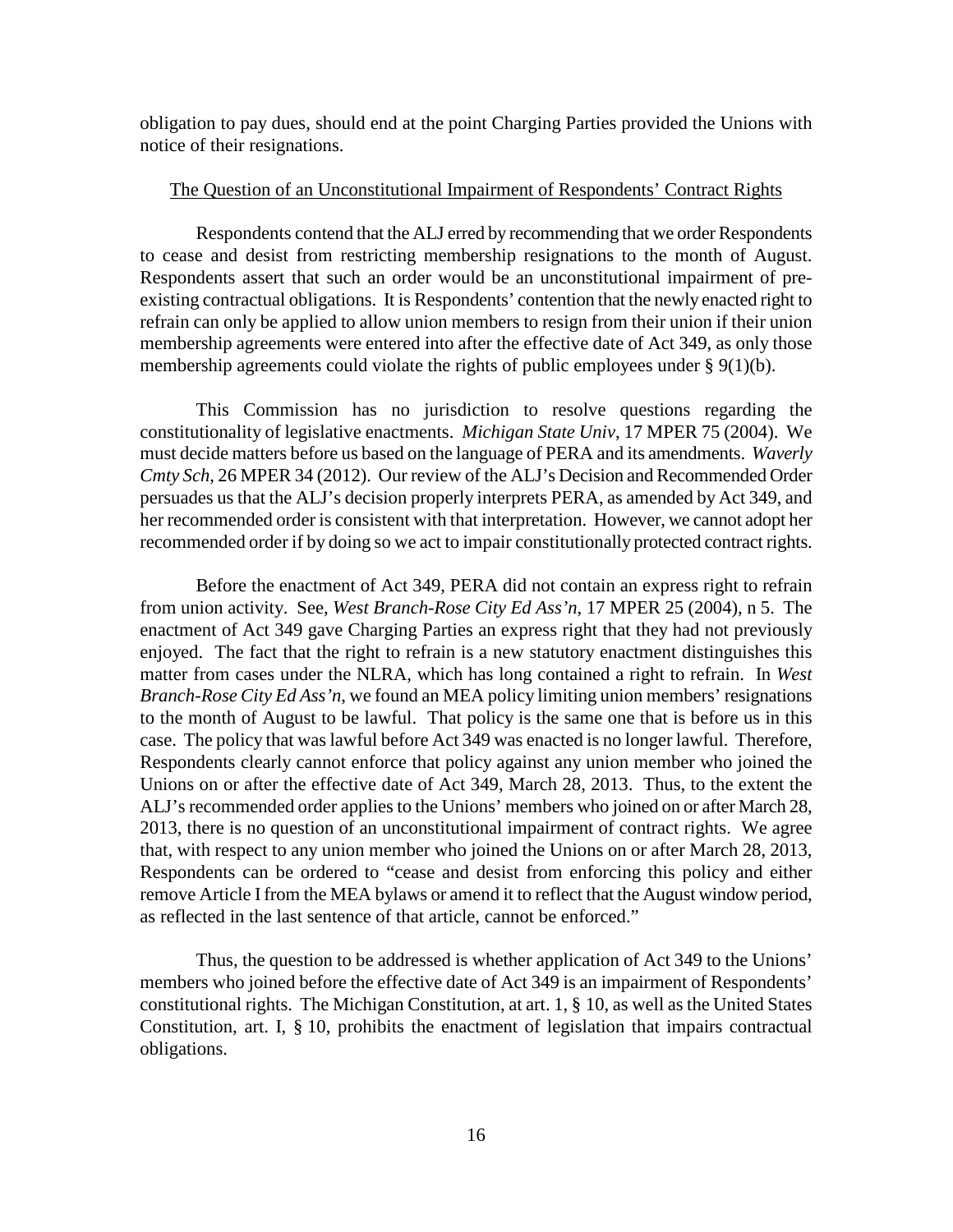obligation to pay dues, should end at the point Charging Parties provided the Unions with notice of their resignations.

The Question of an Unconstitutional Impairment of Respondents' Contract Rights

Respondents contend that the ALJ erred by recommending that we order Respondents to cease and desist from restricting membership resignations to the month of August. Respondents assert that such an order would be an unconstitutional impairment of pre-existing contractual obligations. It is Respondents' contention that the newly enacted right to refrain can only be applied to allow union members to resign from their union if their union membership agreements were entered into after the effective date of Act 349, as only those membership agreements could violate the rights of public employees under § 9(1)(b).

This Commission has no jurisdiction to resolve questions regarding the constitutionality of legislative enactments. *Michigan State Univ*, 17 MPER 75 (2004). We must decide matters before us based on the language of PERA and its amendments. *Waverly Cmty Sch*, 26 MPER 34 (2012). Our review of the ALJ's Decision and Recommended Order persuades us that the ALJ's decision properly interprets PERA, as amended by Act 349, and her recommended order is consistent with that interpretation. However, we cannot adopt her recommended order if by doing so we act to impair constitutionally protected contract rights.

Before the enactment of Act 349, PERA did not contain an express right to refrain from union activity. See, *West Branch-Rose City Ed Ass'n*, 17 MPER 25 (2004), n 5. The enactment of Act 349 gave Charging Parties an express right that they had not previously enjoyed. The fact that the right to refrain is a new statutory enactment distinguishes this matter from cases under the NLRA, which has long contained a right to refrain. In *West Branch-Rose City Ed Ass'n*, we found an MEA policy limiting union members' resignations to the month of August to be lawful. That policy is the same one that is before us in this case. The policy that was lawful before Act 349 was enacted is no longer lawful. Therefore, Respondents clearly cannot enforce that policy against any union member who joined the Unions on or after the effective date of Act 349, March 28, 2013. Thus, to the extent the ALJ's recommended order applies to the Unions' members who joined on or after March 28, 2013, there is no question of an unconstitutional impairment of contract rights. We agree that, with respect to any union member who joined the Unions on or after March 28, 2013, Respondents can be ordered to "cease and desist from enforcing this policy and either remove Article I from the MEA bylaws or amend it to reflect that the August window period, as reflected in the last sentence of that article, cannot be enforced."

Thus, the question to be addressed is whether application of Act 349 to the Unions' members who joined before the effective date of Act 349 is an impairment of Respondents' constitutional rights. The Michigan Constitution, at art. 1, § 10, as well as the United States Constitution, art. I, § 10, prohibits the enactment of legislation that impairs contractual obligations.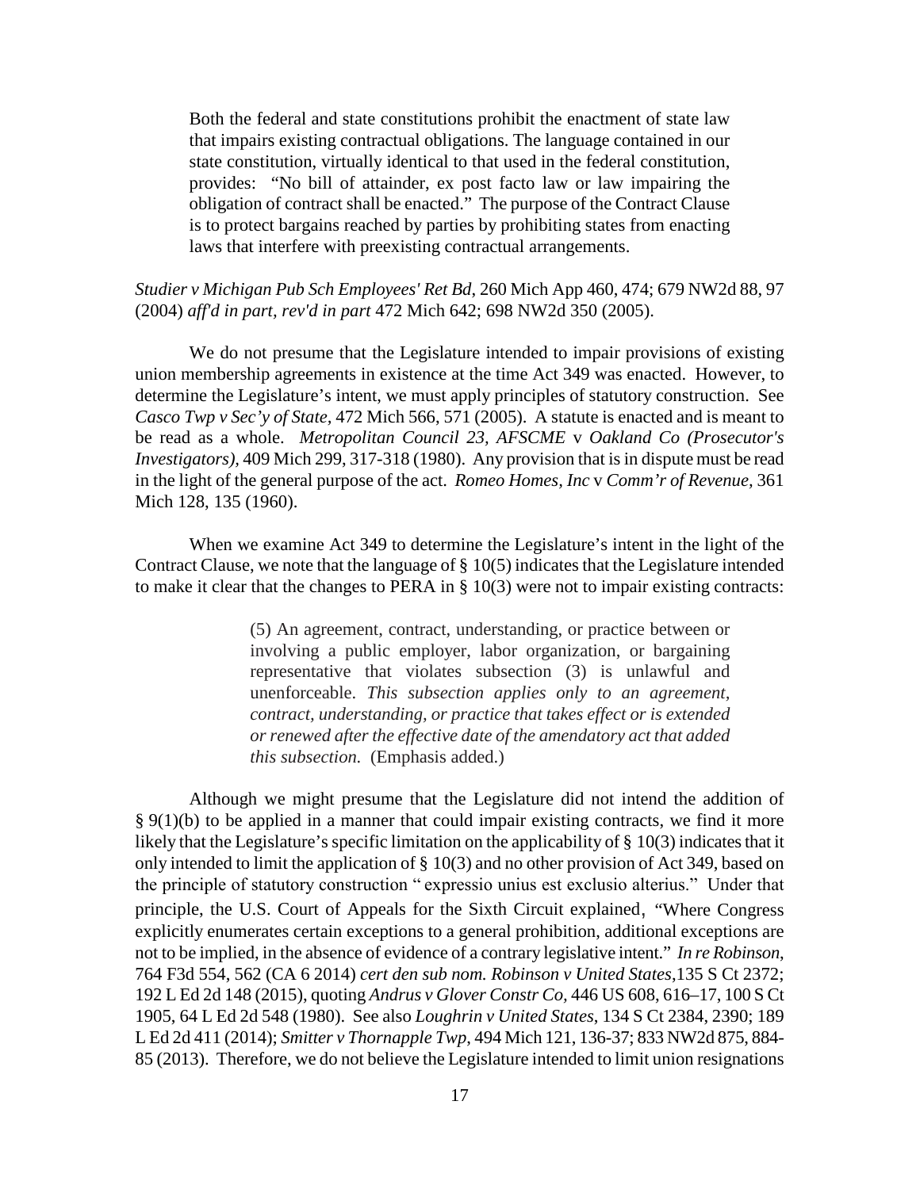> Both the federal and state constitutions prohibit the enactment of state law that impairs existing contractual obligations. The language contained in our state constitution, virtually identical to that used in the federal constitution, provides: "No bill of attainder, ex post facto law or law impairing the obligation of contract shall be enacted." The purpose of the Contract Clause is to protect bargains reached by parties by prohibiting states from enacting laws that interfere with preexisting contractual arrangements.

*Studier v Michigan Pub Sch Employees' Ret Bd*, 260 Mich App 460, 474; 679 NW2d 88, 97 (2004) *aff'd in part, rev'd in part* 472 Mich 642; 698 NW2d 350 (2005).

We do not presume that the Legislature intended to impair provisions of existing union membership agreements in existence at the time Act 349 was enacted. However, to determine the Legislature's intent, we must apply principles of statutory construction. See *Casco Twp v Sec'y of State*, 472 Mich 566, 571 (2005). A statute is enacted and is meant to be read as a whole. *Metropolitan Council 23, AFSCME* v *Oakland Co (Prosecutor's Investigators)*, 409 Mich 299, 317-318 (1980). Any provision that is in dispute must be read in the light of the general purpose of the act. *Romeo Homes, Inc* v *Comm'r of Revenue*, 361 Mich 128, 135 (1960).

When we examine Act 349 to determine the Legislature's intent in the light of the Contract Clause, we note that the language of § 10(5) indicates that the Legislature intended to make it clear that the changes to PERA in § 10(3) were not to impair existing contracts:

> (5) An agreement, contract, understanding, or practice between or involving a public employer, labor organization, or bargaining representative that violates subsection (3) is unlawful and unenforceable. *This subsection applies only to an agreement, contract, understanding, or practice that takes effect or is extended or renewed after the effective date of the amendatory act that added this subsection.* (Emphasis added.)

Although we might presume that the Legislature did not intend the addition of § 9(1)(b) to be applied in a manner that could impair existing contracts, we find it more likely that the Legislature's specific limitation on the applicability of § 10(3) indicates that it only intended to limit the application of § 10(3) and no other provision of Act 349, based on the principle of statutory construction " expressio unius est exclusio alterius." Under that principle, the U.S. Court of Appeals for the Sixth Circuit explained, "Where Congress explicitly enumerates certain exceptions to a general prohibition, additional exceptions are not to be implied, in the absence of evidence of a contrary legislative intent." *In re Robinson*, 764 F3d 554, 562 (CA 6 2014) *cert den sub nom. Robinson v United States*,135 S Ct 2372; 192 L Ed 2d 148 (2015), quoting *Andrus v Glover Constr Co*, 446 US 608, 616–17, 100 S Ct 1905, 64 L Ed 2d 548 (1980). See also *Loughrin v United States*, 134 S Ct 2384, 2390; 189 L Ed 2d 411 (2014); *Smitter v Thornapple Twp*, 494 Mich 121, 136-37; 833 NW2d 875, 884-85 (2013). Therefore, we do not believe the Legislature intended to limit union resignations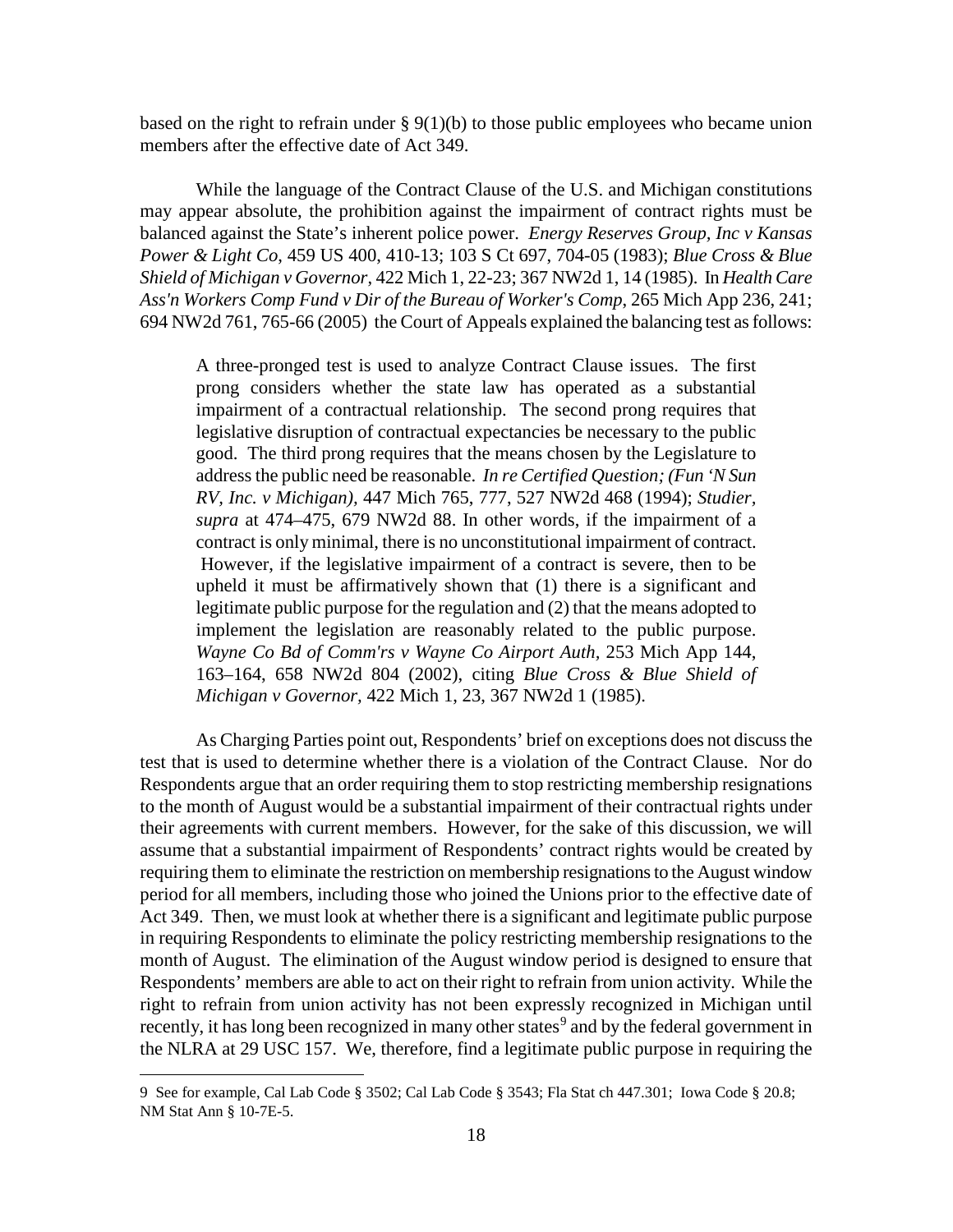based on the right to refrain under § 9(1)(b) to those public employees who became union members after the effective date of Act 349.

While the language of the Contract Clause of the U.S. and Michigan constitutions may appear absolute, the prohibition against the impairment of contract rights must be balanced against the State's inherent police power. *Energy Reserves Group, Inc v Kansas Power & Light Co*, 459 US 400, 410-13; 103 S Ct 697, 704-05 (1983); *Blue Cross & Blue Shield of Michigan v Governor*, 422 Mich 1, 22-23; 367 NW2d 1, 14 (1985). In *Health Care Ass'n Workers Comp Fund v Dir of the Bureau of Worker's Comp*, 265 Mich App 236, 241; 694 NW2d 761, 765-66 (2005) the Court of Appeals explained the balancing test as follows:

> A three-pronged test is used to analyze Contract Clause issues. The first prong considers whether the state law has operated as a substantial impairment of a contractual relationship. The second prong requires that legislative disruption of contractual expectancies be necessary to the public good. The third prong requires that the means chosen by the Legislature to address the public need be reasonable. *In re Certified Question; (Fun 'N Sun RV, Inc. v Michigan)*, 447 Mich 765, 777, 527 NW2d 468 (1994); *Studier, supra* at 474–475, 679 NW2d 88. In other words, if the impairment of a contract is only minimal, there is no unconstitutional impairment of contract. However, if the legislative impairment of a contract is severe, then to be upheld it must be affirmatively shown that (1) there is a significant and legitimate public purpose for the regulation and (2) that the means adopted to implement the legislation are reasonably related to the public purpose. *Wayne Co Bd of Comm'rs v Wayne Co Airport Auth*, 253 Mich App 144, 163–164, 658 NW2d 804 (2002), citing *Blue Cross & Blue Shield of Michigan v Governor*, 422 Mich 1, 23, 367 NW2d 1 (1985).

As Charging Parties point out, Respondents' brief on exceptions does not discuss the test that is used to determine whether there is a violation of the Contract Clause. Nor do Respondents argue that an order requiring them to stop restricting membership resignations to the month of August would be a substantial impairment of their contractual rights under their agreements with current members. However, for the sake of this discussion, we will assume that a substantial impairment of Respondents' contract rights would be created by requiring them to eliminate the restriction on membership resignations to the August window period for all members, including those who joined the Unions prior to the effective date of Act 349. Then, we must look at whether there is a significant and legitimate public purpose in requiring Respondents to eliminate the policy restricting membership resignations to the month of August. The elimination of the August window period is designed to ensure that Respondents' members are able to act on their right to refrain from union activity. While the right to refrain from union activity has not been expressly recognized in Michigan until recently, it has long been recognized in many other states[9] and by the federal government in the NLRA at 29 USC 157. We, therefore, find a legitimate public purpose in requiring the

9 See for example, Cal Lab Code § 3502; Cal Lab Code § 3543; Fla Stat ch 447.301; Iowa Code § 20.8; NM Stat Ann § 10-7E-5.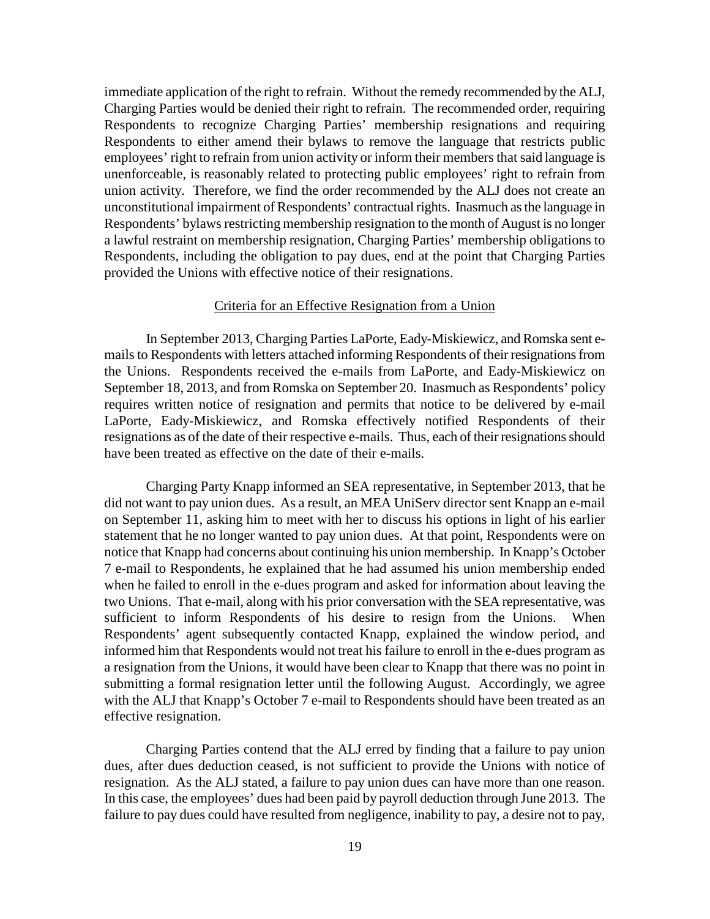immediate application of the right to refrain. Without the remedy recommended by the ALJ, Charging Parties would be denied their right to refrain. The recommended order, requiring Respondents to recognize Charging Parties' membership resignations and requiring Respondents to either amend their bylaws to remove the language that restricts public employees' right to refrain from union activity or inform their members that said language is unenforceable, is reasonably related to protecting public employees' right to refrain from union activity. Therefore, we find the order recommended by the ALJ does not create an unconstitutional impairment of Respondents' contractual rights. Inasmuch as the language in Respondents' bylaws restricting membership resignation to the month of August is no longer a lawful restraint on membership resignation, Charging Parties' membership obligations to Respondents, including the obligation to pay dues, end at the point that Charging Parties provided the Unions with effective notice of their resignations.

## Criteria for an Effective Resignation from a Union

In September 2013, Charging Parties LaPorte, Eady-Miskiewicz, and Romska sent e-mails to Respondents with letters attached informing Respondents of their resignations from the Unions. Respondents received the e-mails from LaPorte, and Eady-Miskiewicz on September 18, 2013, and from Romska on September 20. Inasmuch as Respondents' policy requires written notice of resignation and permits that notice to be delivered by e-mail LaPorte, Eady-Miskiewicz, and Romska effectively notified Respondents of their resignations as of the date of their respective e-mails. Thus, each of their resignations should have been treated as effective on the date of their e-mails.

Charging Party Knapp informed an SEA representative, in September 2013, that he did not want to pay union dues. As a result, an MEA UniServ director sent Knapp an e-mail on September 11, asking him to meet with her to discuss his options in light of his earlier statement that he no longer wanted to pay union dues. At that point, Respondents were on notice that Knapp had concerns about continuing his union membership. In Knapp's October 7 e-mail to Respondents, he explained that he had assumed his union membership ended when he failed to enroll in the e-dues program and asked for information about leaving the two Unions. That e-mail, along with his prior conversation with the SEA representative, was sufficient to inform Respondents of his desire to resign from the Unions. When Respondents' agent subsequently contacted Knapp, explained the window period, and informed him that Respondents would not treat his failure to enroll in the e-dues program as a resignation from the Unions, it would have been clear to Knapp that there was no point in submitting a formal resignation letter until the following August. Accordingly, we agree with the ALJ that Knapp's October 7 e-mail to Respondents should have been treated as an effective resignation.

Charging Parties contend that the ALJ erred by finding that a failure to pay union dues, after dues deduction ceased, is not sufficient to provide the Unions with notice of resignation. As the ALJ stated, a failure to pay union dues can have more than one reason. In this case, the employees' dues had been paid by payroll deduction through June 2013. The failure to pay dues could have resulted from negligence, inability to pay, a desire not to pay,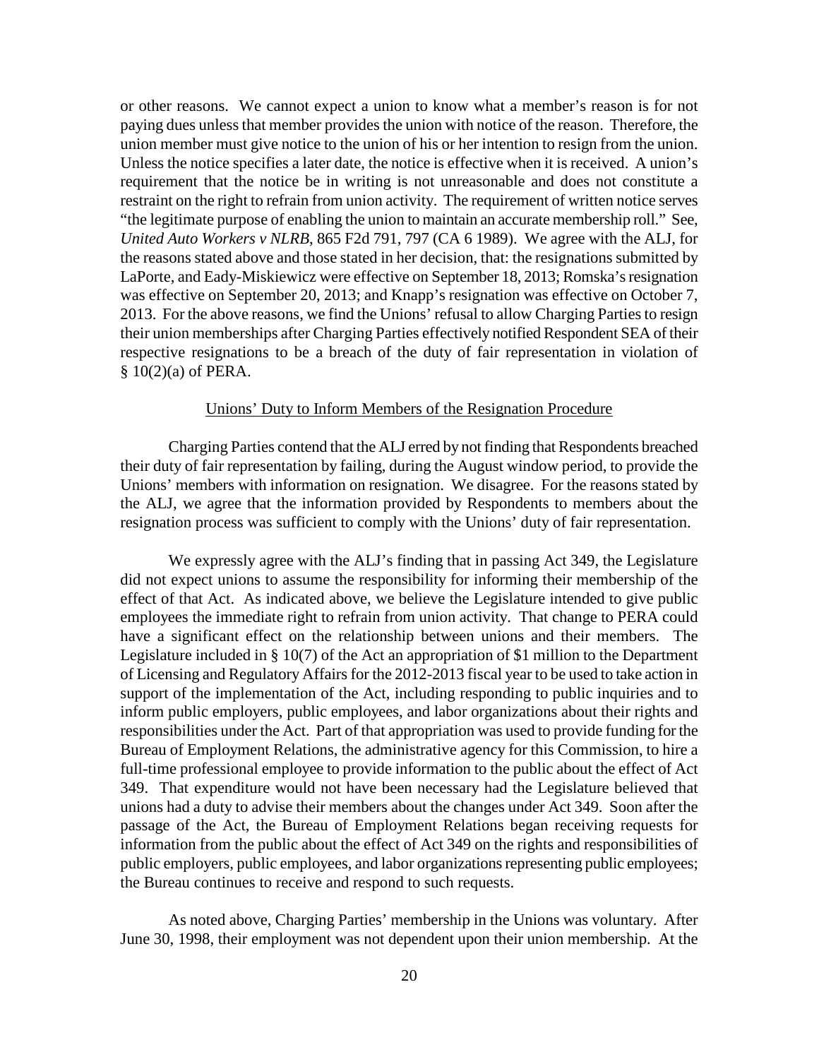or other reasons. We cannot expect a union to know what a member's reason is for not paying dues unless that member provides the union with notice of the reason. Therefore, the union member must give notice to the union of his or her intention to resign from the union. Unless the notice specifies a later date, the notice is effective when it is received. A union's requirement that the notice be in writing is not unreasonable and does not constitute a restraint on the right to refrain from union activity. The requirement of written notice serves "the legitimate purpose of enabling the union to maintain an accurate membership roll." See, *United Auto Workers v NLRB*, 865 F2d 791, 797 (CA 6 1989). We agree with the ALJ, for the reasons stated above and those stated in her decision, that: the resignations submitted by LaPorte, and Eady-Miskiewicz were effective on September 18, 2013; Romska's resignation was effective on September 20, 2013; and Knapp's resignation was effective on October 7, 2013. For the above reasons, we find the Unions' refusal to allow Charging Parties to resign their union memberships after Charging Parties effectively notified Respondent SEA of their respective resignations to be a breach of the duty of fair representation in violation of § 10(2)(a) of PERA.

## Unions' Duty to Inform Members of the Resignation Procedure

Charging Parties contend that the ALJ erred by not finding that Respondents breached their duty of fair representation by failing, during the August window period, to provide the Unions' members with information on resignation. We disagree. For the reasons stated by the ALJ, we agree that the information provided by Respondents to members about the resignation process was sufficient to comply with the Unions' duty of fair representation.

We expressly agree with the ALJ's finding that in passing Act 349, the Legislature did not expect unions to assume the responsibility for informing their membership of the effect of that Act. As indicated above, we believe the Legislature intended to give public employees the immediate right to refrain from union activity. That change to PERA could have a significant effect on the relationship between unions and their members. The Legislature included in § 10(7) of the Act an appropriation of $1 million to the Department of Licensing and Regulatory Affairs for the 2012-2013 fiscal year to be used to take action in support of the implementation of the Act, including responding to public inquiries and to inform public employers, public employees, and labor organizations about their rights and responsibilities under the Act. Part of that appropriation was used to provide funding for the Bureau of Employment Relations, the administrative agency for this Commission, to hire a full-time professional employee to provide information to the public about the effect of Act 349. That expenditure would not have been necessary had the Legislature believed that unions had a duty to advise their members about the changes under Act 349. Soon after the passage of the Act, the Bureau of Employment Relations began receiving requests for information from the public about the effect of Act 349 on the rights and responsibilities of public employers, public employees, and labor organizations representing public employees; the Bureau continues to receive and respond to such requests.

As noted above, Charging Parties' membership in the Unions was voluntary. After June 30, 1998, their employment was not dependent upon their union membership. At the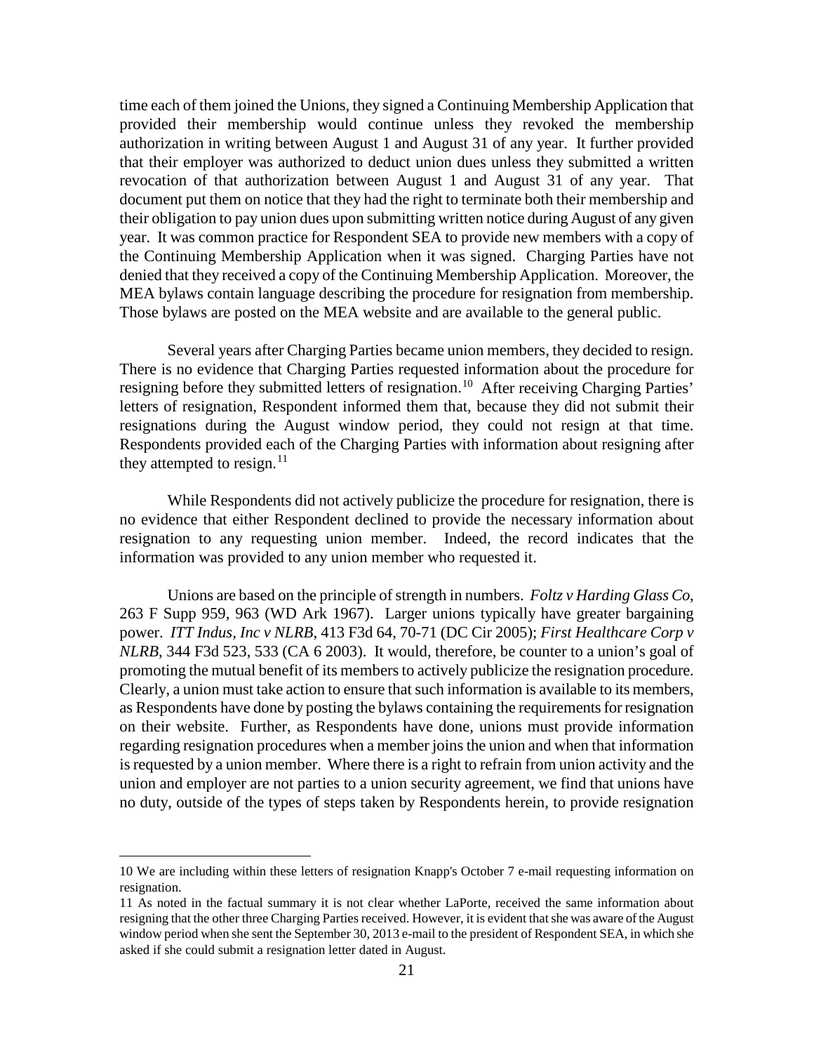time each of them joined the Unions, they signed a Continuing Membership Application that provided their membership would continue unless they revoked the membership authorization in writing between August 1 and August 31 of any year. It further provided that their employer was authorized to deduct union dues unless they submitted a written revocation of that authorization between August 1 and August 31 of any year. That document put them on notice that they had the right to terminate both their membership and their obligation to pay union dues upon submitting written notice during August of any given year. It was common practice for Respondent SEA to provide new members with a copy of the Continuing Membership Application when it was signed. Charging Parties have not denied that they received a copy of the Continuing Membership Application. Moreover, the MEA bylaws contain language describing the procedure for resignation from membership. Those bylaws are posted on the MEA website and are available to the general public.

Several years after Charging Parties became union members, they decided to resign. There is no evidence that Charging Parties requested information about the procedure for resigning before they submitted letters of resignation.[10] After receiving Charging Parties' letters of resignation, Respondent informed them that, because they did not submit their resignations during the August window period, they could not resign at that time. Respondents provided each of the Charging Parties with information about resigning after they attempted to resign.[11]

While Respondents did not actively publicize the procedure for resignation, there is no evidence that either Respondent declined to provide the necessary information about resignation to any requesting union member. Indeed, the record indicates that the information was provided to any union member who requested it.

Unions are based on the principle of strength in numbers. *Foltz v Harding Glass Co*, 263 F Supp 959, 963 (WD Ark 1967). Larger unions typically have greater bargaining power. *ITT Indus, Inc v NLRB*, 413 F3d 64, 70-71 (DC Cir 2005); *First Healthcare Corp v NLRB*, 344 F3d 523, 533 (CA 6 2003). It would, therefore, be counter to a union's goal of promoting the mutual benefit of its members to actively publicize the resignation procedure. Clearly, a union must take action to ensure that such information is available to its members, as Respondents have done by posting the bylaws containing the requirements for resignation on their website. Further, as Respondents have done, unions must provide information regarding resignation procedures when a member joins the union and when that information is requested by a union member. Where there is a right to refrain from union activity and the union and employer are not parties to a union security agreement, we find that unions have no duty, outside of the types of steps taken by Respondents herein, to provide resignation

---

10 We are including within these letters of resignation Knapp's October 7 e-mail requesting information on resignation.

11 As noted in the factual summary it is not clear whether LaPorte, received the same information about resigning that the other three Charging Parties received. However, it is evident that she was aware of the August window period when she sent the September 30, 2013 e-mail to the president of Respondent SEA, in which she asked if she could submit a resignation letter dated in August.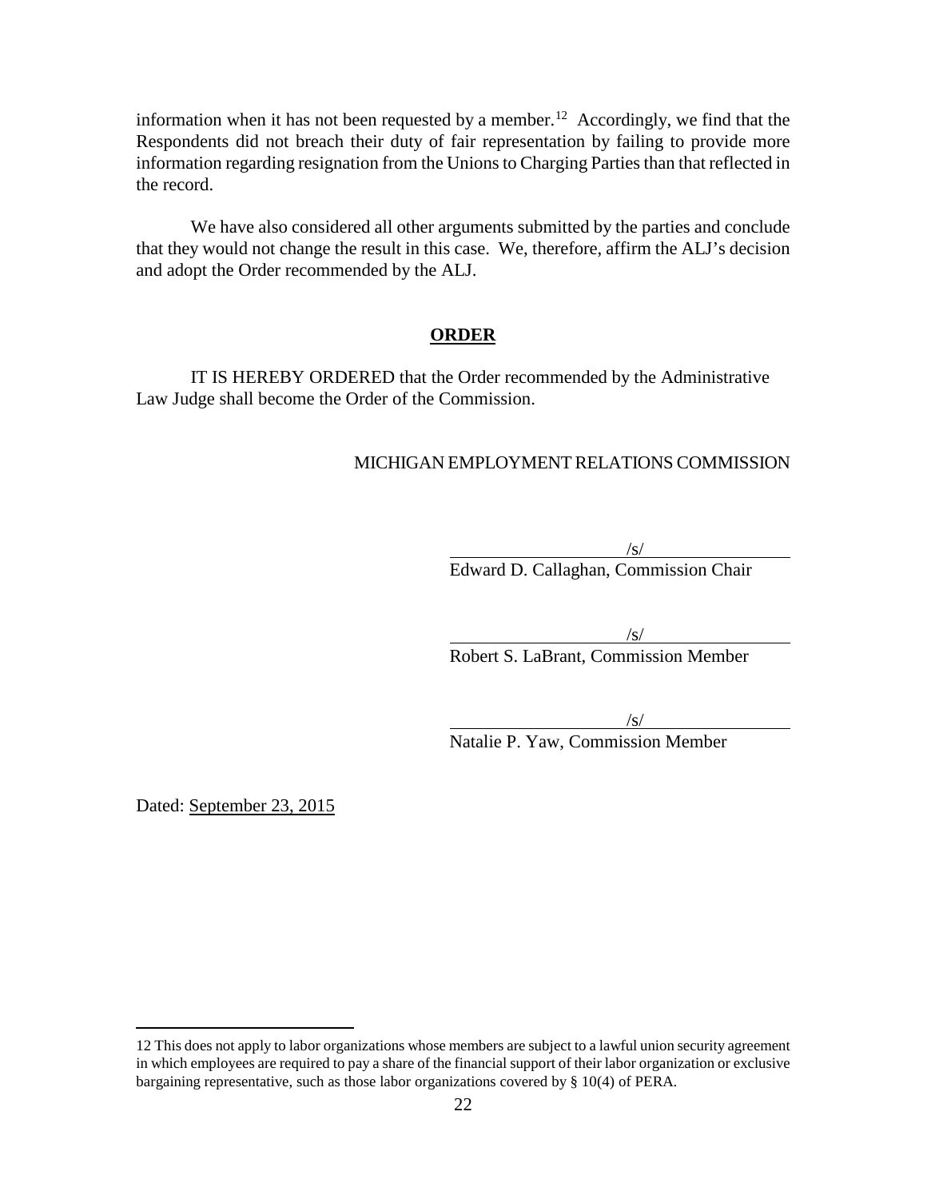information when it has not been requested by a member.[12] Accordingly, we find that the Respondents did not breach their duty of fair representation by failing to provide more information regarding resignation from the Unions to Charging Parties than that reflected in the record.

We have also considered all other arguments submitted by the parties and conclude that they would not change the result in this case. We, therefore, affirm the ALJ's decision and adopt the Order recommended by the ALJ.

## ORDER

IT IS HEREBY ORDERED that the Order recommended by the Administrative Law Judge shall become the Order of the Commission.

MICHIGAN EMPLOYMENT RELATIONS COMMISSION

/s/
Edward D. Callaghan, Commission Chair

/s/
Robert S. LaBrant, Commission Member

/s/
Natalie P. Yaw, Commission Member

Dated: September 23, 2015

---

12 This does not apply to labor organizations whose members are subject to a lawful union security agreement in which employees are required to pay a share of the financial support of their labor organization or exclusive bargaining representative, such as those labor organizations covered by § 10(4) of PERA.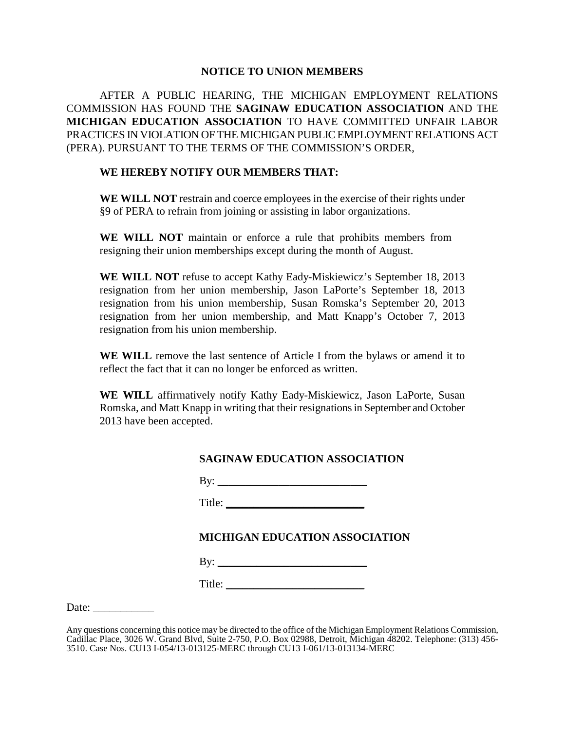# NOTICE TO UNION MEMBERS

AFTER A PUBLIC HEARING, THE MICHIGAN EMPLOYMENT RELATIONS COMMISSION HAS FOUND THE **SAGINAW EDUCATION ASSOCIATION** AND THE **MICHIGAN EDUCATION ASSOCIATION** TO HAVE COMMITTED UNFAIR LABOR PRACTICES IN VIOLATION OF THE MICHIGAN PUBLIC EMPLOYMENT RELATIONS ACT (PERA). PURSUANT TO THE TERMS OF THE COMMISSION'S ORDER,

**WE HEREBY NOTIFY OUR MEMBERS THAT:**

**WE WILL NOT** restrain and coerce employees in the exercise of their rights under §9 of PERA to refrain from joining or assisting in labor organizations.

**WE WILL NOT** maintain or enforce a rule that prohibits members from resigning their union memberships except during the month of August.

**WE WILL NOT** refuse to accept Kathy Eady-Miskiewicz's September 18, 2013 resignation from her union membership, Jason LaPorte's September 18, 2013 resignation from his union membership, Susan Romska's September 20, 2013 resignation from her union membership, and Matt Knapp's October 7, 2013 resignation from his union membership.

**WE WILL** remove the last sentence of Article I from the bylaws or amend it to reflect the fact that it can no longer be enforced as written.

**WE WILL** affirmatively notify Kathy Eady-Miskiewicz, Jason LaPorte, Susan Romska, and Matt Knapp in writing that their resignations in September and October 2013 have been accepted.

**SAGINAW EDUCATION ASSOCIATION**

By: ___________________________

Title: _________________________

**MICHIGAN EDUCATION ASSOCIATION**

By: ___________________________

Title: _________________________

Date: ___________

Any questions concerning this notice may be directed to the office of the Michigan Employment Relations Commission, Cadillac Place, 3026 W. Grand Blvd, Suite 2-750, P.O. Box 02988, Detroit, Michigan 48202. Telephone: (313) 456-3510. Case Nos. CU13 I-054/13-013125-MERC through CU13 I-061/13-013134-MERC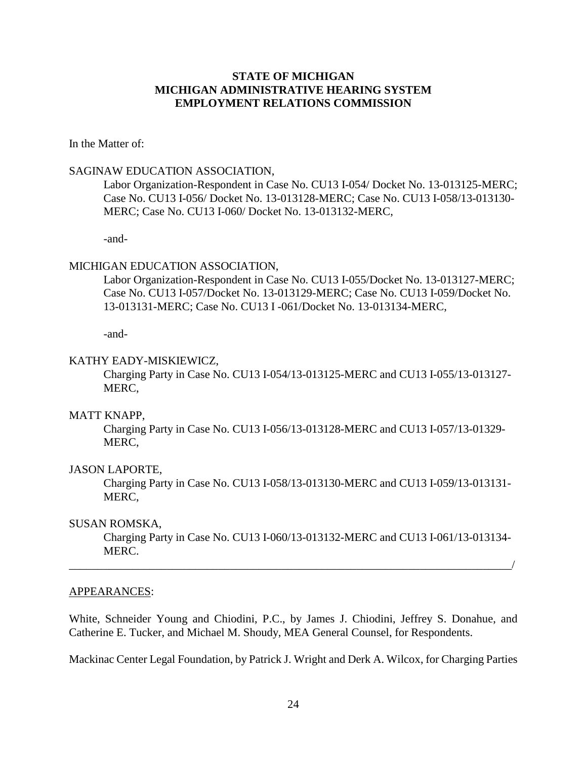**STATE OF MICHIGAN**
**MICHIGAN ADMINISTRATIVE HEARING SYSTEM**
**EMPLOYMENT RELATIONS COMMISSION**

In the Matter of:

SAGINAW EDUCATION ASSOCIATION,

Labor Organization-Respondent in Case No. CU13 I-054/ Docket No. 13-013125-MERC; Case No. CU13 I-056/ Docket No. 13-013128-MERC; Case No. CU13 I-058/13-013130-MERC; Case No. CU13 I-060/ Docket No. 13-013132-MERC,

-and-

MICHIGAN EDUCATION ASSOCIATION,

Labor Organization-Respondent in Case No. CU13 I-055/Docket No. 13-013127-MERC; Case No. CU13 I-057/Docket No. 13-013129-MERC; Case No. CU13 I-059/Docket No. 13-013131-MERC; Case No. CU13 I -061/Docket No. 13-013134-MERC,

-and-

KATHY EADY-MISKIEWICZ,

Charging Party in Case No. CU13 I-054/13-013125-MERC and CU13 I-055/13-013127-MERC,

MATT KNAPP,

Charging Party in Case No. CU13 I-056/13-013128-MERC and CU13 I-057/13-01329-MERC,

JASON LAPORTE,

Charging Party in Case No. CU13 I-058/13-013130-MERC and CU13 I-059/13-013131-MERC,

SUSAN ROMSKA,

Charging Party in Case No. CU13 I-060/13-013132-MERC and CU13 I-061/13-013134-MERC.

_______________________________________________________________________________/

APPEARANCES:

White, Schneider Young and Chiodini, P.C., by James J. Chiodini, Jeffrey S. Donahue, and Catherine E. Tucker, and Michael M. Shoudy, MEA General Counsel, for Respondents.

Mackinac Center Legal Foundation, by Patrick J. Wright and Derk A. Wilcox, for Charging Parties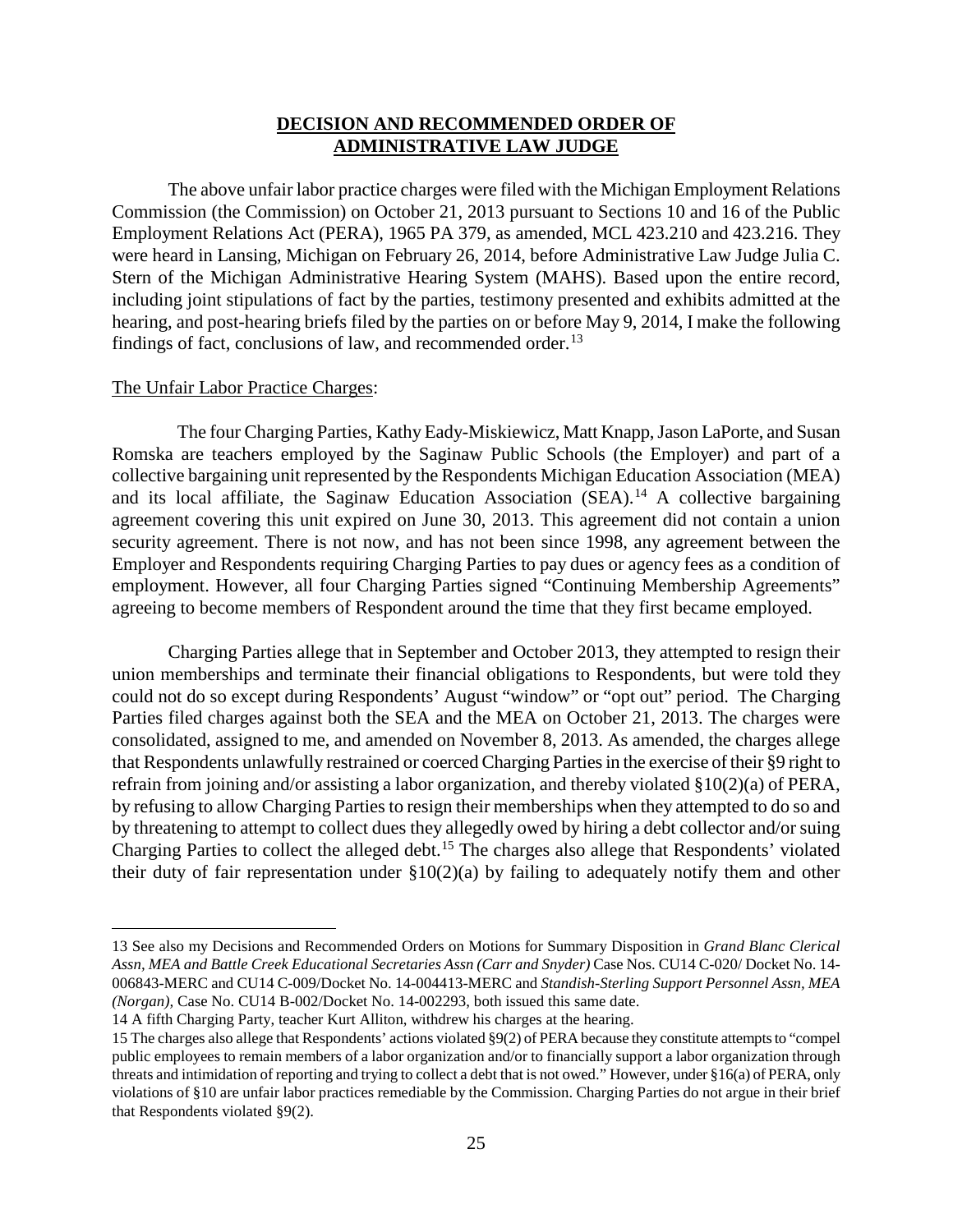**DECISION AND RECOMMENDED ORDER OF ADMINISTRATIVE LAW JUDGE**

The above unfair labor practice charges were filed with the Michigan Employment Relations Commission (the Commission) on October 21, 2013 pursuant to Sections 10 and 16 of the Public Employment Relations Act (PERA), 1965 PA 379, as amended, MCL 423.210 and 423.216. They were heard in Lansing, Michigan on February 26, 2014, before Administrative Law Judge Julia C. Stern of the Michigan Administrative Hearing System (MAHS). Based upon the entire record, including joint stipulations of fact by the parties, testimony presented and exhibits admitted at the hearing, and post-hearing briefs filed by the parties on or before May 9, 2014, I make the following findings of fact, conclusions of law, and recommended order.[13]

The Unfair Labor Practice Charges:

The four Charging Parties, Kathy Eady-Miskiewicz, Matt Knapp, Jason LaPorte, and Susan Romska are teachers employed by the Saginaw Public Schools (the Employer) and part of a collective bargaining unit represented by the Respondents Michigan Education Association (MEA) and its local affiliate, the Saginaw Education Association (SEA).[14] A collective bargaining agreement covering this unit expired on June 30, 2013. This agreement did not contain a union security agreement. There is not now, and has not been since 1998, any agreement between the Employer and Respondents requiring Charging Parties to pay dues or agency fees as a condition of employment. However, all four Charging Parties signed "Continuing Membership Agreements" agreeing to become members of Respondent around the time that they first became employed.

Charging Parties allege that in September and October 2013, they attempted to resign their union memberships and terminate their financial obligations to Respondents, but were told they could not do so except during Respondents' August "window" or "opt out" period. The Charging Parties filed charges against both the SEA and the MEA on October 21, 2013. The charges were consolidated, assigned to me, and amended on November 8, 2013. As amended, the charges allege that Respondents unlawfully restrained or coerced Charging Parties in the exercise of their §9 right to refrain from joining and/or assisting a labor organization, and thereby violated §10(2)(a) of PERA, by refusing to allow Charging Parties to resign their memberships when they attempted to do so and by threatening to attempt to collect dues they allegedly owed by hiring a debt collector and/or suing Charging Parties to collect the alleged debt.[15] The charges also allege that Respondents' violated their duty of fair representation under §10(2)(a) by failing to adequately notify them and other

---

13 See also my Decisions and Recommended Orders on Motions for Summary Disposition in *Grand Blanc Clerical Assn, MEA and Battle Creek Educational Secretaries Assn (Carr and Snyder)* Case Nos. CU14 C-020/ Docket No. 14-006843-MERC and CU14 C-009/Docket No. 14-004413-MERC and *Standish-Sterling Support Personnel Assn, MEA (Norgan)*, Case No. CU14 B-002/Docket No. 14-002293, both issued this same date.

14 A fifth Charging Party, teacher Kurt Alliton, withdrew his charges at the hearing.

15 The charges also allege that Respondents' actions violated §9(2) of PERA because they constitute attempts to "compel public employees to remain members of a labor organization and/or to financially support a labor organization through threats and intimidation of reporting and trying to collect a debt that is not owed." However, under §16(a) of PERA, only violations of §10 are unfair labor practices remediable by the Commission. Charging Parties do not argue in their brief that Respondents violated §9(2).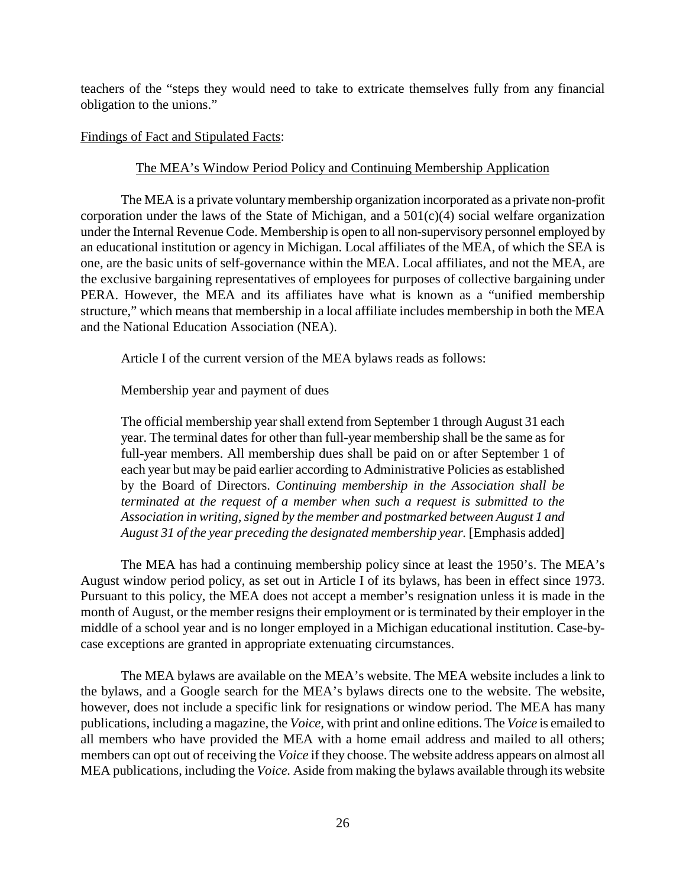teachers of the "steps they would need to take to extricate themselves fully from any financial obligation to the unions."

<u>Findings of Fact and Stipulated Facts</u>:

<u>The MEA's Window Period Policy and Continuing Membership Application</u>

The MEA is a private voluntary membership organization incorporated as a private non-profit corporation under the laws of the State of Michigan, and a 501(c)(4) social welfare organization under the Internal Revenue Code. Membership is open to all non-supervisory personnel employed by an educational institution or agency in Michigan. Local affiliates of the MEA, of which the SEA is one, are the basic units of self-governance within the MEA. Local affiliates, and not the MEA, are the exclusive bargaining representatives of employees for purposes of collective bargaining under PERA. However, the MEA and its affiliates have what is known as a "unified membership structure," which means that membership in a local affiliate includes membership in both the MEA and the National Education Association (NEA).

Article I of the current version of the MEA bylaws reads as follows:

> Membership year and payment of dues
>
> The official membership year shall extend from September 1 through August 31 each year. The terminal dates for other than full-year membership shall be the same as for full-year members. All membership dues shall be paid on or after September 1 of each year but may be paid earlier according to Administrative Policies as established by the Board of Directors. *Continuing membership in the Association shall be terminated at the request of a member when such a request is submitted to the Association in writing, signed by the member and postmarked between August 1 and August 31 of the year preceding the designated membership year.* [Emphasis added]

The MEA has had a continuing membership policy since at least the 1950's. The MEA's August window period policy, as set out in Article I of its bylaws, has been in effect since 1973. Pursuant to this policy, the MEA does not accept a member's resignation unless it is made in the month of August, or the member resigns their employment or is terminated by their employer in the middle of a school year and is no longer employed in a Michigan educational institution. Case-by-case exceptions are granted in appropriate extenuating circumstances.

The MEA bylaws are available on the MEA's website. The MEA website includes a link to the bylaws, and a Google search for the MEA's bylaws directs one to the website. The website, however, does not include a specific link for resignations or window period. The MEA has many publications, including a magazine, the *Voice,* with print and online editions. The *Voice* is emailed to all members who have provided the MEA with a home email address and mailed to all others; members can opt out of receiving the *Voice* if they choose. The website address appears on almost all MEA publications, including the *Voice.* Aside from making the bylaws available through its website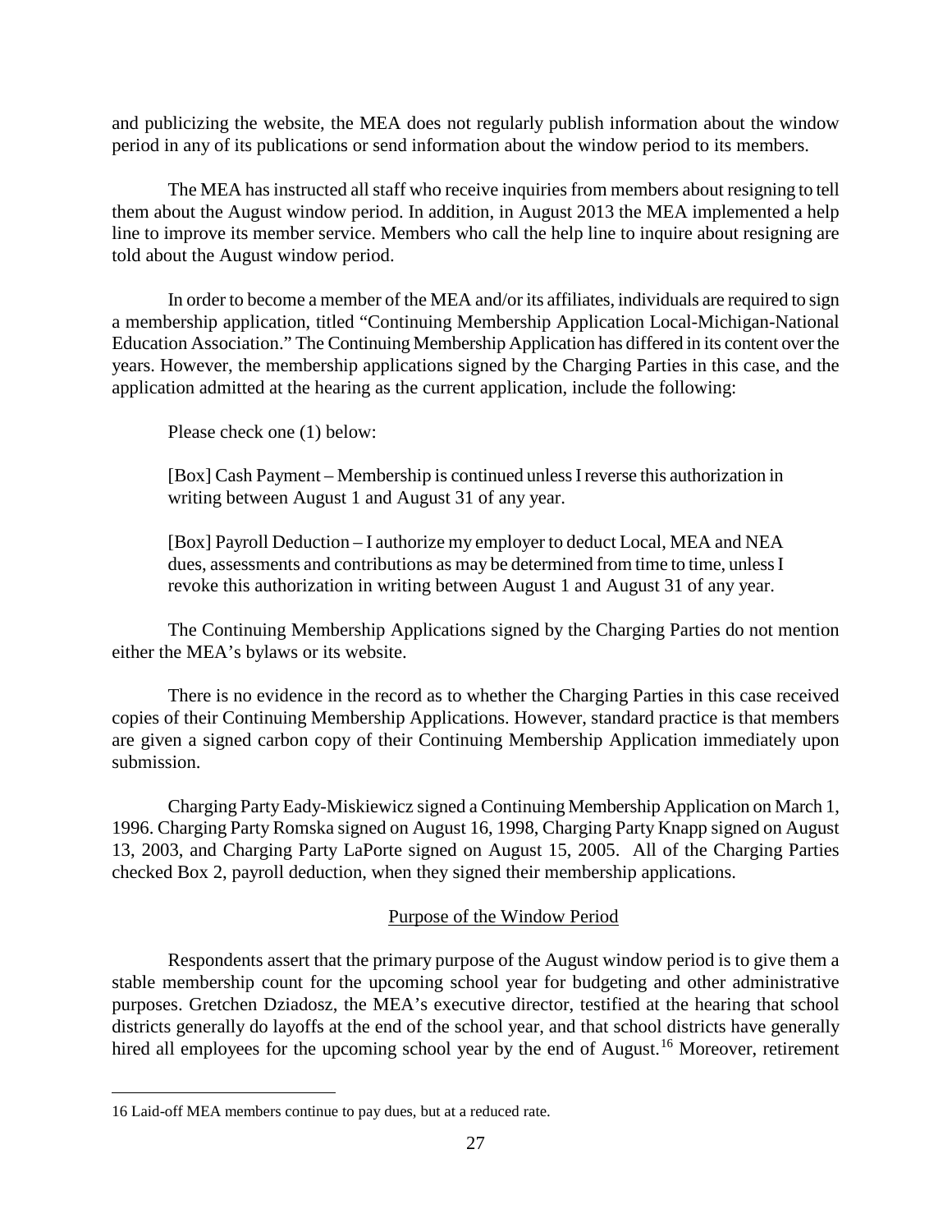and publicizing the website, the MEA does not regularly publish information about the window period in any of its publications or send information about the window period to its members.

The MEA has instructed all staff who receive inquiries from members about resigning to tell them about the August window period. In addition, in August 2013 the MEA implemented a help line to improve its member service. Members who call the help line to inquire about resigning are told about the August window period.

In order to become a member of the MEA and/or its affiliates, individuals are required to sign a membership application, titled "Continuing Membership Application Local-Michigan-National Education Association." The Continuing Membership Application has differed in its content over the years. However, the membership applications signed by the Charging Parties in this case, and the application admitted at the hearing as the current application, include the following:

> Please check one (1) below:
>
> [Box] Cash Payment – Membership is continued unless I reverse this authorization in writing between August 1 and August 31 of any year.
>
> [Box] Payroll Deduction – I authorize my employer to deduct Local, MEA and NEA dues, assessments and contributions as may be determined from time to time, unless I revoke this authorization in writing between August 1 and August 31 of any year.

The Continuing Membership Applications signed by the Charging Parties do not mention either the MEA's bylaws or its website.

There is no evidence in the record as to whether the Charging Parties in this case received copies of their Continuing Membership Applications. However, standard practice is that members are given a signed carbon copy of their Continuing Membership Application immediately upon submission.

Charging Party Eady-Miskiewicz signed a Continuing Membership Application on March 1, 1996. Charging Party Romska signed on August 16, 1998, Charging Party Knapp signed on August 13, 2003, and Charging Party LaPorte signed on August 15, 2005. All of the Charging Parties checked Box 2, payroll deduction, when they signed their membership applications.

## Purpose of the Window Period

Respondents assert that the primary purpose of the August window period is to give them a stable membership count for the upcoming school year for budgeting and other administrative purposes. Gretchen Dziadosz, the MEA's executive director, testified at the hearing that school districts generally do layoffs at the end of the school year, and that school districts have generally hired all employees for the upcoming school year by the end of August.[16] Moreover, retirement

---

16 Laid-off MEA members continue to pay dues, but at a reduced rate.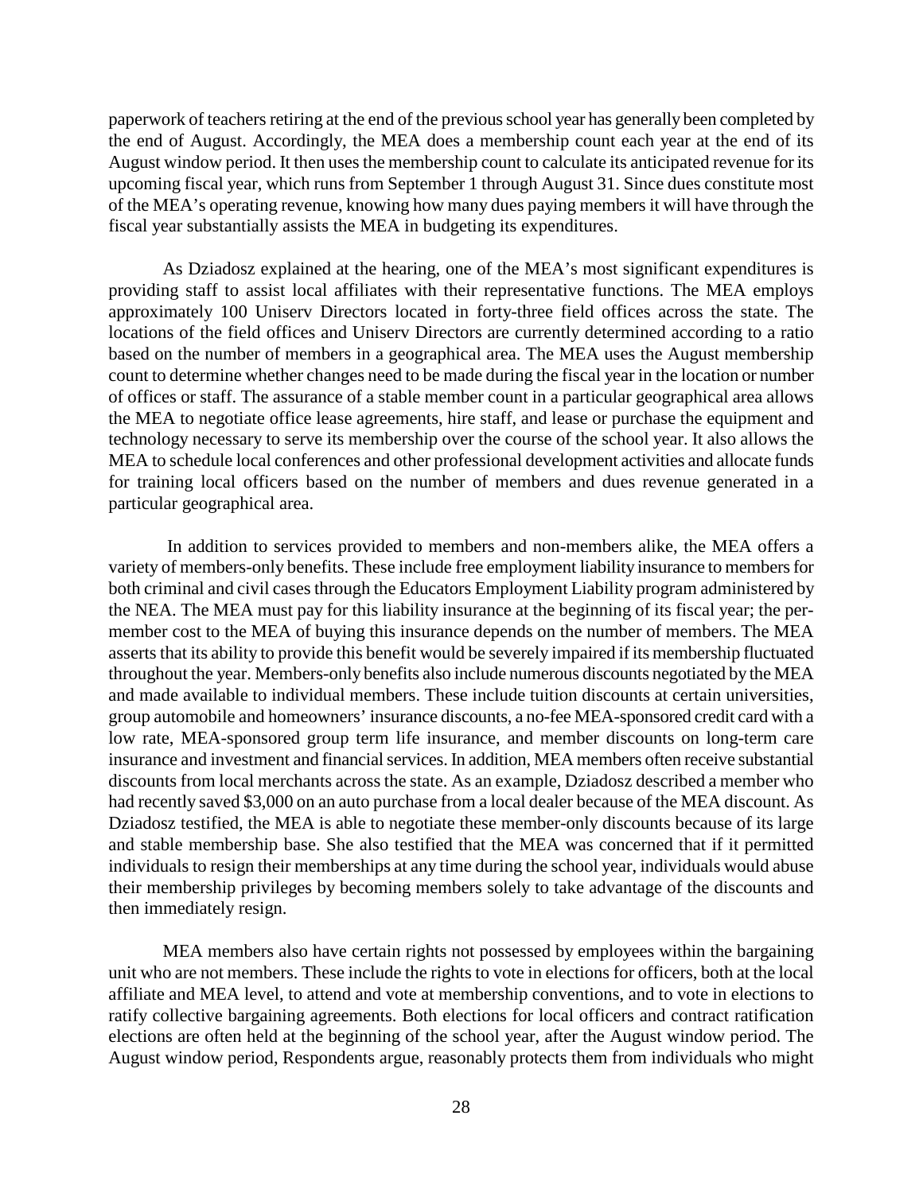paperwork of teachers retiring at the end of the previous school year has generally been completed by the end of August. Accordingly, the MEA does a membership count each year at the end of its August window period. It then uses the membership count to calculate its anticipated revenue for its upcoming fiscal year, which runs from September 1 through August 31. Since dues constitute most of the MEA's operating revenue, knowing how many dues paying members it will have through the fiscal year substantially assists the MEA in budgeting its expenditures.

As Dziadosz explained at the hearing, one of the MEA's most significant expenditures is providing staff to assist local affiliates with their representative functions. The MEA employs approximately 100 Uniserv Directors located in forty-three field offices across the state. The locations of the field offices and Uniserv Directors are currently determined according to a ratio based on the number of members in a geographical area. The MEA uses the August membership count to determine whether changes need to be made during the fiscal year in the location or number of offices or staff. The assurance of a stable member count in a particular geographical area allows the MEA to negotiate office lease agreements, hire staff, and lease or purchase the equipment and technology necessary to serve its membership over the course of the school year. It also allows the MEA to schedule local conferences and other professional development activities and allocate funds for training local officers based on the number of members and dues revenue generated in a particular geographical area.

In addition to services provided to members and non-members alike, the MEA offers a variety of members-only benefits. These include free employment liability insurance to members for both criminal and civil cases through the Educators Employment Liability program administered by the NEA. The MEA must pay for this liability insurance at the beginning of its fiscal year; the per-member cost to the MEA of buying this insurance depends on the number of members. The MEA asserts that its ability to provide this benefit would be severely impaired if its membership fluctuated throughout the year. Members-only benefits also include numerous discounts negotiated by the MEA and made available to individual members. These include tuition discounts at certain universities, group automobile and homeowners' insurance discounts, a no-fee MEA-sponsored credit card with a low rate, MEA-sponsored group term life insurance, and member discounts on long-term care insurance and investment and financial services. In addition, MEA members often receive substantial discounts from local merchants across the state. As an example, Dziadosz described a member who had recently saved $3,000 on an auto purchase from a local dealer because of the MEA discount. As Dziadosz testified, the MEA is able to negotiate these member-only discounts because of its large and stable membership base. She also testified that the MEA was concerned that if it permitted individuals to resign their memberships at any time during the school year, individuals would abuse their membership privileges by becoming members solely to take advantage of the discounts and then immediately resign.

MEA members also have certain rights not possessed by employees within the bargaining unit who are not members. These include the rights to vote in elections for officers, both at the local affiliate and MEA level, to attend and vote at membership conventions, and to vote in elections to ratify collective bargaining agreements. Both elections for local officers and contract ratification elections are often held at the beginning of the school year, after the August window period. The August window period, Respondents argue, reasonably protects them from individuals who might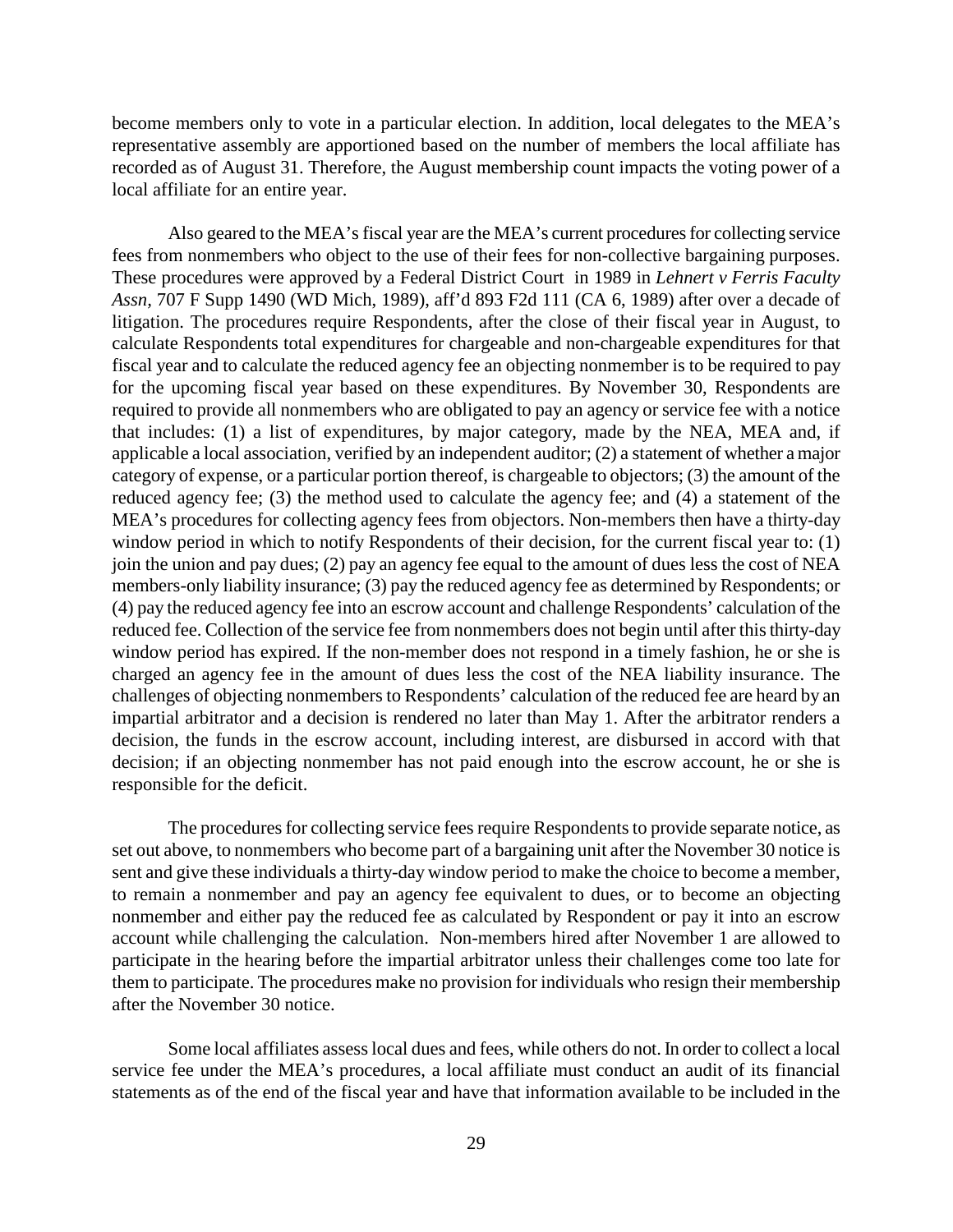become members only to vote in a particular election. In addition, local delegates to the MEA's representative assembly are apportioned based on the number of members the local affiliate has recorded as of August 31. Therefore, the August membership count impacts the voting power of a local affiliate for an entire year.

Also geared to the MEA's fiscal year are the MEA's current procedures for collecting service fees from nonmembers who object to the use of their fees for non-collective bargaining purposes. These procedures were approved by a Federal District Court in 1989 in *Lehnert v Ferris Faculty Assn*, 707 F Supp 1490 (WD Mich, 1989), aff'd 893 F2d 111 (CA 6, 1989) after over a decade of litigation. The procedures require Respondents, after the close of their fiscal year in August, to calculate Respondents total expenditures for chargeable and non-chargeable expenditures for that fiscal year and to calculate the reduced agency fee an objecting nonmember is to be required to pay for the upcoming fiscal year based on these expenditures. By November 30, Respondents are required to provide all nonmembers who are obligated to pay an agency or service fee with a notice that includes: (1) a list of expenditures, by major category, made by the NEA, MEA and, if applicable a local association, verified by an independent auditor; (2) a statement of whether a major category of expense, or a particular portion thereof, is chargeable to objectors; (3) the amount of the reduced agency fee; (3) the method used to calculate the agency fee; and (4) a statement of the MEA's procedures for collecting agency fees from objectors. Non-members then have a thirty-day window period in which to notify Respondents of their decision, for the current fiscal year to: (1) join the union and pay dues; (2) pay an agency fee equal to the amount of dues less the cost of NEA members-only liability insurance; (3) pay the reduced agency fee as determined by Respondents; or (4) pay the reduced agency fee into an escrow account and challenge Respondents' calculation of the reduced fee. Collection of the service fee from nonmembers does not begin until after this thirty-day window period has expired. If the non-member does not respond in a timely fashion, he or she is charged an agency fee in the amount of dues less the cost of the NEA liability insurance. The challenges of objecting nonmembers to Respondents' calculation of the reduced fee are heard by an impartial arbitrator and a decision is rendered no later than May 1. After the arbitrator renders a decision, the funds in the escrow account, including interest, are disbursed in accord with that decision; if an objecting nonmember has not paid enough into the escrow account, he or she is responsible for the deficit.

The procedures for collecting service fees require Respondents to provide separate notice, as set out above, to nonmembers who become part of a bargaining unit after the November 30 notice is sent and give these individuals a thirty-day window period to make the choice to become a member, to remain a nonmember and pay an agency fee equivalent to dues, or to become an objecting nonmember and either pay the reduced fee as calculated by Respondent or pay it into an escrow account while challenging the calculation. Non-members hired after November 1 are allowed to participate in the hearing before the impartial arbitrator unless their challenges come too late for them to participate. The procedures make no provision for individuals who resign their membership after the November 30 notice.

Some local affiliates assess local dues and fees, while others do not. In order to collect a local service fee under the MEA's procedures, a local affiliate must conduct an audit of its financial statements as of the end of the fiscal year and have that information available to be included in the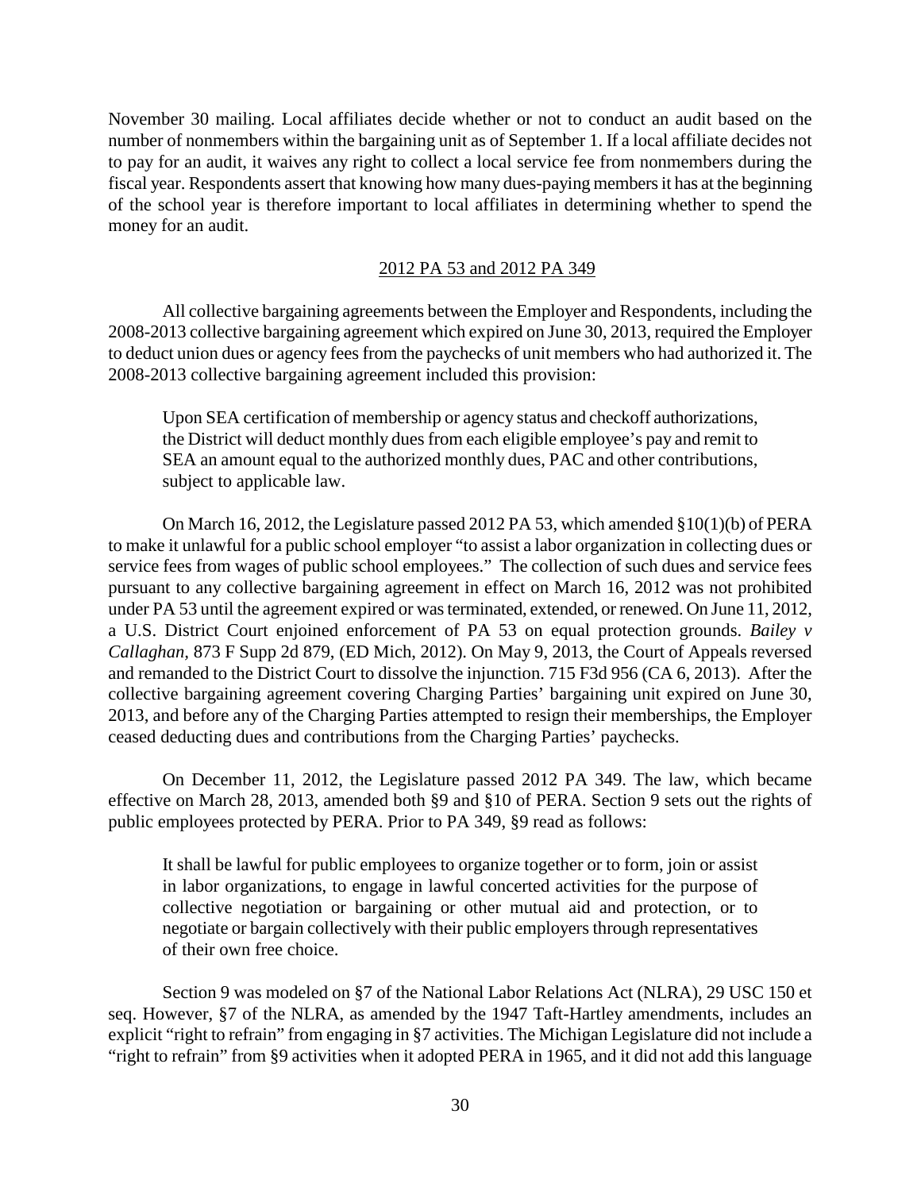November 30 mailing. Local affiliates decide whether or not to conduct an audit based on the number of nonmembers within the bargaining unit as of September 1. If a local affiliate decides not to pay for an audit, it waives any right to collect a local service fee from nonmembers during the fiscal year. Respondents assert that knowing how many dues-paying members it has at the beginning of the school year is therefore important to local affiliates in determining whether to spend the money for an audit.

## 2012 PA 53 and 2012 PA 349

All collective bargaining agreements between the Employer and Respondents, including the 2008-2013 collective bargaining agreement which expired on June 30, 2013, required the Employer to deduct union dues or agency fees from the paychecks of unit members who had authorized it. The 2008-2013 collective bargaining agreement included this provision:

> Upon SEA certification of membership or agency status and checkoff authorizations, the District will deduct monthly dues from each eligible employee's pay and remit to SEA an amount equal to the authorized monthly dues, PAC and other contributions, subject to applicable law.

On March 16, 2012, the Legislature passed 2012 PA 53, which amended §10(1)(b) of PERA to make it unlawful for a public school employer "to assist a labor organization in collecting dues or service fees from wages of public school employees." The collection of such dues and service fees pursuant to any collective bargaining agreement in effect on March 16, 2012 was not prohibited under PA 53 until the agreement expired or was terminated, extended, or renewed. On June 11, 2012, a U.S. District Court enjoined enforcement of PA 53 on equal protection grounds. *Bailey v Callaghan*, 873 F Supp 2d 879, (ED Mich, 2012). On May 9, 2013, the Court of Appeals reversed and remanded to the District Court to dissolve the injunction. 715 F3d 956 (CA 6, 2013). After the collective bargaining agreement covering Charging Parties' bargaining unit expired on June 30, 2013, and before any of the Charging Parties attempted to resign their memberships, the Employer ceased deducting dues and contributions from the Charging Parties' paychecks.

On December 11, 2012, the Legislature passed 2012 PA 349. The law, which became effective on March 28, 2013, amended both §9 and §10 of PERA. Section 9 sets out the rights of public employees protected by PERA. Prior to PA 349, §9 read as follows:

> It shall be lawful for public employees to organize together or to form, join or assist in labor organizations, to engage in lawful concerted activities for the purpose of collective negotiation or bargaining or other mutual aid and protection, or to negotiate or bargain collectively with their public employers through representatives of their own free choice.

Section 9 was modeled on §7 of the National Labor Relations Act (NLRA), 29 USC 150 et seq. However, §7 of the NLRA, as amended by the 1947 Taft-Hartley amendments, includes an explicit "right to refrain" from engaging in §7 activities. The Michigan Legislature did not include a "right to refrain" from §9 activities when it adopted PERA in 1965, and it did not add this language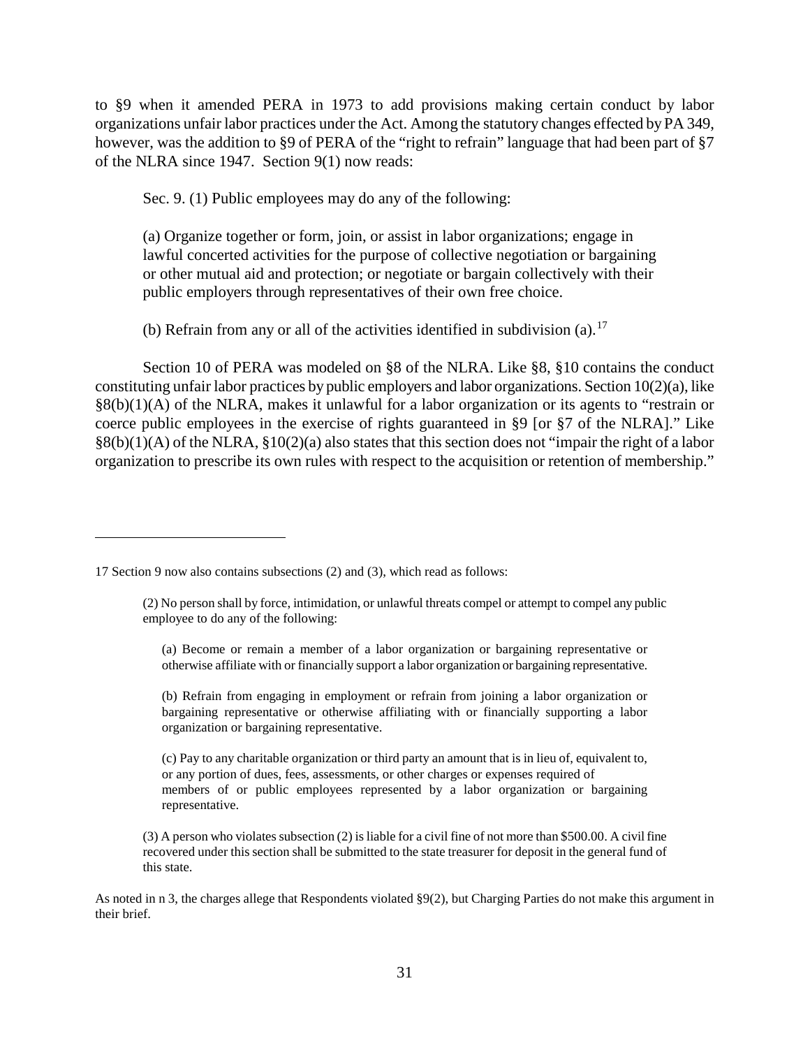to §9 when it amended PERA in 1973 to add provisions making certain conduct by labor organizations unfair labor practices under the Act. Among the statutory changes effected by PA 349, however, was the addition to §9 of PERA of the "right to refrain" language that had been part of §7 of the NLRA since 1947. Section 9(1) now reads:

> Sec. 9. (1) Public employees may do any of the following:
>
> (a) Organize together or form, join, or assist in labor organizations; engage in lawful concerted activities for the purpose of collective negotiation or bargaining or other mutual aid and protection; or negotiate or bargain collectively with their public employers through representatives of their own free choice.
>
> (b) Refrain from any or all of the activities identified in subdivision (a).[17]

Section 10 of PERA was modeled on §8 of the NLRA. Like §8, §10 contains the conduct constituting unfair labor practices by public employers and labor organizations. Section 10(2)(a), like §8(b)(1)(A) of the NLRA, makes it unlawful for a labor organization or its agents to "restrain or coerce public employees in the exercise of rights guaranteed in §9 [or §7 of the NLRA]." Like §8(b)(1)(A) of the NLRA, §10(2)(a) also states that this section does not "impair the right of a labor organization to prescribe its own rules with respect to the acquisition or retention of membership."

---

17 Section 9 now also contains subsections (2) and (3), which read as follows:

> (2) No person shall by force, intimidation, or unlawful threats compel or attempt to compel any public employee to do any of the following:
>
> (a) Become or remain a member of a labor organization or bargaining representative or otherwise affiliate with or financially support a labor organization or bargaining representative.
>
> (b) Refrain from engaging in employment or refrain from joining a labor organization or bargaining representative or otherwise affiliating with or financially supporting a labor organization or bargaining representative.
>
> (c) Pay to any charitable organization or third party an amount that is in lieu of, equivalent to, or any portion of dues, fees, assessments, or other charges or expenses required of members of or public employees represented by a labor organization or bargaining representative.
>
> (3) A person who violates subsection (2) is liable for a civil fine of not more than $500.00. A civil fine recovered under this section shall be submitted to the state treasurer for deposit in the general fund of this state.

As noted in n 3, the charges allege that Respondents violated §9(2), but Charging Parties do not make this argument in their brief.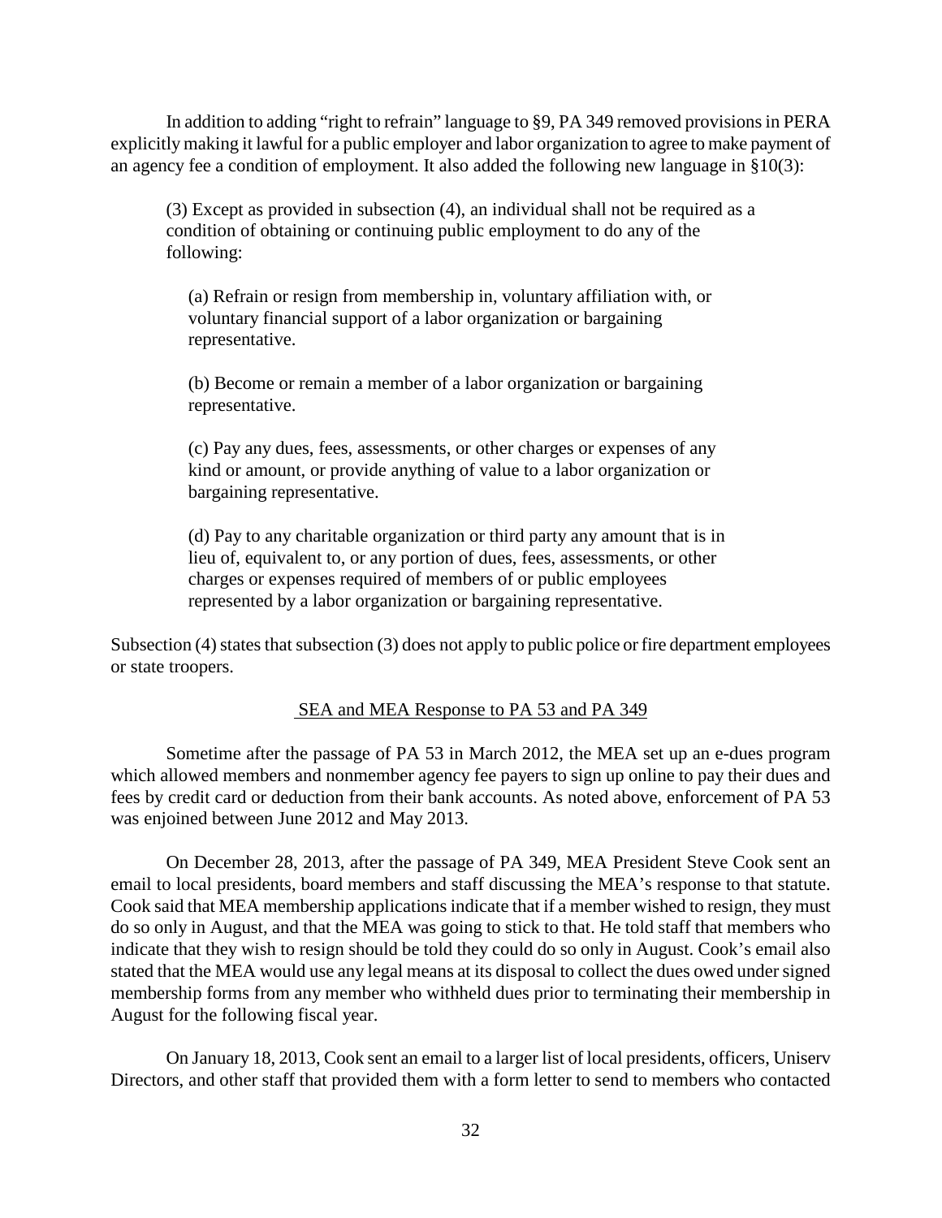In addition to adding "right to refrain" language to §9, PA 349 removed provisions in PERA explicitly making it lawful for a public employer and labor organization to agree to make payment of an agency fee a condition of employment. It also added the following new language in §10(3):

> (3) Except as provided in subsection (4), an individual shall not be required as a condition of obtaining or continuing public employment to do any of the following:
>
> (a) Refrain or resign from membership in, voluntary affiliation with, or voluntary financial support of a labor organization or bargaining representative.
>
> (b) Become or remain a member of a labor organization or bargaining representative.
>
> (c) Pay any dues, fees, assessments, or other charges or expenses of any kind or amount, or provide anything of value to a labor organization or bargaining representative.
>
> (d) Pay to any charitable organization or third party any amount that is in lieu of, equivalent to, or any portion of dues, fees, assessments, or other charges or expenses required of members of or public employees represented by a labor organization or bargaining representative.

Subsection (4) states that subsection (3) does not apply to public police or fire department employees or state troopers.

<u>SEA and MEA Response to PA 53 and PA 349</u>

Sometime after the passage of PA 53 in March 2012, the MEA set up an e-dues program which allowed members and nonmember agency fee payers to sign up online to pay their dues and fees by credit card or deduction from their bank accounts. As noted above, enforcement of PA 53 was enjoined between June 2012 and May 2013.

On December 28, 2013, after the passage of PA 349, MEA President Steve Cook sent an email to local presidents, board members and staff discussing the MEA's response to that statute. Cook said that MEA membership applications indicate that if a member wished to resign, they must do so only in August, and that the MEA was going to stick to that. He told staff that members who indicate that they wish to resign should be told they could do so only in August. Cook's email also stated that the MEA would use any legal means at its disposal to collect the dues owed under signed membership forms from any member who withheld dues prior to terminating their membership in August for the following fiscal year.

On January 18, 2013, Cook sent an email to a larger list of local presidents, officers, Uniserv Directors, and other staff that provided them with a form letter to send to members who contacted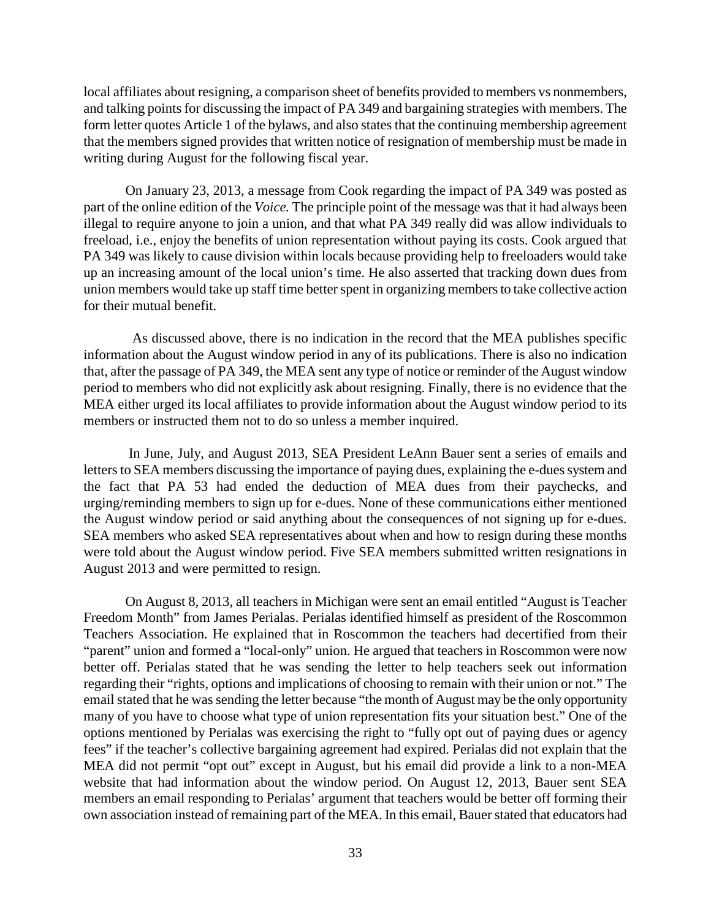local affiliates about resigning, a comparison sheet of benefits provided to members vs nonmembers, and talking points for discussing the impact of PA 349 and bargaining strategies with members. The form letter quotes Article 1 of the bylaws, and also states that the continuing membership agreement that the members signed provides that written notice of resignation of membership must be made in writing during August for the following fiscal year.

On January 23, 2013, a message from Cook regarding the impact of PA 349 was posted as part of the online edition of the *Voice.* The principle point of the message was that it had always been illegal to require anyone to join a union, and that what PA 349 really did was allow individuals to freeload, i.e., enjoy the benefits of union representation without paying its costs. Cook argued that PA 349 was likely to cause division within locals because providing help to freeloaders would take up an increasing amount of the local union's time. He also asserted that tracking down dues from union members would take up staff time better spent in organizing members to take collective action for their mutual benefit.

As discussed above, there is no indication in the record that the MEA publishes specific information about the August window period in any of its publications. There is also no indication that, after the passage of PA 349, the MEA sent any type of notice or reminder of the August window period to members who did not explicitly ask about resigning. Finally, there is no evidence that the MEA either urged its local affiliates to provide information about the August window period to its members or instructed them not to do so unless a member inquired.

In June, July, and August 2013, SEA President LeAnn Bauer sent a series of emails and letters to SEA members discussing the importance of paying dues, explaining the e-dues system and the fact that PA 53 had ended the deduction of MEA dues from their paychecks, and urging/reminding members to sign up for e-dues. None of these communications either mentioned the August window period or said anything about the consequences of not signing up for e-dues. SEA members who asked SEA representatives about when and how to resign during these months were told about the August window period. Five SEA members submitted written resignations in August 2013 and were permitted to resign.

On August 8, 2013, all teachers in Michigan were sent an email entitled "August is Teacher Freedom Month" from James Perialas. Perialas identified himself as president of the Roscommon Teachers Association. He explained that in Roscommon the teachers had decertified from their "parent" union and formed a "local-only" union. He argued that teachers in Roscommon were now better off. Perialas stated that he was sending the letter to help teachers seek out information regarding their "rights, options and implications of choosing to remain with their union or not." The email stated that he was sending the letter because "the month of August may be the only opportunity many of you have to choose what type of union representation fits your situation best." One of the options mentioned by Perialas was exercising the right to "fully opt out of paying dues or agency fees" if the teacher's collective bargaining agreement had expired. Perialas did not explain that the MEA did not permit "opt out" except in August, but his email did provide a link to a non-MEA website that had information about the window period. On August 12, 2013, Bauer sent SEA members an email responding to Perialas' argument that teachers would be better off forming their own association instead of remaining part of the MEA. In this email, Bauer stated that educators had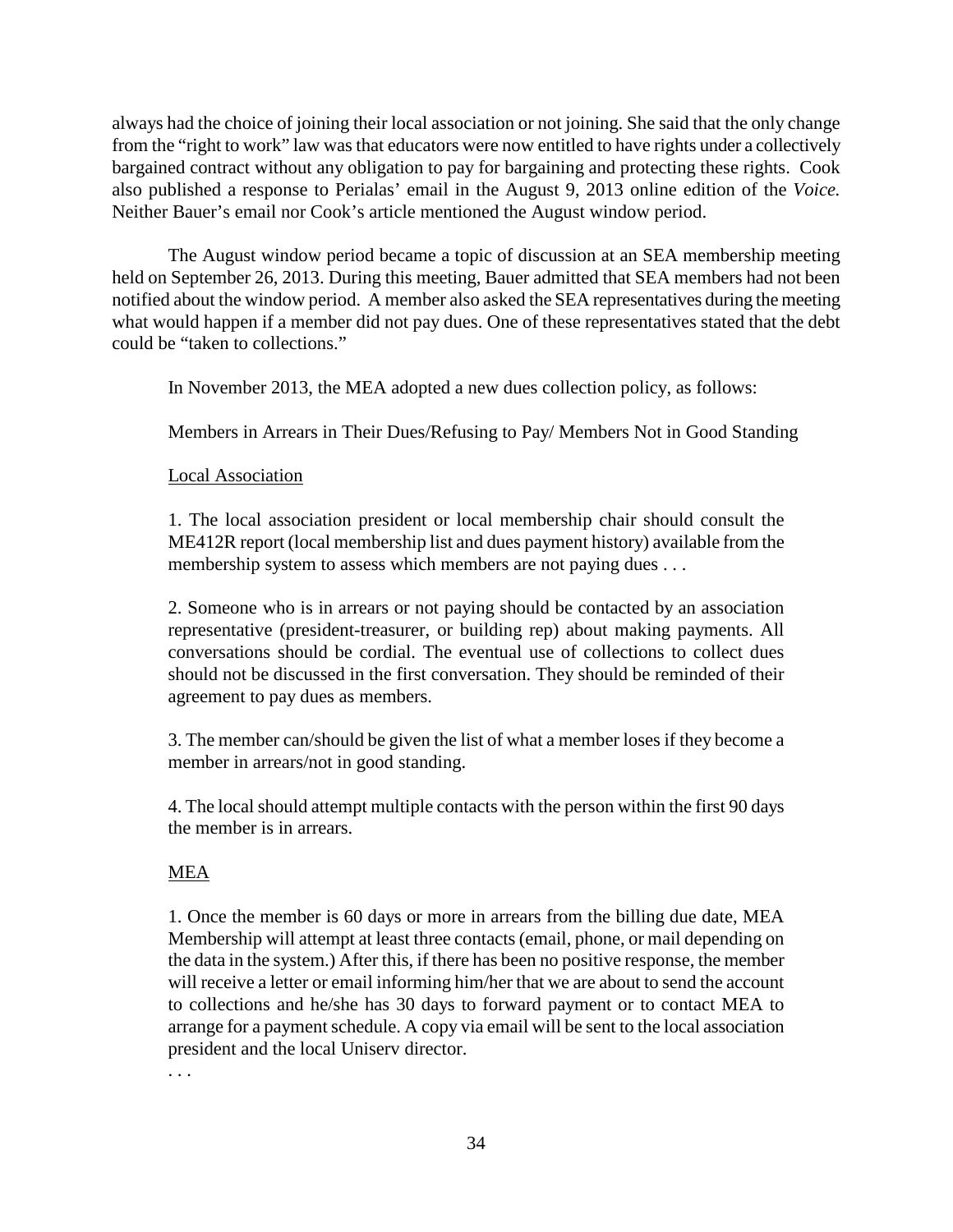always had the choice of joining their local association or not joining. She said that the only change from the "right to work" law was that educators were now entitled to have rights under a collectively bargained contract without any obligation to pay for bargaining and protecting these rights. Cook also published a response to Perialas' email in the August 9, 2013 online edition of the *Voice.* Neither Bauer's email nor Cook's article mentioned the August window period.

The August window period became a topic of discussion at an SEA membership meeting held on September 26, 2013. During this meeting, Bauer admitted that SEA members had not been notified about the window period. A member also asked the SEA representatives during the meeting what would happen if a member did not pay dues. One of these representatives stated that the debt could be "taken to collections."

In November 2013, the MEA adopted a new dues collection policy, as follows:

> Members in Arrears in Their Dues/Refusing to Pay/ Members Not in Good Standing
>
> <u>Local Association</u>
>
> 1. The local association president or local membership chair should consult the ME412R report (local membership list and dues payment history) available from the membership system to assess which members are not paying dues . . .
>
> 2. Someone who is in arrears or not paying should be contacted by an association representative (president-treasurer, or building rep) about making payments. All conversations should be cordial. The eventual use of collections to collect dues should not be discussed in the first conversation. They should be reminded of their agreement to pay dues as members.
>
> 3. The member can/should be given the list of what a member loses if they become a member in arrears/not in good standing.
>
> 4. The local should attempt multiple contacts with the person within the first 90 days the member is in arrears.
>
> <u>MEA</u>
>
> 1. Once the member is 60 days or more in arrears from the billing due date, MEA Membership will attempt at least three contacts (email, phone, or mail depending on the data in the system.) After this, if there has been no positive response, the member will receive a letter or email informing him/her that we are about to send the account to collections and he/she has 30 days to forward payment or to contact MEA to arrange for a payment schedule. A copy via email will be sent to the local association president and the local Uniserv director.
>
> . . .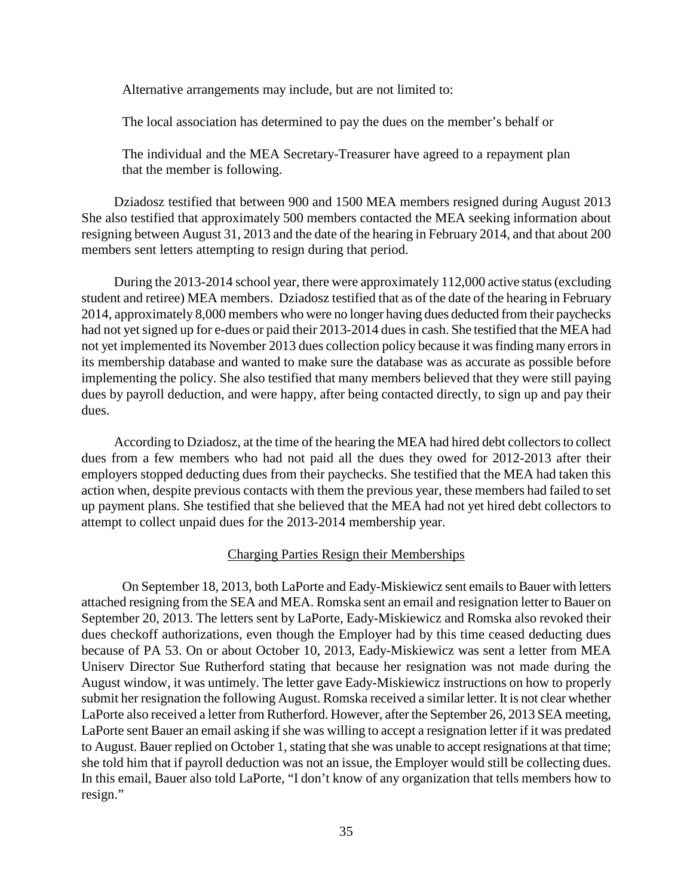Alternative arrangements may include, but are not limited to:

The local association has determined to pay the dues on the member's behalf or

The individual and the MEA Secretary-Treasurer have agreed to a repayment plan that the member is following.

Dziadosz testified that between 900 and 1500 MEA members resigned during August 2013 She also testified that approximately 500 members contacted the MEA seeking information about resigning between August 31, 2013 and the date of the hearing in February 2014, and that about 200 members sent letters attempting to resign during that period.

During the 2013-2014 school year, there were approximately 112,000 active status (excluding student and retiree) MEA members. Dziadosz testified that as of the date of the hearing in February 2014, approximately 8,000 members who were no longer having dues deducted from their paychecks had not yet signed up for e-dues or paid their 2013-2014 dues in cash. She testified that the MEA had not yet implemented its November 2013 dues collection policy because it was finding many errors in its membership database and wanted to make sure the database was as accurate as possible before implementing the policy. She also testified that many members believed that they were still paying dues by payroll deduction, and were happy, after being contacted directly, to sign up and pay their dues.

According to Dziadosz, at the time of the hearing the MEA had hired debt collectors to collect dues from a few members who had not paid all the dues they owed for 2012-2013 after their employers stopped deducting dues from their paychecks. She testified that the MEA had taken this action when, despite previous contacts with them the previous year, these members had failed to set up payment plans. She testified that she believed that the MEA had not yet hired debt collectors to attempt to collect unpaid dues for the 2013-2014 membership year.

Charging Parties Resign their Memberships

On September 18, 2013, both LaPorte and Eady-Miskiewicz sent emails to Bauer with letters attached resigning from the SEA and MEA. Romska sent an email and resignation letter to Bauer on September 20, 2013. The letters sent by LaPorte, Eady-Miskiewicz and Romska also revoked their dues checkoff authorizations, even though the Employer had by this time ceased deducting dues because of PA 53. On or about October 10, 2013, Eady-Miskiewicz was sent a letter from MEA Uniserv Director Sue Rutherford stating that because her resignation was not made during the August window, it was untimely. The letter gave Eady-Miskiewicz instructions on how to properly submit her resignation the following August. Romska received a similar letter. It is not clear whether LaPorte also received a letter from Rutherford. However, after the September 26, 2013 SEA meeting, LaPorte sent Bauer an email asking if she was willing to accept a resignation letter if it was predated to August. Bauer replied on October 1, stating that she was unable to accept resignations at that time; she told him that if payroll deduction was not an issue, the Employer would still be collecting dues. In this email, Bauer also told LaPorte, "I don't know of any organization that tells members how to resign."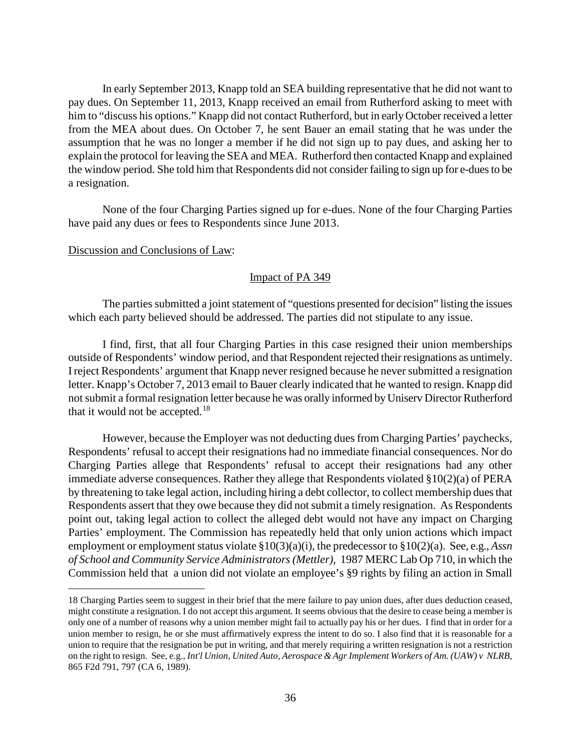In early September 2013, Knapp told an SEA building representative that he did not want to pay dues. On September 11, 2013, Knapp received an email from Rutherford asking to meet with him to "discuss his options." Knapp did not contact Rutherford, but in early October received a letter from the MEA about dues. On October 7, he sent Bauer an email stating that he was under the assumption that he was no longer a member if he did not sign up to pay dues, and asking her to explain the protocol for leaving the SEA and MEA. Rutherford then contacted Knapp and explained the window period. She told him that Respondents did not consider failing to sign up for e-dues to be a resignation.

None of the four Charging Parties signed up for e-dues. None of the four Charging Parties have paid any dues or fees to Respondents since June 2013.

<u>Discussion and Conclusions of Law</u>:

<u>Impact of PA 349</u>

The parties submitted a joint statement of "questions presented for decision" listing the issues which each party believed should be addressed. The parties did not stipulate to any issue.

I find, first, that all four Charging Parties in this case resigned their union memberships outside of Respondents' window period, and that Respondent rejected their resignations as untimely. I reject Respondents' argument that Knapp never resigned because he never submitted a resignation letter. Knapp's October 7, 2013 email to Bauer clearly indicated that he wanted to resign. Knapp did not submit a formal resignation letter because he was orally informed by Uniserv Director Rutherford that it would not be accepted.[18]

However, because the Employer was not deducting dues from Charging Parties' paychecks, Respondents' refusal to accept their resignations had no immediate financial consequences. Nor do Charging Parties allege that Respondents' refusal to accept their resignations had any other immediate adverse consequences. Rather they allege that Respondents violated §10(2)(a) of PERA by threatening to take legal action, including hiring a debt collector, to collect membership dues that Respondents assert that they owe because they did not submit a timely resignation. As Respondents point out, taking legal action to collect the alleged debt would not have any impact on Charging Parties' employment. The Commission has repeatedly held that only union actions which impact employment or employment status violate §10(3)(a)(i), the predecessor to §10(2)(a). See, e.g., *Assn of School and Community Service Administrators (Mettler),* 1987 MERC Lab Op 710, in which the Commission held that a union did not violate an employee's §9 rights by filing an action in Small

---

18 Charging Parties seem to suggest in their brief that the mere failure to pay union dues, after dues deduction ceased, might constitute a resignation. I do not accept this argument. It seems obvious that the desire to cease being a member is only one of a number of reasons why a union member might fail to actually pay his or her dues. I find that in order for a union member to resign, he or she must affirmatively express the intent to do so. I also find that it is reasonable for a union to require that the resignation be put in writing, and that merely requiring a written resignation is not a restriction on the right to resign. See, e.g., *Int'l Union, United Auto, Aerospace & Agr Implement Workers of Am. (UAW) v NLRB*, 865 F2d 791, 797 (CA 6, 1989).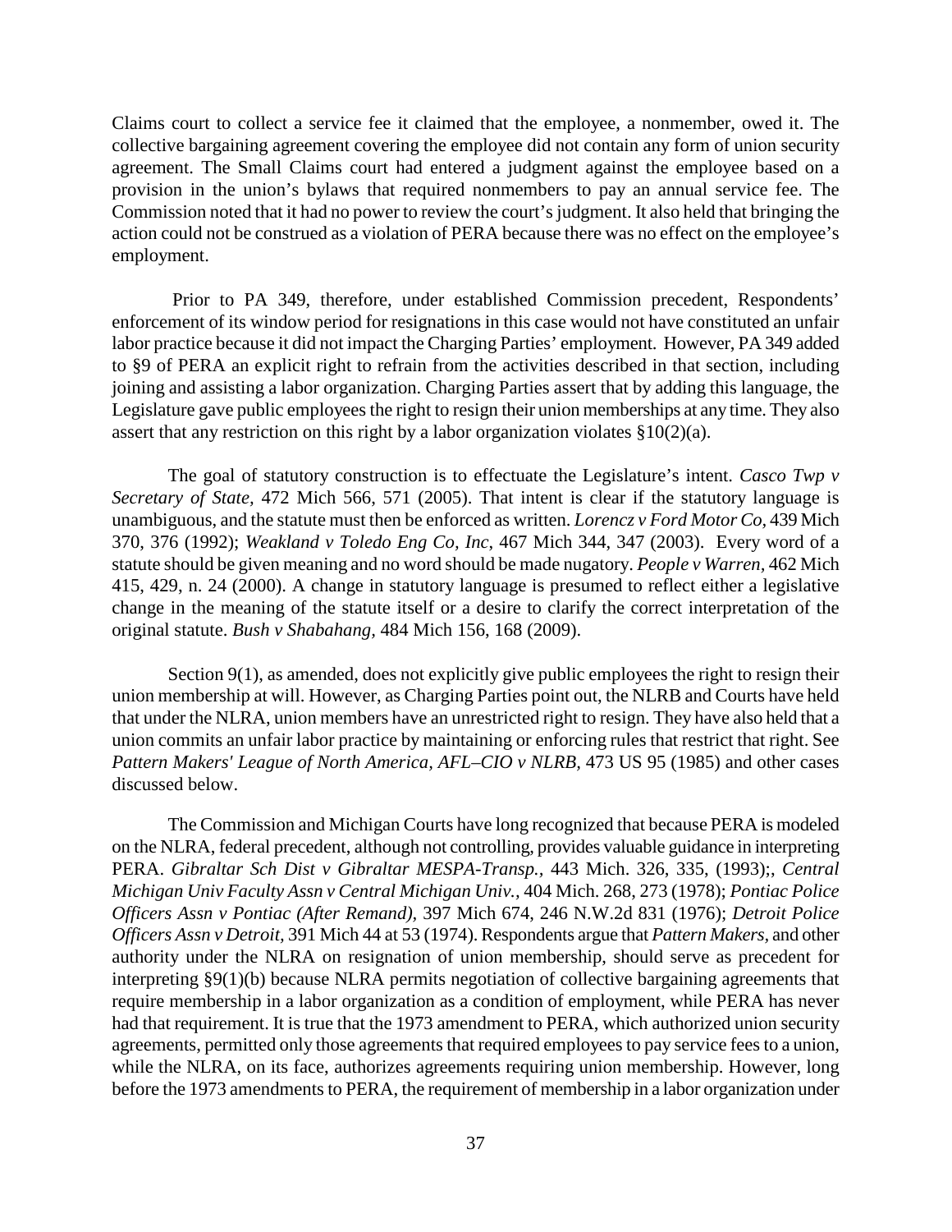Claims court to collect a service fee it claimed that the employee, a nonmember, owed it. The collective bargaining agreement covering the employee did not contain any form of union security agreement. The Small Claims court had entered a judgment against the employee based on a provision in the union's bylaws that required nonmembers to pay an annual service fee. The Commission noted that it had no power to review the court's judgment. It also held that bringing the action could not be construed as a violation of PERA because there was no effect on the employee's employment.

Prior to PA 349, therefore, under established Commission precedent, Respondents' enforcement of its window period for resignations in this case would not have constituted an unfair labor practice because it did not impact the Charging Parties' employment. However, PA 349 added to §9 of PERA an explicit right to refrain from the activities described in that section, including joining and assisting a labor organization. Charging Parties assert that by adding this language, the Legislature gave public employees the right to resign their union memberships at any time. They also assert that any restriction on this right by a labor organization violates §10(2)(a).

The goal of statutory construction is to effectuate the Legislature's intent. *Casco Twp v Secretary of State*, 472 Mich 566, 571 (2005). That intent is clear if the statutory language is unambiguous, and the statute must then be enforced as written. *Lorencz v Ford Motor Co*, 439 Mich 370, 376 (1992); *Weakland v Toledo Eng Co, Inc*, 467 Mich 344, 347 (2003). Every word of a statute should be given meaning and no word should be made nugatory. *People v Warren*, 462 Mich 415, 429, n. 24 (2000). A change in statutory language is presumed to reflect either a legislative change in the meaning of the statute itself or a desire to clarify the correct interpretation of the original statute. *Bush v Shabahang*, 484 Mich 156, 168 (2009).

Section 9(1), as amended, does not explicitly give public employees the right to resign their union membership at will. However, as Charging Parties point out, the NLRB and Courts have held that under the NLRA, union members have an unrestricted right to resign. They have also held that a union commits an unfair labor practice by maintaining or enforcing rules that restrict that right. See *Pattern Makers' League of North America, AFL–CIO v NLRB*, 473 US 95 (1985) and other cases discussed below.

The Commission and Michigan Courts have long recognized that because PERA is modeled on the NLRA, federal precedent, although not controlling, provides valuable guidance in interpreting PERA. *Gibraltar Sch Dist v Gibraltar MESPA-Transp.*, 443 Mich. 326, 335, (1993);, *Central Michigan Univ Faculty Assn v Central Michigan Univ.*, 404 Mich. 268, 273 (1978); *Pontiac Police Officers Assn v Pontiac (After Remand)*, 397 Mich 674, 246 N.W.2d 831 (1976); *Detroit Police Officers Assn v Detroit*, 391 Mich 44 at 53 (1974). Respondents argue that *Pattern Makers*, and other authority under the NLRA on resignation of union membership, should serve as precedent for interpreting §9(1)(b) because NLRA permits negotiation of collective bargaining agreements that require membership in a labor organization as a condition of employment, while PERA has never had that requirement. It is true that the 1973 amendment to PERA, which authorized union security agreements, permitted only those agreements that required employees to pay service fees to a union, while the NLRA, on its face, authorizes agreements requiring union membership. However, long before the 1973 amendments to PERA, the requirement of membership in a labor organization under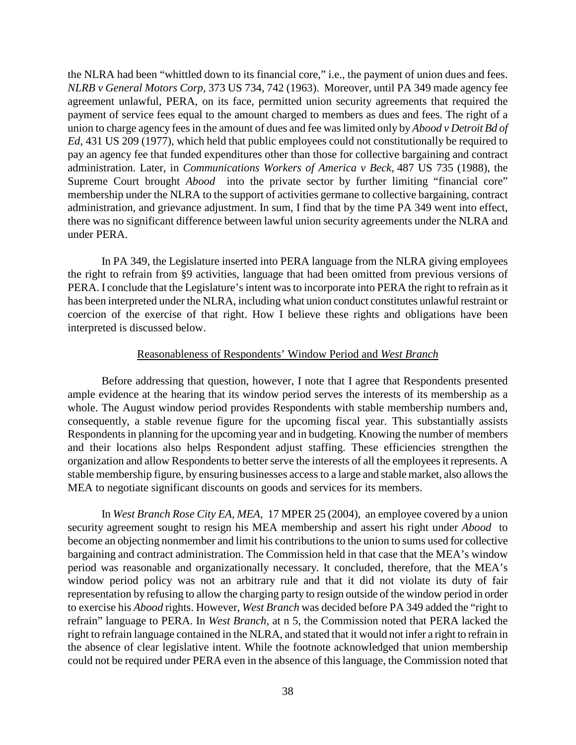the NLRA had been "whittled down to its financial core," i.e., the payment of union dues and fees. *NLRB v General Motors Corp,* 373 US 734, 742 (1963). Moreover, until PA 349 made agency fee agreement unlawful, PERA, on its face, permitted union security agreements that required the payment of service fees equal to the amount charged to members as dues and fees. The right of a union to charge agency fees in the amount of dues and fee was limited only by *Abood v Detroit Bd of Ed,* 431 US 209 (1977), which held that public employees could not constitutionally be required to pay an agency fee that funded expenditures other than those for collective bargaining and contract administration. Later, in *Communications Workers of America v Beck,* 487 US 735 (1988), the Supreme Court brought *Abood* into the private sector by further limiting "financial core" membership under the NLRA to the support of activities germane to collective bargaining, contract administration, and grievance adjustment. In sum, I find that by the time PA 349 went into effect, there was no significant difference between lawful union security agreements under the NLRA and under PERA.

In PA 349, the Legislature inserted into PERA language from the NLRA giving employees the right to refrain from §9 activities, language that had been omitted from previous versions of PERA. I conclude that the Legislature's intent was to incorporate into PERA the right to refrain as it has been interpreted under the NLRA, including what union conduct constitutes unlawful restraint or coercion of the exercise of that right. How I believe these rights and obligations have been interpreted is discussed below.

<u>Reasonableness of Respondents' Window Period and *West Branch*</u>

Before addressing that question, however, I note that I agree that Respondents presented ample evidence at the hearing that its window period serves the interests of its membership as a whole. The August window period provides Respondents with stable membership numbers and, consequently, a stable revenue figure for the upcoming fiscal year. This substantially assists Respondents in planning for the upcoming year and in budgeting. Knowing the number of members and their locations also helps Respondent adjust staffing. These efficiencies strengthen the organization and allow Respondents to better serve the interests of all the employees it represents. A stable membership figure, by ensuring businesses access to a large and stable market, also allows the MEA to negotiate significant discounts on goods and services for its members.

In *West Branch Rose City EA, MEA,* 17 MPER 25 (2004), an employee covered by a union security agreement sought to resign his MEA membership and assert his right under *Abood* to become an objecting nonmember and limit his contributions to the union to sums used for collective bargaining and contract administration. The Commission held in that case that the MEA's window period was reasonable and organizationally necessary. It concluded, therefore, that the MEA's window period policy was not an arbitrary rule and that it did not violate its duty of fair representation by refusing to allow the charging party to resign outside of the window period in order to exercise his *Abood* rights. However, *West Branch* was decided before PA 349 added the "right to refrain" language to PERA. In *West Branch,* at n 5, the Commission noted that PERA lacked the right to refrain language contained in the NLRA, and stated that it would not infer a right to refrain in the absence of clear legislative intent. While the footnote acknowledged that union membership could not be required under PERA even in the absence of this language, the Commission noted that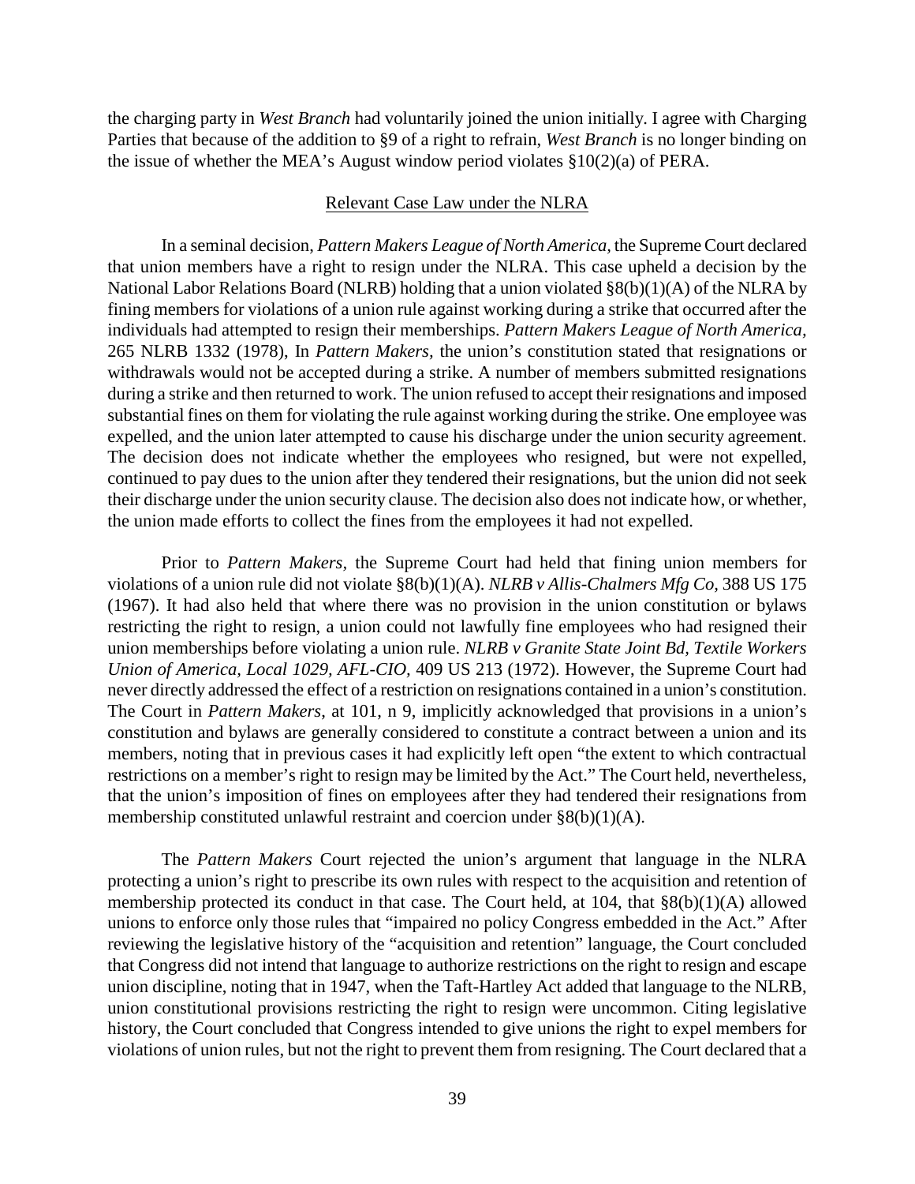the charging party in *West Branch* had voluntarily joined the union initially. I agree with Charging Parties that because of the addition to §9 of a right to refrain, *West Branch* is no longer binding on the issue of whether the MEA's August window period violates §10(2)(a) of PERA.

## Relevant Case Law under the NLRA

In a seminal decision, *Pattern Makers League of North America*, the Supreme Court declared that union members have a right to resign under the NLRA. This case upheld a decision by the National Labor Relations Board (NLRB) holding that a union violated §8(b)(1)(A) of the NLRA by fining members for violations of a union rule against working during a strike that occurred after the individuals had attempted to resign their memberships. *Pattern Makers League of North America,* 265 NLRB 1332 (1978), In *Pattern Makers,* the union's constitution stated that resignations or withdrawals would not be accepted during a strike. A number of members submitted resignations during a strike and then returned to work. The union refused to accept their resignations and imposed substantial fines on them for violating the rule against working during the strike. One employee was expelled, and the union later attempted to cause his discharge under the union security agreement. The decision does not indicate whether the employees who resigned, but were not expelled, continued to pay dues to the union after they tendered their resignations, but the union did not seek their discharge under the union security clause. The decision also does not indicate how, or whether, the union made efforts to collect the fines from the employees it had not expelled.

Prior to *Pattern Makers,* the Supreme Court had held that fining union members for violations of a union rule did not violate §8(b)(1)(A). *NLRB v Allis-Chalmers Mfg Co,* 388 US 175 (1967). It had also held that where there was no provision in the union constitution or bylaws restricting the right to resign, a union could not lawfully fine employees who had resigned their union memberships before violating a union rule. *NLRB v Granite State Joint Bd, Textile Workers Union of America, Local 1029, AFL-CIO,* 409 US 213 (1972). However, the Supreme Court had never directly addressed the effect of a restriction on resignations contained in a union's constitution. The Court in *Pattern Makers*, at 101, n 9, implicitly acknowledged that provisions in a union's constitution and bylaws are generally considered to constitute a contract between a union and its members, noting that in previous cases it had explicitly left open "the extent to which contractual restrictions on a member's right to resign may be limited by the Act." The Court held, nevertheless, that the union's imposition of fines on employees after they had tendered their resignations from membership constituted unlawful restraint and coercion under §8(b)(1)(A).

The *Pattern Makers* Court rejected the union's argument that language in the NLRA protecting a union's right to prescribe its own rules with respect to the acquisition and retention of membership protected its conduct in that case. The Court held, at 104, that §8(b)(1)(A) allowed unions to enforce only those rules that "impaired no policy Congress embedded in the Act." After reviewing the legislative history of the "acquisition and retention" language, the Court concluded that Congress did not intend that language to authorize restrictions on the right to resign and escape union discipline, noting that in 1947, when the Taft-Hartley Act added that language to the NLRB, union constitutional provisions restricting the right to resign were uncommon. Citing legislative history, the Court concluded that Congress intended to give unions the right to expel members for violations of union rules, but not the right to prevent them from resigning. The Court declared that a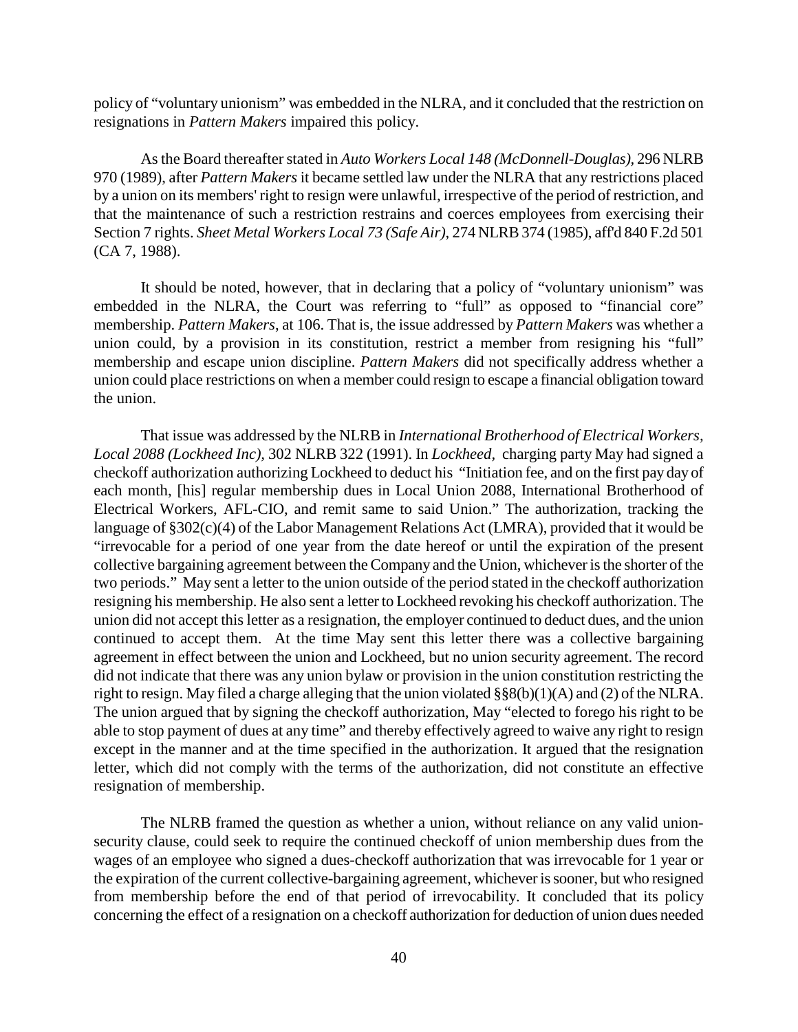policy of "voluntary unionism" was embedded in the NLRA, and it concluded that the restriction on resignations in *Pattern Makers* impaired this policy.

As the Board thereafter stated in *Auto Workers Local 148 (McDonnell-Douglas),* 296 NLRB 970 (1989), after *Pattern Makers* it became settled law under the NLRA that any restrictions placed by a union on its members' right to resign were unlawful, irrespective of the period of restriction, and that the maintenance of such a restriction restrains and coerces employees from exercising their Section 7 rights. *Sheet Metal Workers Local 73 (Safe Air)*, 274 NLRB 374 (1985), aff'd 840 F.2d 501 (CA 7, 1988).

It should be noted, however, that in declaring that a policy of "voluntary unionism" was embedded in the NLRA, the Court was referring to "full" as opposed to "financial core" membership. *Pattern Makers*, at 106. That is, the issue addressed by *Pattern Makers* was whether a union could, by a provision in its constitution, restrict a member from resigning his "full" membership and escape union discipline. *Pattern Makers* did not specifically address whether a union could place restrictions on when a member could resign to escape a financial obligation toward the union.

That issue was addressed by the NLRB in *International Brotherhood of Electrical Workers, Local 2088 (Lockheed Inc),* 302 NLRB 322 (1991). In *Lockheed,* charging party May had signed a checkoff authorization authorizing Lockheed to deduct his "Initiation fee, and on the first pay day of each month, [his] regular membership dues in Local Union 2088, International Brotherhood of Electrical Workers, AFL-CIO, and remit same to said Union." The authorization, tracking the language of §302(c)(4) of the Labor Management Relations Act (LMRA), provided that it would be "irrevocable for a period of one year from the date hereof or until the expiration of the present collective bargaining agreement between the Company and the Union, whichever is the shorter of the two periods." May sent a letter to the union outside of the period stated in the checkoff authorization resigning his membership. He also sent a letter to Lockheed revoking his checkoff authorization. The union did not accept this letter as a resignation, the employer continued to deduct dues, and the union continued to accept them. At the time May sent this letter there was a collective bargaining agreement in effect between the union and Lockheed, but no union security agreement. The record did not indicate that there was any union bylaw or provision in the union constitution restricting the right to resign. May filed a charge alleging that the union violated §§8(b)(1)(A) and (2) of the NLRA. The union argued that by signing the checkoff authorization, May "elected to forego his right to be able to stop payment of dues at any time" and thereby effectively agreed to waive any right to resign except in the manner and at the time specified in the authorization. It argued that the resignation letter, which did not comply with the terms of the authorization, did not constitute an effective resignation of membership.

The NLRB framed the question as whether a union, without reliance on any valid union-security clause, could seek to require the continued checkoff of union membership dues from the wages of an employee who signed a dues-checkoff authorization that was irrevocable for 1 year or the expiration of the current collective-bargaining agreement, whichever is sooner, but who resigned from membership before the end of that period of irrevocability. It concluded that its policy concerning the effect of a resignation on a checkoff authorization for deduction of union dues needed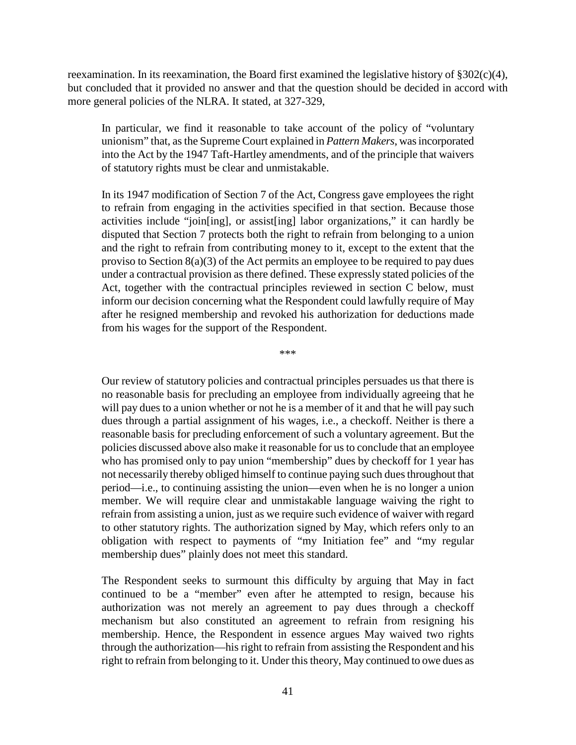reexamination. In its reexamination, the Board first examined the legislative history of §302(c)(4), but concluded that it provided no answer and that the question should be decided in accord with more general policies of the NLRA. It stated, at 327-329,

> In particular, we find it reasonable to take account of the policy of "voluntary unionism" that, as the Supreme Court explained in *Pattern Makers*, was incorporated into the Act by the 1947 Taft-Hartley amendments, and of the principle that waivers of statutory rights must be clear and unmistakable.
>
> In its 1947 modification of Section 7 of the Act, Congress gave employees the right to refrain from engaging in the activities specified in that section. Because those activities include "join[ing], or assist[ing] labor organizations," it can hardly be disputed that Section 7 protects both the right to refrain from belonging to a union and the right to refrain from contributing money to it, except to the extent that the proviso to Section 8(a)(3) of the Act permits an employee to be required to pay dues under a contractual provision as there defined. These expressly stated policies of the Act, together with the contractual principles reviewed in section C below, must inform our decision concerning what the Respondent could lawfully require of May after he resigned membership and revoked his authorization for deductions made from his wages for the support of the Respondent.
>
> ***
>
> Our review of statutory policies and contractual principles persuades us that there is no reasonable basis for precluding an employee from individually agreeing that he will pay dues to a union whether or not he is a member of it and that he will pay such dues through a partial assignment of his wages, i.e., a checkoff. Neither is there a reasonable basis for precluding enforcement of such a voluntary agreement. But the policies discussed above also make it reasonable for us to conclude that an employee who has promised only to pay union "membership" dues by checkoff for 1 year has not necessarily thereby obliged himself to continue paying such dues throughout that period—i.e., to continuing assisting the union—even when he is no longer a union member. We will require clear and unmistakable language waiving the right to refrain from assisting a union, just as we require such evidence of waiver with regard to other statutory rights. The authorization signed by May, which refers only to an obligation with respect to payments of "my Initiation fee" and "my regular membership dues" plainly does not meet this standard.
>
> The Respondent seeks to surmount this difficulty by arguing that May in fact continued to be a "member" even after he attempted to resign, because his authorization was not merely an agreement to pay dues through a checkoff mechanism but also constituted an agreement to refrain from resigning his membership. Hence, the Respondent in essence argues May waived two rights through the authorization—his right to refrain from assisting the Respondent and his right to refrain from belonging to it. Under this theory, May continued to owe dues as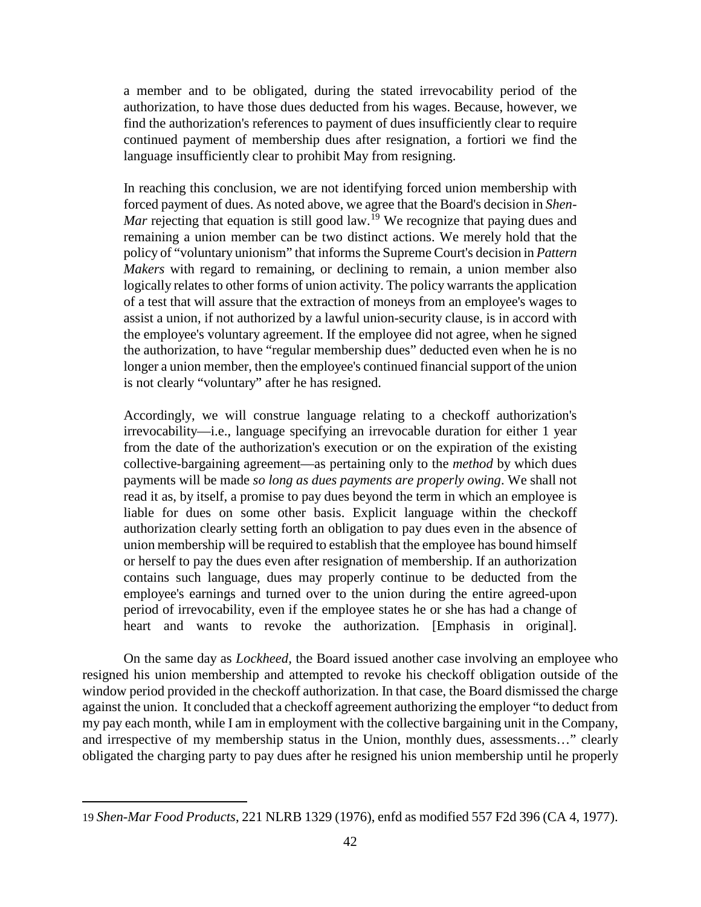> a member and to be obligated, during the stated irrevocability period of the authorization, to have those dues deducted from his wages. Because, however, we find the authorization's references to payment of dues insufficiently clear to require continued payment of membership dues after resignation, a fortiori we find the language insufficiently clear to prohibit May from resigning.
>
> In reaching this conclusion, we are not identifying forced union membership with forced payment of dues. As noted above, we agree that the Board's decision in *Shen-Mar* rejecting that equation is still good law.[19] We recognize that paying dues and remaining a union member can be two distinct actions. We merely hold that the policy of "voluntary unionism" that informs the Supreme Court's decision in *Pattern Makers* with regard to remaining, or declining to remain, a union member also logically relates to other forms of union activity. The policy warrants the application of a test that will assure that the extraction of moneys from an employee's wages to assist a union, if not authorized by a lawful union-security clause, is in accord with the employee's voluntary agreement. If the employee did not agree, when he signed the authorization, to have "regular membership dues" deducted even when he is no longer a union member, then the employee's continued financial support of the union is not clearly "voluntary" after he has resigned.
>
> Accordingly, we will construe language relating to a checkoff authorization's irrevocability—i.e., language specifying an irrevocable duration for either 1 year from the date of the authorization's execution or on the expiration of the existing collective-bargaining agreement—as pertaining only to the *method* by which dues payments will be made *so long as dues payments are properly owing*. We shall not read it as, by itself, a promise to pay dues beyond the term in which an employee is liable for dues on some other basis. Explicit language within the checkoff authorization clearly setting forth an obligation to pay dues even in the absence of union membership will be required to establish that the employee has bound himself or herself to pay the dues even after resignation of membership. If an authorization contains such language, dues may properly continue to be deducted from the employee's earnings and turned over to the union during the entire agreed-upon period of irrevocability, even if the employee states he or she has had a change of heart and wants to revoke the authorization. [Emphasis in original].

On the same day as *Lockheed,* the Board issued another case involving an employee who resigned his union membership and attempted to revoke his checkoff obligation outside of the window period provided in the checkoff authorization. In that case, the Board dismissed the charge against the union. It concluded that a checkoff agreement authorizing the employer "to deduct from my pay each month, while I am in employment with the collective bargaining unit in the Company, and irrespective of my membership status in the Union, monthly dues, assessments…" clearly obligated the charging party to pay dues after he resigned his union membership until he properly

---

19 *Shen-Mar Food Products*, 221 NLRB 1329 (1976), enfd as modified 557 F2d 396 (CA 4, 1977).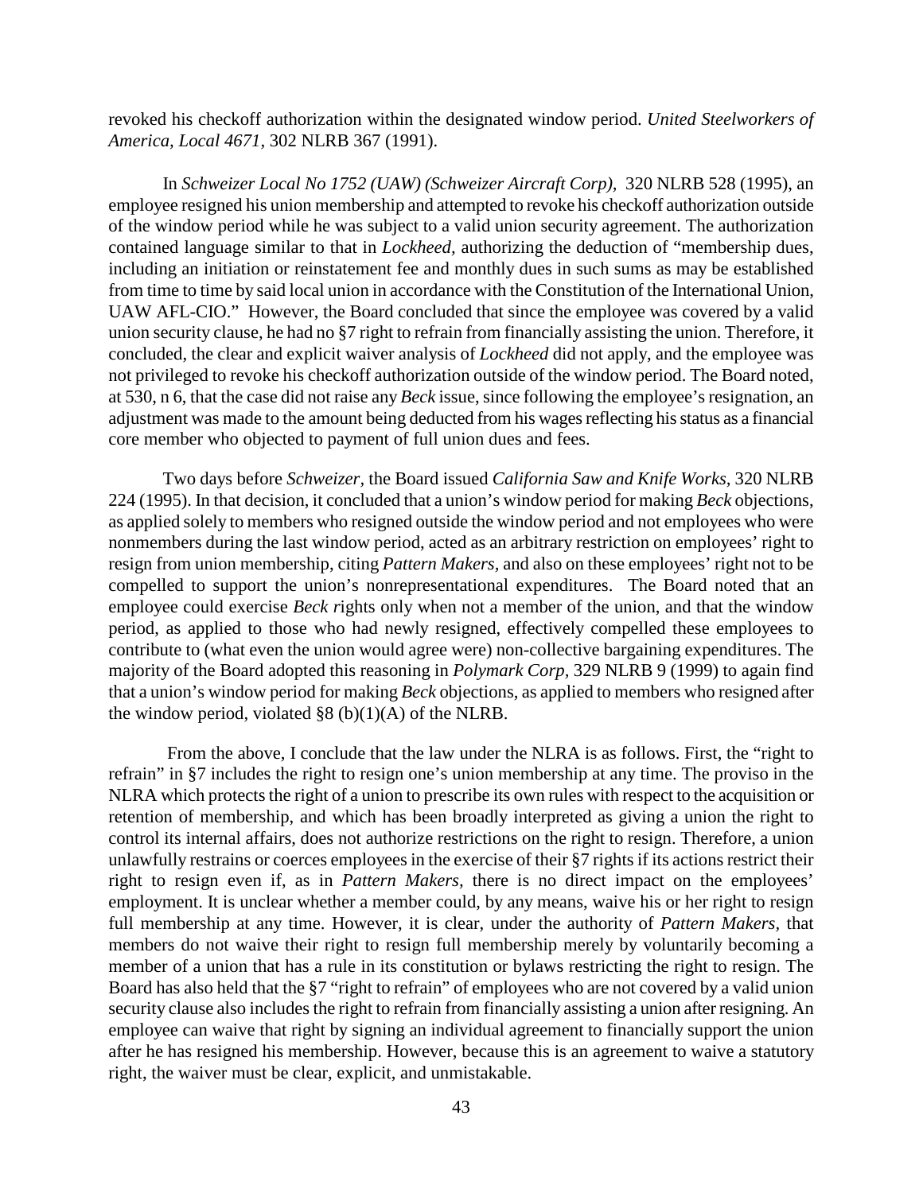revoked his checkoff authorization within the designated window period. *United Steelworkers of America, Local 4671*, 302 NLRB 367 (1991).

In *Schweizer Local No 1752 (UAW) (Schweizer Aircraft Corp),* 320 NLRB 528 (1995), an employee resigned his union membership and attempted to revoke his checkoff authorization outside of the window period while he was subject to a valid union security agreement. The authorization contained language similar to that in *Lockheed,* authorizing the deduction of "membership dues, including an initiation or reinstatement fee and monthly dues in such sums as may be established from time to time by said local union in accordance with the Constitution of the International Union, UAW AFL-CIO." However, the Board concluded that since the employee was covered by a valid union security clause, he had no §7 right to refrain from financially assisting the union. Therefore, it concluded, the clear and explicit waiver analysis of *Lockheed* did not apply, and the employee was not privileged to revoke his checkoff authorization outside of the window period. The Board noted, at 530, n 6, that the case did not raise any *Beck* issue, since following the employee's resignation, an adjustment was made to the amount being deducted from his wages reflecting his status as a financial core member who objected to payment of full union dues and fees.

Two days before *Schweizer,* the Board issued *California Saw and Knife Works,* 320 NLRB 224 (1995). In that decision, it concluded that a union's window period for making *Beck* objections, as applied solely to members who resigned outside the window period and not employees who were nonmembers during the last window period, acted as an arbitrary restriction on employees' right to resign from union membership, citing *Pattern Makers,* and also on these employees' right not to be compelled to support the union's nonrepresentational expenditures. The Board noted that an employee could exercise *Beck r*ights only when not a member of the union, and that the window period, as applied to those who had newly resigned, effectively compelled these employees to contribute to (what even the union would agree were) non-collective bargaining expenditures. The majority of the Board adopted this reasoning in *Polymark Corp*, 329 NLRB 9 (1999) to again find that a union's window period for making *Beck* objections, as applied to members who resigned after the window period, violated §8 (b)(1)(A) of the NLRB.

From the above, I conclude that the law under the NLRA is as follows. First, the "right to refrain" in §7 includes the right to resign one's union membership at any time. The proviso in the NLRA which protects the right of a union to prescribe its own rules with respect to the acquisition or retention of membership, and which has been broadly interpreted as giving a union the right to control its internal affairs, does not authorize restrictions on the right to resign. Therefore, a union unlawfully restrains or coerces employees in the exercise of their §7 rights if its actions restrict their right to resign even if, as in *Pattern Makers,* there is no direct impact on the employees' employment. It is unclear whether a member could, by any means, waive his or her right to resign full membership at any time. However, it is clear, under the authority of *Pattern Makers,* that members do not waive their right to resign full membership merely by voluntarily becoming a member of a union that has a rule in its constitution or bylaws restricting the right to resign. The Board has also held that the §7 "right to refrain" of employees who are not covered by a valid union security clause also includes the right to refrain from financially assisting a union after resigning. An employee can waive that right by signing an individual agreement to financially support the union after he has resigned his membership. However, because this is an agreement to waive a statutory right, the waiver must be clear, explicit, and unmistakable.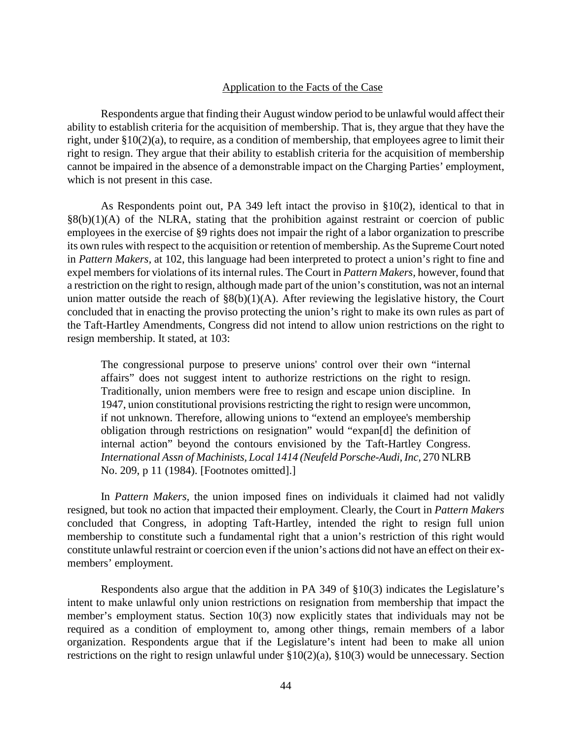Application to the Facts of the Case

Respondents argue that finding their August window period to be unlawful would affect their ability to establish criteria for the acquisition of membership. That is, they argue that they have the right, under §10(2)(a), to require, as a condition of membership, that employees agree to limit their right to resign. They argue that their ability to establish criteria for the acquisition of membership cannot be impaired in the absence of a demonstrable impact on the Charging Parties' employment, which is not present in this case.

As Respondents point out, PA 349 left intact the proviso in §10(2), identical to that in §8(b)(1)(A) of the NLRA, stating that the prohibition against restraint or coercion of public employees in the exercise of §9 rights does not impair the right of a labor organization to prescribe its own rules with respect to the acquisition or retention of membership. As the Supreme Court noted in *Pattern Makers*, at 102, this language had been interpreted to protect a union's right to fine and expel members for violations of its internal rules. The Court in *Pattern Makers*, however, found that a restriction on the right to resign, although made part of the union's constitution, was not an internal union matter outside the reach of §8(b)(1)(A). After reviewing the legislative history, the Court concluded that in enacting the proviso protecting the union's right to make its own rules as part of the Taft-Hartley Amendments, Congress did not intend to allow union restrictions on the right to resign membership. It stated, at 103:

> The congressional purpose to preserve unions' control over their own "internal affairs" does not suggest intent to authorize restrictions on the right to resign. Traditionally, union members were free to resign and escape union discipline. In 1947, union constitutional provisions restricting the right to resign were uncommon, if not unknown. Therefore, allowing unions to "extend an employee's membership obligation through restrictions on resignation" would "expan[d] the definition of internal action" beyond the contours envisioned by the Taft-Hartley Congress. *International Assn of Machinists, Local 1414 (Neufeld Porsche-Audi, Inc*, 270 NLRB No. 209, p 11 (1984). [Footnotes omitted].]

In *Pattern Makers,* the union imposed fines on individuals it claimed had not validly resigned, but took no action that impacted their employment. Clearly, the Court in *Pattern Makers* concluded that Congress, in adopting Taft-Hartley, intended the right to resign full union membership to constitute such a fundamental right that a union's restriction of this right would constitute unlawful restraint or coercion even if the union's actions did not have an effect on their ex-members' employment.

Respondents also argue that the addition in PA 349 of §10(3) indicates the Legislature's intent to make unlawful only union restrictions on resignation from membership that impact the member's employment status. Section 10(3) now explicitly states that individuals may not be required as a condition of employment to, among other things, remain members of a labor organization. Respondents argue that if the Legislature's intent had been to make all union restrictions on the right to resign unlawful under §10(2)(a), §10(3) would be unnecessary. Section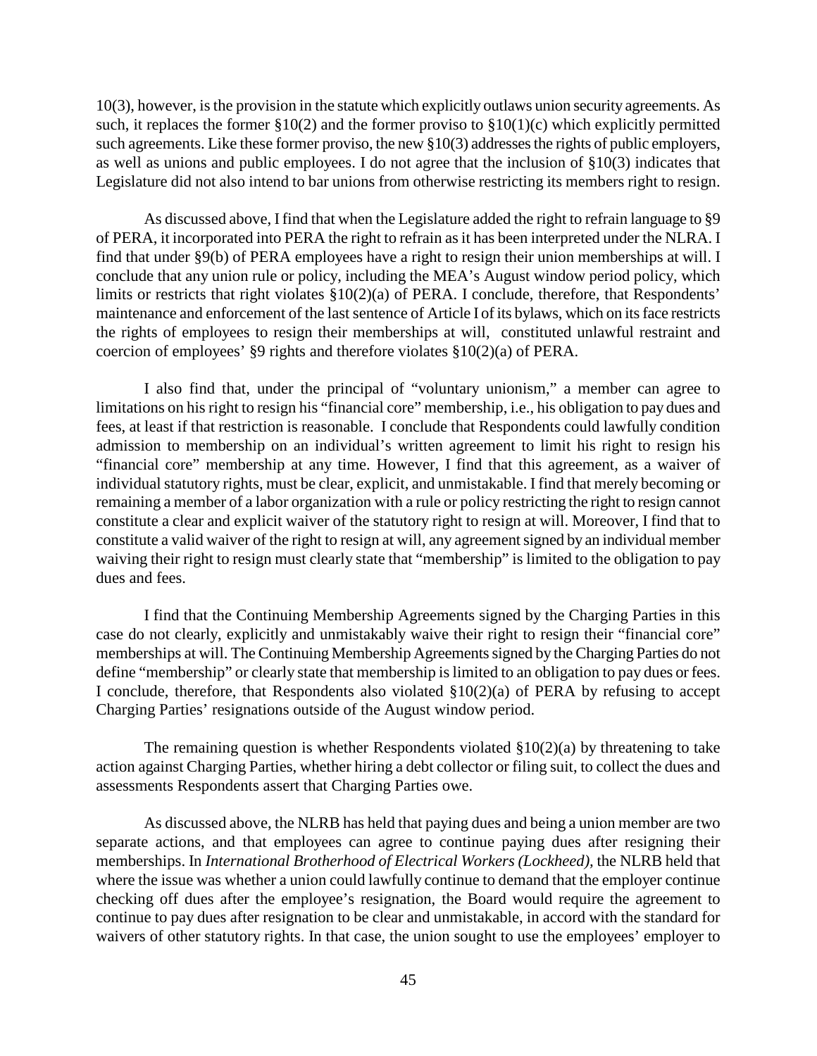10(3), however, is the provision in the statute which explicitly outlaws union security agreements. As such, it replaces the former §10(2) and the former proviso to §10(1)(c) which explicitly permitted such agreements. Like these former proviso, the new §10(3) addresses the rights of public employers, as well as unions and public employees. I do not agree that the inclusion of §10(3) indicates that Legislature did not also intend to bar unions from otherwise restricting its members right to resign.

As discussed above, I find that when the Legislature added the right to refrain language to §9 of PERA, it incorporated into PERA the right to refrain as it has been interpreted under the NLRA. I find that under §9(b) of PERA employees have a right to resign their union memberships at will. I conclude that any union rule or policy, including the MEA's August window period policy, which limits or restricts that right violates §10(2)(a) of PERA. I conclude, therefore, that Respondents' maintenance and enforcement of the last sentence of Article I of its bylaws, which on its face restricts the rights of employees to resign their memberships at will, constituted unlawful restraint and coercion of employees' §9 rights and therefore violates §10(2)(a) of PERA.

I also find that, under the principal of "voluntary unionism," a member can agree to limitations on his right to resign his "financial core" membership, i.e., his obligation to pay dues and fees, at least if that restriction is reasonable. I conclude that Respondents could lawfully condition admission to membership on an individual's written agreement to limit his right to resign his "financial core" membership at any time. However, I find that this agreement, as a waiver of individual statutory rights, must be clear, explicit, and unmistakable. I find that merely becoming or remaining a member of a labor organization with a rule or policy restricting the right to resign cannot constitute a clear and explicit waiver of the statutory right to resign at will. Moreover, I find that to constitute a valid waiver of the right to resign at will, any agreement signed by an individual member waiving their right to resign must clearly state that "membership" is limited to the obligation to pay dues and fees.

I find that the Continuing Membership Agreements signed by the Charging Parties in this case do not clearly, explicitly and unmistakably waive their right to resign their "financial core" memberships at will. The Continuing Membership Agreements signed by the Charging Parties do not define "membership" or clearly state that membership is limited to an obligation to pay dues or fees. I conclude, therefore, that Respondents also violated §10(2)(a) of PERA by refusing to accept Charging Parties' resignations outside of the August window period.

The remaining question is whether Respondents violated §10(2)(a) by threatening to take action against Charging Parties, whether hiring a debt collector or filing suit, to collect the dues and assessments Respondents assert that Charging Parties owe.

As discussed above, the NLRB has held that paying dues and being a union member are two separate actions, and that employees can agree to continue paying dues after resigning their memberships. In *International Brotherhood of Electrical Workers (Lockheed),* the NLRB held that where the issue was whether a union could lawfully continue to demand that the employer continue checking off dues after the employee's resignation, the Board would require the agreement to continue to pay dues after resignation to be clear and unmistakable, in accord with the standard for waivers of other statutory rights. In that case, the union sought to use the employees' employer to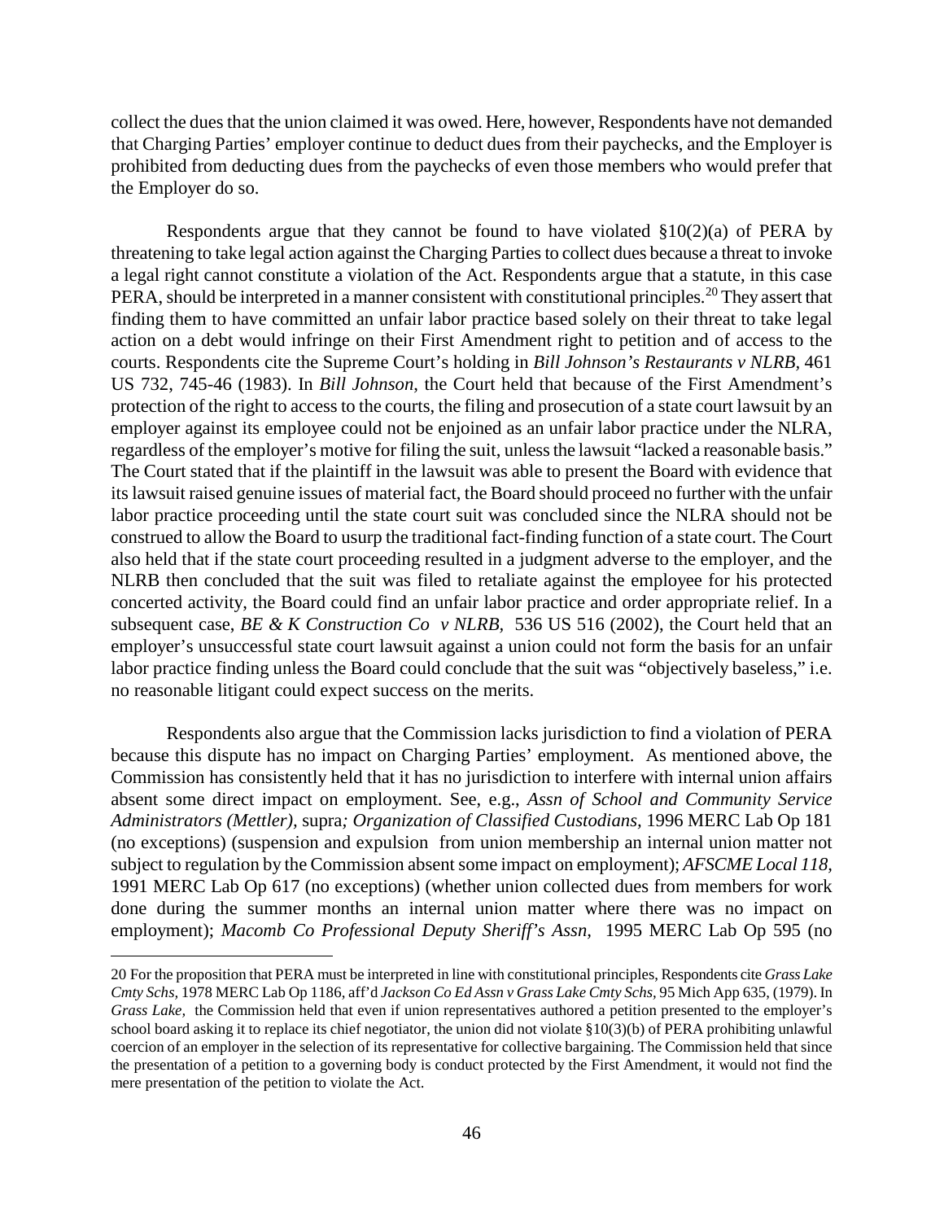collect the dues that the union claimed it was owed. Here, however, Respondents have not demanded that Charging Parties' employer continue to deduct dues from their paychecks, and the Employer is prohibited from deducting dues from the paychecks of even those members who would prefer that the Employer do so.

Respondents argue that they cannot be found to have violated §10(2)(a) of PERA by threatening to take legal action against the Charging Parties to collect dues because a threat to invoke a legal right cannot constitute a violation of the Act. Respondents argue that a statute, in this case PERA, should be interpreted in a manner consistent with constitutional principles.[20] They assert that finding them to have committed an unfair labor practice based solely on their threat to take legal action on a debt would infringe on their First Amendment right to petition and of access to the courts. Respondents cite the Supreme Court's holding in *Bill Johnson's Restaurants v NLRB,* 461 US 732, 745-46 (1983). In *Bill Johnson,* the Court held that because of the First Amendment's protection of the right to access to the courts, the filing and prosecution of a state court lawsuit by an employer against its employee could not be enjoined as an unfair labor practice under the NLRA, regardless of the employer's motive for filing the suit, unless the lawsuit "lacked a reasonable basis." The Court stated that if the plaintiff in the lawsuit was able to present the Board with evidence that its lawsuit raised genuine issues of material fact, the Board should proceed no further with the unfair labor practice proceeding until the state court suit was concluded since the NLRA should not be construed to allow the Board to usurp the traditional fact-finding function of a state court. The Court also held that if the state court proceeding resulted in a judgment adverse to the employer, and the NLRB then concluded that the suit was filed to retaliate against the employee for his protected concerted activity, the Board could find an unfair labor practice and order appropriate relief. In a subsequent case, *BE & K Construction Co v NLRB,* 536 US 516 (2002), the Court held that an employer's unsuccessful state court lawsuit against a union could not form the basis for an unfair labor practice finding unless the Board could conclude that the suit was "objectively baseless," i.e. no reasonable litigant could expect success on the merits.

Respondents also argue that the Commission lacks jurisdiction to find a violation of PERA because this dispute has no impact on Charging Parties' employment. As mentioned above, the Commission has consistently held that it has no jurisdiction to interfere with internal union affairs absent some direct impact on employment. See, e.g., *Assn of School and Community Service Administrators (Mettler),* supra*; Organization of Classified Custodians,* 1996 MERC Lab Op 181 (no exceptions) (suspension and expulsion from union membership an internal union matter not subject to regulation by the Commission absent some impact on employment); *AFSCME Local 118,* 1991 MERC Lab Op 617 (no exceptions) (whether union collected dues from members for work done during the summer months an internal union matter where there was no impact on employment); *Macomb Co Professional Deputy Sheriff's Assn,* 1995 MERC Lab Op 595 (no

---

20 For the proposition that PERA must be interpreted in line with constitutional principles, Respondents cite *Grass Lake Cmty Schs,* 1978 MERC Lab Op 1186, aff'd *Jackson Co Ed Assn v Grass Lake Cmty Schs,* 95 Mich App 635, (1979). In *Grass Lake,* the Commission held that even if union representatives authored a petition presented to the employer's school board asking it to replace its chief negotiator, the union did not violate §10(3)(b) of PERA prohibiting unlawful coercion of an employer in the selection of its representative for collective bargaining. The Commission held that since the presentation of a petition to a governing body is conduct protected by the First Amendment, it would not find the mere presentation of the petition to violate the Act.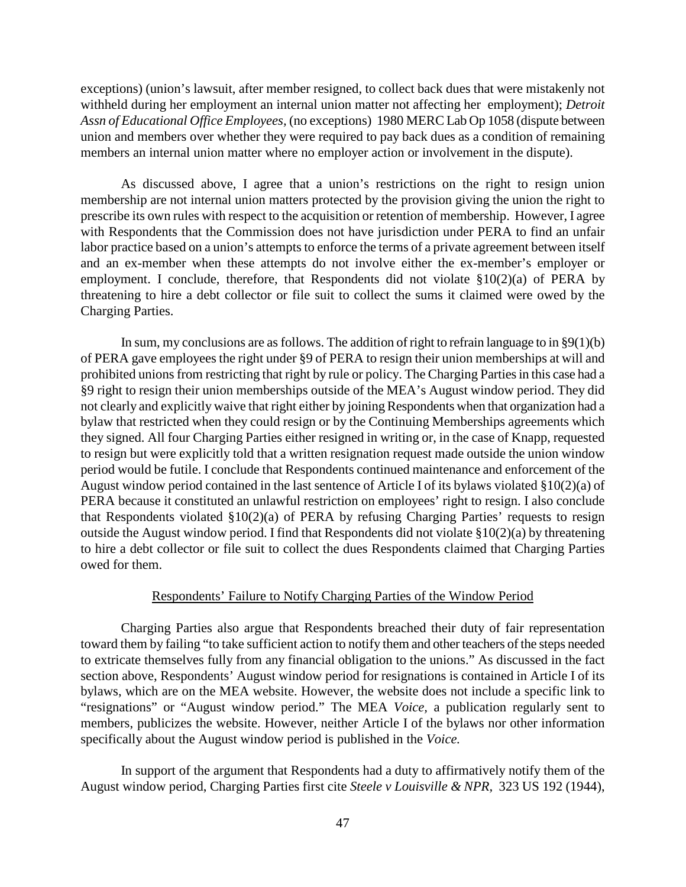exceptions) (union's lawsuit, after member resigned, to collect back dues that were mistakenly not withheld during her employment an internal union matter not affecting her employment); *Detroit Assn of Educational Office Employees*, (no exceptions) 1980 MERC Lab Op 1058 (dispute between union and members over whether they were required to pay back dues as a condition of remaining members an internal union matter where no employer action or involvement in the dispute).

As discussed above, I agree that a union's restrictions on the right to resign union membership are not internal union matters protected by the provision giving the union the right to prescribe its own rules with respect to the acquisition or retention of membership. However, I agree with Respondents that the Commission does not have jurisdiction under PERA to find an unfair labor practice based on a union's attempts to enforce the terms of a private agreement between itself and an ex-member when these attempts do not involve either the ex-member's employer or employment. I conclude, therefore, that Respondents did not violate §10(2)(a) of PERA by threatening to hire a debt collector or file suit to collect the sums it claimed were owed by the Charging Parties.

In sum, my conclusions are as follows. The addition of right to refrain language to in §9(1)(b) of PERA gave employees the right under §9 of PERA to resign their union memberships at will and prohibited unions from restricting that right by rule or policy. The Charging Parties in this case had a §9 right to resign their union memberships outside of the MEA's August window period. They did not clearly and explicitly waive that right either by joining Respondents when that organization had a bylaw that restricted when they could resign or by the Continuing Memberships agreements which they signed. All four Charging Parties either resigned in writing or, in the case of Knapp, requested to resign but were explicitly told that a written resignation request made outside the union window period would be futile. I conclude that Respondents continued maintenance and enforcement of the August window period contained in the last sentence of Article I of its bylaws violated §10(2)(a) of PERA because it constituted an unlawful restriction on employees' right to resign. I also conclude that Respondents violated §10(2)(a) of PERA by refusing Charging Parties' requests to resign outside the August window period. I find that Respondents did not violate §10(2)(a) by threatening to hire a debt collector or file suit to collect the dues Respondents claimed that Charging Parties owed for them.

## Respondents' Failure to Notify Charging Parties of the Window Period

Charging Parties also argue that Respondents breached their duty of fair representation toward them by failing "to take sufficient action to notify them and other teachers of the steps needed to extricate themselves fully from any financial obligation to the unions." As discussed in the fact section above, Respondents' August window period for resignations is contained in Article I of its bylaws, which are on the MEA website. However, the website does not include a specific link to "resignations" or "August window period." The MEA *Voice*, a publication regularly sent to members, publicizes the website. However, neither Article I of the bylaws nor other information specifically about the August window period is published in the *Voice.*

In support of the argument that Respondents had a duty to affirmatively notify them of the August window period, Charging Parties first cite *Steele v Louisville & NPR*, 323 US 192 (1944),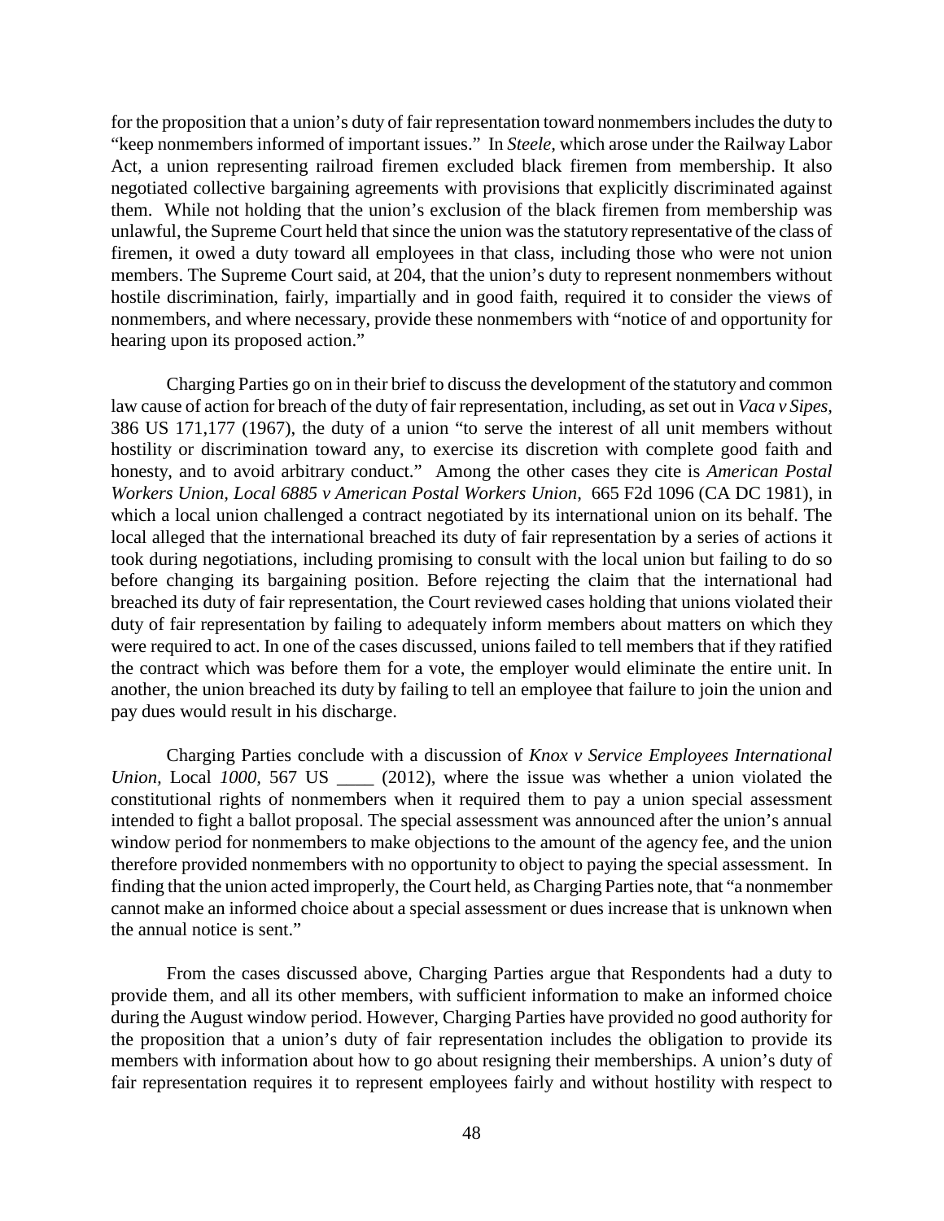for the proposition that a union's duty of fair representation toward nonmembers includes the duty to "keep nonmembers informed of important issues." In *Steele,* which arose under the Railway Labor Act, a union representing railroad firemen excluded black firemen from membership. It also negotiated collective bargaining agreements with provisions that explicitly discriminated against them. While not holding that the union's exclusion of the black firemen from membership was unlawful, the Supreme Court held that since the union was the statutory representative of the class of firemen, it owed a duty toward all employees in that class, including those who were not union members. The Supreme Court said, at 204, that the union's duty to represent nonmembers without hostile discrimination, fairly, impartially and in good faith, required it to consider the views of nonmembers, and where necessary, provide these nonmembers with "notice of and opportunity for hearing upon its proposed action."

Charging Parties go on in their brief to discuss the development of the statutory and common law cause of action for breach of the duty of fair representation, including, as set out in *Vaca v Sipes,* 386 US 171,177 (1967), the duty of a union "to serve the interest of all unit members without hostility or discrimination toward any, to exercise its discretion with complete good faith and honesty, and to avoid arbitrary conduct." Among the other cases they cite is *American Postal Workers Union, Local 6885 v American Postal Workers Union,* 665 F2d 1096 (CA DC 1981), in which a local union challenged a contract negotiated by its international union on its behalf. The local alleged that the international breached its duty of fair representation by a series of actions it took during negotiations, including promising to consult with the local union but failing to do so before changing its bargaining position. Before rejecting the claim that the international had breached its duty of fair representation, the Court reviewed cases holding that unions violated their duty of fair representation by failing to adequately inform members about matters on which they were required to act. In one of the cases discussed, unions failed to tell members that if they ratified the contract which was before them for a vote, the employer would eliminate the entire unit. In another, the union breached its duty by failing to tell an employee that failure to join the union and pay dues would result in his discharge.

Charging Parties conclude with a discussion of *Knox v Service Employees International Union,* Local *1000,* 567 US ____ (2012), where the issue was whether a union violated the constitutional rights of nonmembers when it required them to pay a union special assessment intended to fight a ballot proposal. The special assessment was announced after the union's annual window period for nonmembers to make objections to the amount of the agency fee, and the union therefore provided nonmembers with no opportunity to object to paying the special assessment. In finding that the union acted improperly, the Court held, as Charging Parties note, that "a nonmember cannot make an informed choice about a special assessment or dues increase that is unknown when the annual notice is sent."

From the cases discussed above, Charging Parties argue that Respondents had a duty to provide them, and all its other members, with sufficient information to make an informed choice during the August window period. However, Charging Parties have provided no good authority for the proposition that a union's duty of fair representation includes the obligation to provide its members with information about how to go about resigning their memberships. A union's duty of fair representation requires it to represent employees fairly and without hostility with respect to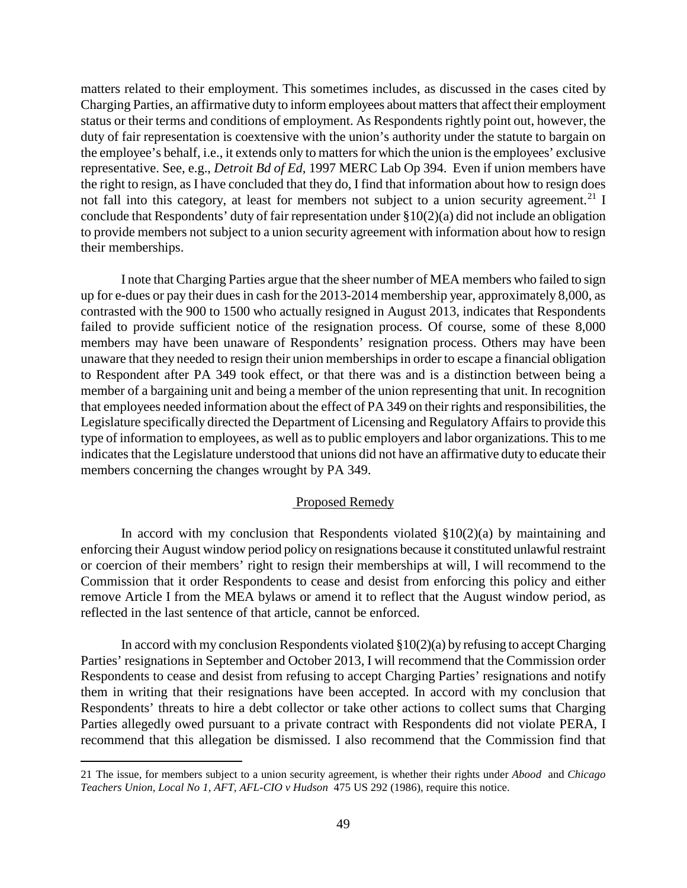matters related to their employment. This sometimes includes, as discussed in the cases cited by Charging Parties, an affirmative duty to inform employees about matters that affect their employment status or their terms and conditions of employment. As Respondents rightly point out, however, the duty of fair representation is coextensive with the union's authority under the statute to bargain on the employee's behalf, i.e., it extends only to matters for which the union is the employees' exclusive representative. See, e.g., *Detroit Bd of Ed,* 1997 MERC Lab Op 394. Even if union members have the right to resign, as I have concluded that they do, I find that information about how to resign does not fall into this category, at least for members not subject to a union security agreement.[21] I conclude that Respondents' duty of fair representation under §10(2)(a) did not include an obligation to provide members not subject to a union security agreement with information about how to resign their memberships.

I note that Charging Parties argue that the sheer number of MEA members who failed to sign up for e-dues or pay their dues in cash for the 2013-2014 membership year, approximately 8,000, as contrasted with the 900 to 1500 who actually resigned in August 2013, indicates that Respondents failed to provide sufficient notice of the resignation process. Of course, some of these 8,000 members may have been unaware of Respondents' resignation process. Others may have been unaware that they needed to resign their union memberships in order to escape a financial obligation to Respondent after PA 349 took effect, or that there was and is a distinction between being a member of a bargaining unit and being a member of the union representing that unit. In recognition that employees needed information about the effect of PA 349 on their rights and responsibilities, the Legislature specifically directed the Department of Licensing and Regulatory Affairs to provide this type of information to employees, as well as to public employers and labor organizations. This to me indicates that the Legislature understood that unions did not have an affirmative duty to educate their members concerning the changes wrought by PA 349.

## Proposed Remedy

In accord with my conclusion that Respondents violated §10(2)(a) by maintaining and enforcing their August window period policy on resignations because it constituted unlawful restraint or coercion of their members' right to resign their memberships at will, I will recommend to the Commission that it order Respondents to cease and desist from enforcing this policy and either remove Article I from the MEA bylaws or amend it to reflect that the August window period, as reflected in the last sentence of that article, cannot be enforced.

In accord with my conclusion Respondents violated §10(2)(a) by refusing to accept Charging Parties' resignations in September and October 2013, I will recommend that the Commission order Respondents to cease and desist from refusing to accept Charging Parties' resignations and notify them in writing that their resignations have been accepted. In accord with my conclusion that Respondents' threats to hire a debt collector or take other actions to collect sums that Charging Parties allegedly owed pursuant to a private contract with Respondents did not violate PERA, I recommend that this allegation be dismissed. I also recommend that the Commission find that

---

21 The issue, for members subject to a union security agreement, is whether their rights under *Abood* and *Chicago Teachers Union, Local No 1, AFT, AFL-CIO v Hudson* 475 US 292 (1986), require this notice.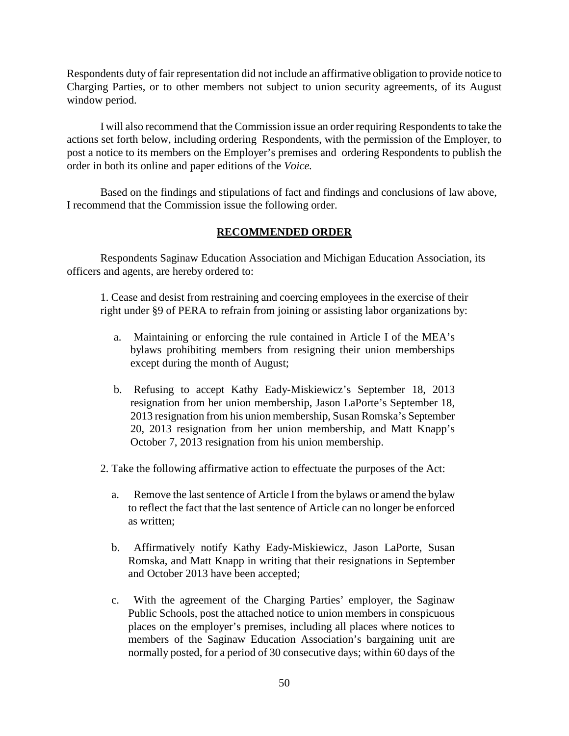Respondents duty of fair representation did not include an affirmative obligation to provide notice to Charging Parties, or to other members not subject to union security agreements, of its August window period.

I will also recommend that the Commission issue an order requiring Respondents to take the actions set forth below, including ordering Respondents, with the permission of the Employer, to post a notice to its members on the Employer's premises and ordering Respondents to publish the order in both its online and paper editions of the *Voice.*

Based on the findings and stipulations of fact and findings and conclusions of law above, I recommend that the Commission issue the following order.

## RECOMMENDED ORDER

Respondents Saginaw Education Association and Michigan Education Association, its officers and agents, are hereby ordered to:

1. Cease and desist from restraining and coercing employees in the exercise of their right under §9 of PERA to refrain from joining or assisting labor organizations by:

   a. Maintaining or enforcing the rule contained in Article I of the MEA's bylaws prohibiting members from resigning their union memberships except during the month of August;

   b. Refusing to accept Kathy Eady-Miskiewicz's September 18, 2013 resignation from her union membership, Jason LaPorte's September 18, 2013 resignation from his union membership, Susan Romska's September 20, 2013 resignation from her union membership, and Matt Knapp's October 7, 2013 resignation from his union membership.

2. Take the following affirmative action to effectuate the purposes of the Act:

   a. Remove the last sentence of Article I from the bylaws or amend the bylaw to reflect the fact that the last sentence of Article can no longer be enforced as written;

   b. Affirmatively notify Kathy Eady-Miskiewicz, Jason LaPorte, Susan Romska, and Matt Knapp in writing that their resignations in September and October 2013 have been accepted;

   c. With the agreement of the Charging Parties' employer, the Saginaw Public Schools, post the attached notice to union members in conspicuous places on the employer's premises, including all places where notices to members of the Saginaw Education Association's bargaining unit are normally posted, for a period of 30 consecutive days; within 60 days of the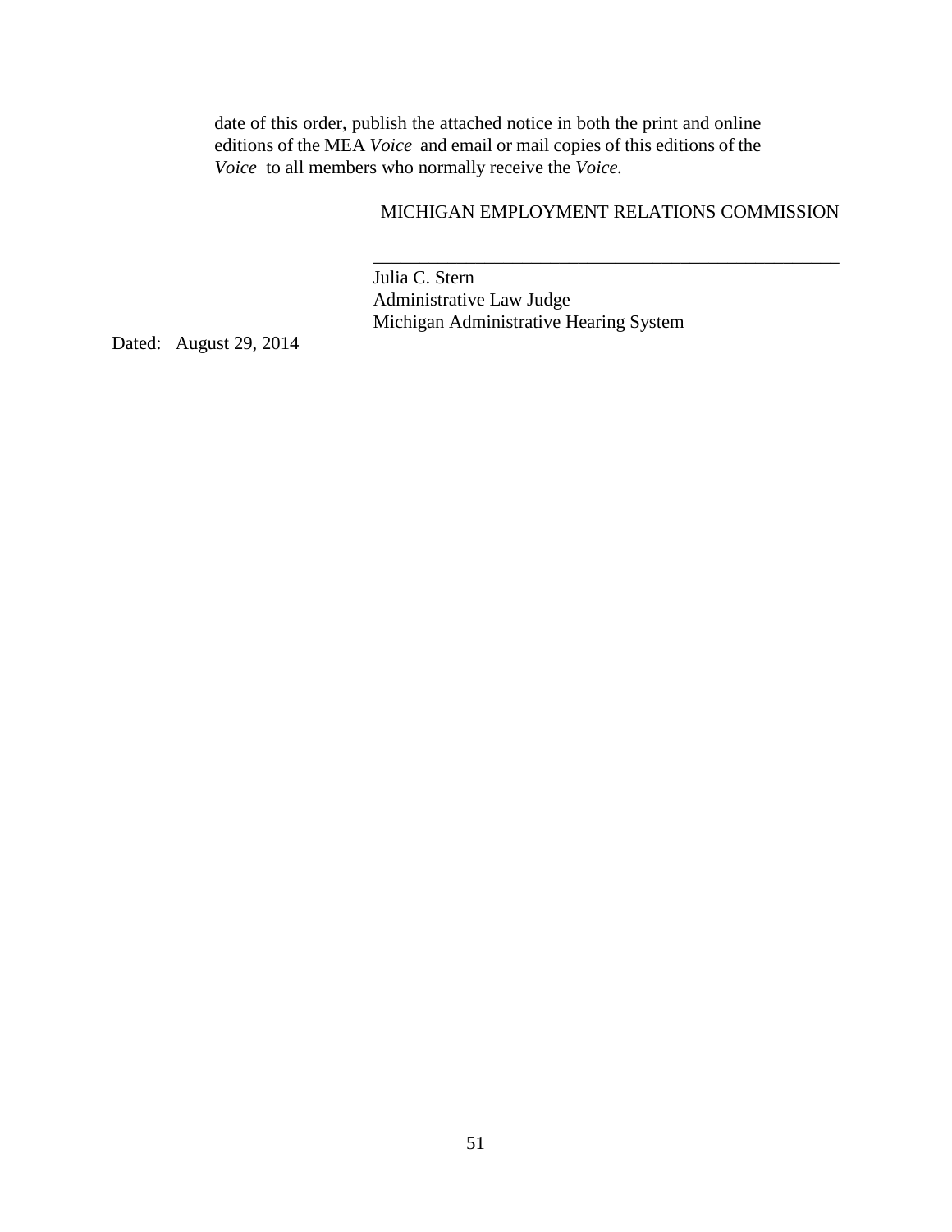date of this order, publish the attached notice in both the print and online editions of the MEA *Voice* and email or mail copies of this editions of the *Voice* to all members who normally receive the *Voice.*

MICHIGAN EMPLOYMENT RELATIONS COMMISSION

\_\_\_\_\_\_\_\_\_\_\_\_\_\_\_\_\_\_\_\_\_\_\_\_\_\_\_\_\_\_\_\_\_\_\_\_\_\_\_\_\_\_\_\_\_\_\_\_\_\_\_\_

Julia C. Stern
Administrative Law Judge
Michigan Administrative Hearing System

Dated: August 29, 2014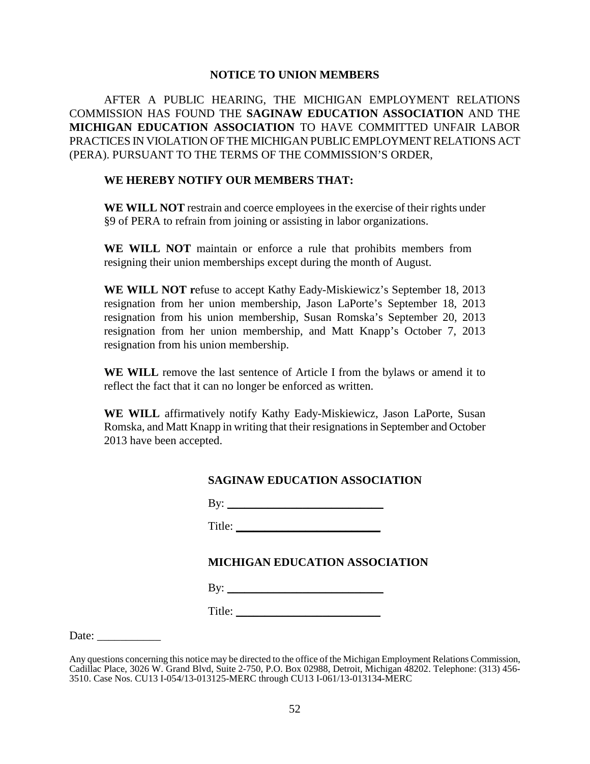**NOTICE TO UNION MEMBERS**

AFTER A PUBLIC HEARING, THE MICHIGAN EMPLOYMENT RELATIONS COMMISSION HAS FOUND THE **SAGINAW EDUCATION ASSOCIATION** AND THE **MICHIGAN EDUCATION ASSOCIATION** TO HAVE COMMITTED UNFAIR LABOR PRACTICES IN VIOLATION OF THE MICHIGAN PUBLIC EMPLOYMENT RELATIONS ACT (PERA). PURSUANT TO THE TERMS OF THE COMMISSION'S ORDER,

**WE HEREBY NOTIFY OUR MEMBERS THAT:**

**WE WILL NOT** restrain and coerce employees in the exercise of their rights under §9 of PERA to refrain from joining or assisting in labor organizations.

**WE WILL NOT** maintain or enforce a rule that prohibits members from resigning their union memberships except during the month of August.

**WE WILL NOT r**efuse to accept Kathy Eady-Miskiewicz's September 18, 2013 resignation from her union membership, Jason LaPorte's September 18, 2013 resignation from his union membership, Susan Romska's September 20, 2013 resignation from her union membership, and Matt Knapp's October 7, 2013 resignation from his union membership.

**WE WILL** remove the last sentence of Article I from the bylaws or amend it to reflect the fact that it can no longer be enforced as written.

**WE WILL** affirmatively notify Kathy Eady-Miskiewicz, Jason LaPorte, Susan Romska, and Matt Knapp in writing that their resignations in September and October 2013 have been accepted.

**SAGINAW EDUCATION ASSOCIATION**

By: ___________________________

Title: _________________________

**MICHIGAN EDUCATION ASSOCIATION**

By: ___________________________

Title: _________________________

Date: ___________

Any questions concerning this notice may be directed to the office of the Michigan Employment Relations Commission, Cadillac Place, 3026 W. Grand Blvd, Suite 2-750, P.O. Box 02988, Detroit, Michigan 48202. Telephone: (313) 456-3510. Case Nos. CU13 I-054/13-013125-MERC through CU13 I-061/13-013134-MERC